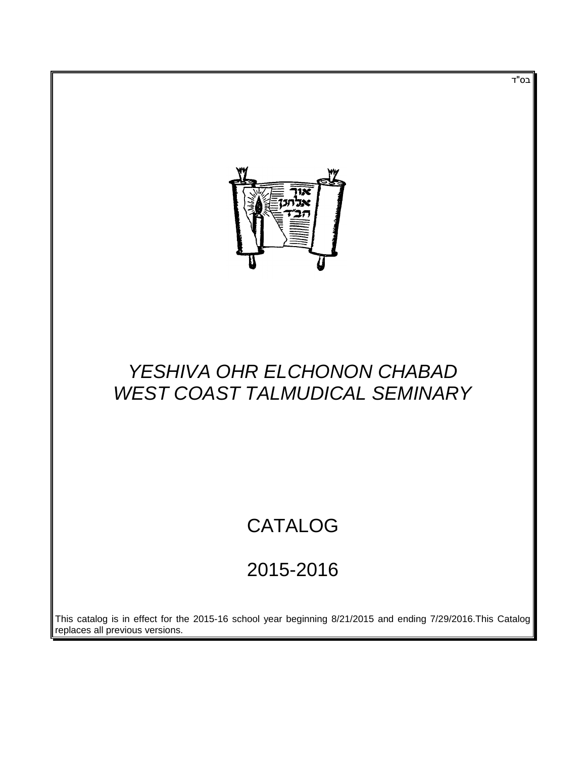בס"ד

# *YESHIVA OHR ELCHONON CHABAD*
# *WEST COAST TALMUDICAL SEMINARY*

# CATALOG

# 2015-2016

This catalog is in effect for the 2015-16 school year beginning 8/21/2015 and ending 7/29/2016.This Catalog replaces all previous versions.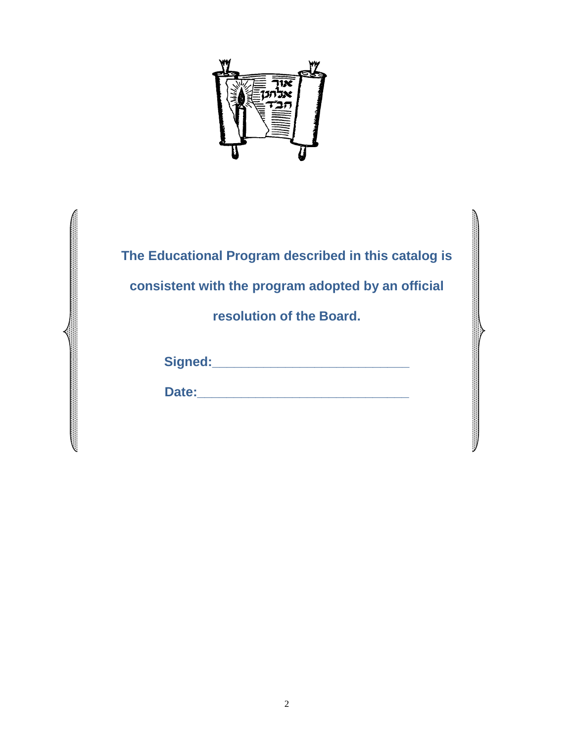**The Educational Program described in this catalog is consistent with the program adopted by an official resolution of the Board.**

**Signed:**___________________________

**Date:**_____________________________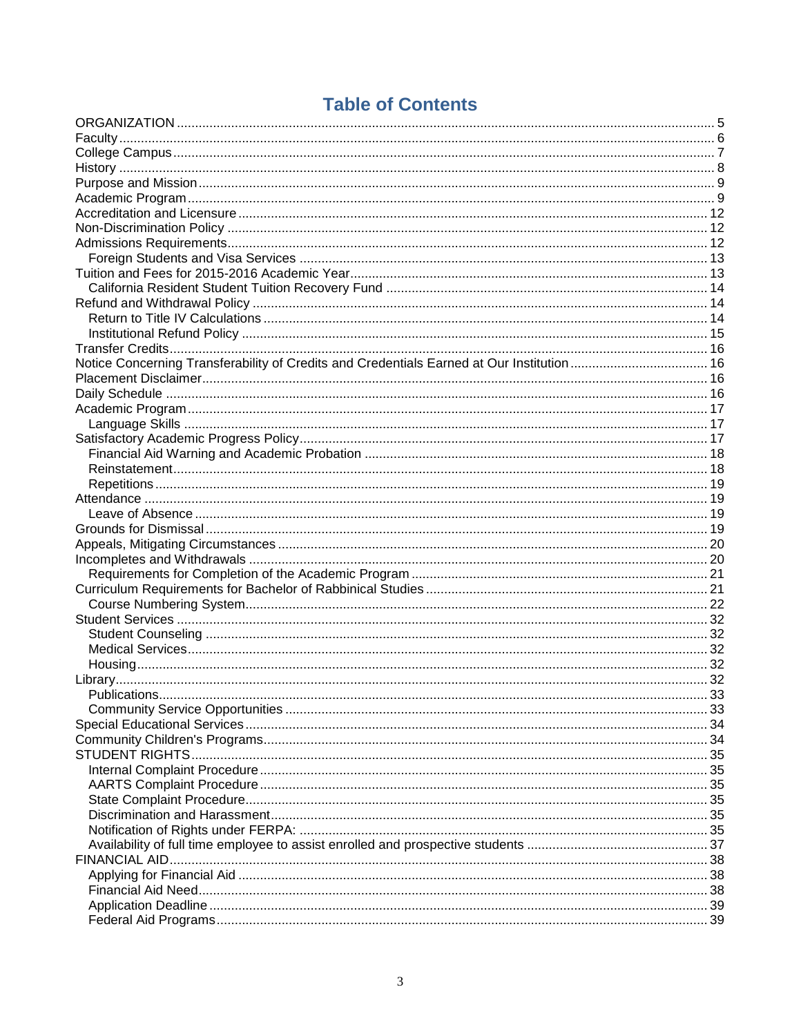# Table of Contents

- ORGANIZATION .......... 5
- Faculty .......... 6
- College Campus .......... 7
- History .......... 8
- Purpose and Mission .......... 9
- Academic Program .......... 9
- Accreditation and Licensure .......... 12
- Non-Discrimination Policy .......... 12
- Admissions Requirements .......... 12
  - Foreign Students and Visa Services .......... 13
- Tuition and Fees for 2015-2016 Academic Year .......... 13
  - California Resident Student Tuition Recovery Fund .......... 14
- Refund and Withdrawal Policy .......... 14
  - Return to Title IV Calculations .......... 14
  - Institutional Refund Policy .......... 15
- Transfer Credits .......... 16
- Notice Concerning Transferability of Credits and Credentials Earned at Our Institution .......... 16
- Placement Disclaimer .......... 16
- Daily Schedule .......... 16
- Academic Program .......... 17
  - Language Skills .......... 17
- Satisfactory Academic Progress Policy .......... 17
  - Financial Aid Warning and Academic Probation .......... 18
  - Reinstatement .......... 18
  - Repetitions .......... 19
- Attendance .......... 19
  - Leave of Absence .......... 19
- Grounds for Dismissal .......... 19
- Appeals, Mitigating Circumstances .......... 20
- Incompletes and Withdrawals .......... 20
  - Requirements for Completion of the Academic Program .......... 21
- Curriculum Requirements for Bachelor of Rabbinical Studies .......... 21
  - Course Numbering System .......... 22
- Student Services .......... 32
  - Student Counseling .......... 32
  - Medical Services .......... 32
  - Housing .......... 32
- Library .......... 32
  - Publications .......... 33
  - Community Service Opportunities .......... 33
- Special Educational Services .......... 34
- Community Children's Programs .......... 34
- STUDENT RIGHTS .......... 35
  - Internal Complaint Procedure .......... 35
  - AARTS Complaint Procedure .......... 35
  - State Complaint Procedure .......... 35
  - Discrimination and Harassment .......... 35
  - Notification of Rights under FERPA: .......... 35
  - Availability of full time employee to assist enrolled and prospective students .......... 37
- FINANCIAL AID .......... 38
  - Applying for Financial Aid .......... 38
  - Financial Aid Need .......... 38
  - Application Deadline .......... 39
  - Federal Aid Programs .......... 39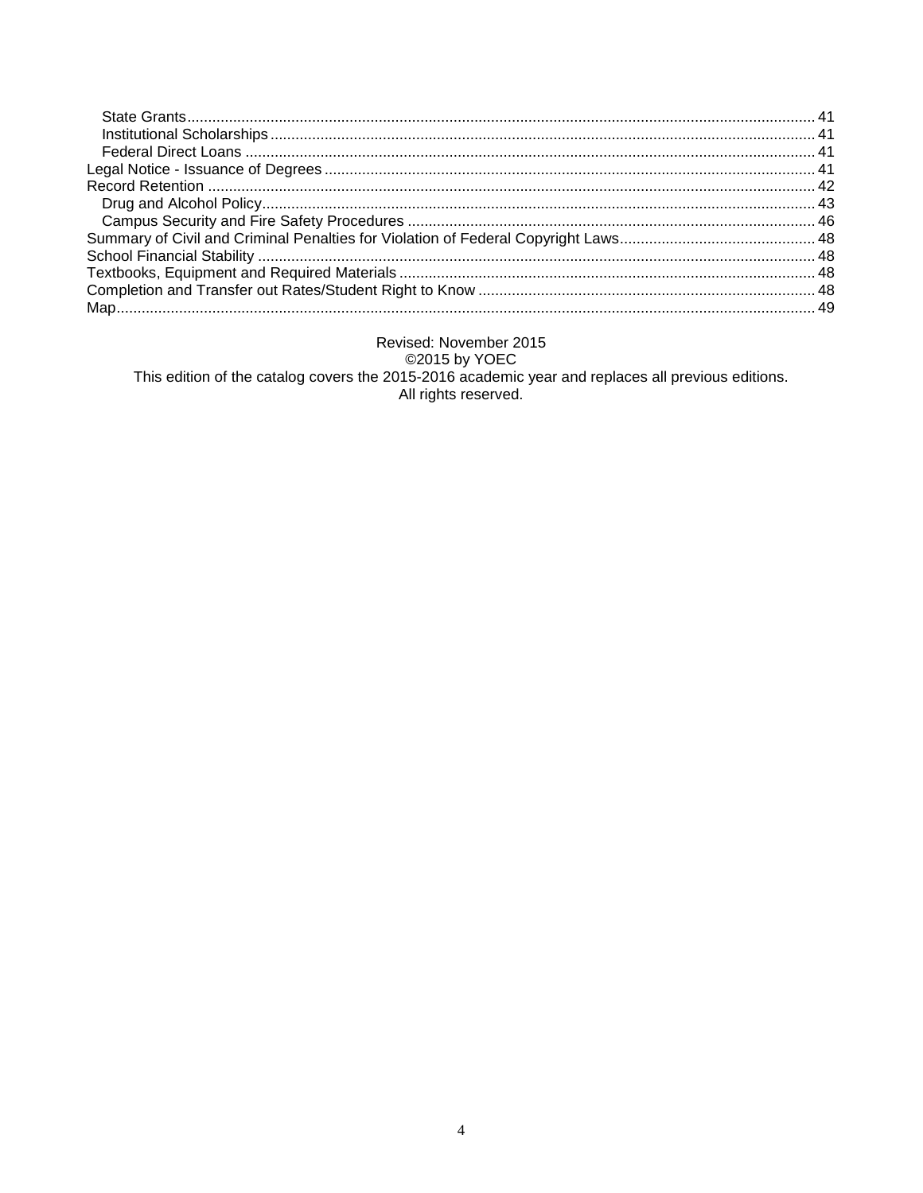State Grants ..... 41
Institutional Scholarships ..... 41
Federal Direct Loans ..... 41
Legal Notice - Issuance of Degrees ..... 41
Record Retention ..... 42
Drug and Alcohol Policy ..... 43
Campus Security and Fire Safety Procedures ..... 46
Summary of Civil and Criminal Penalties for Violation of Federal Copyright Laws ..... 48
School Financial Stability ..... 48
Textbooks, Equipment and Required Materials ..... 48
Completion and Transfer out Rates/Student Right to Know ..... 48
Map ..... 49

Revised: November 2015
©2015 by YOEC
This edition of the catalog covers the 2015-2016 academic year and replaces all previous editions.
All rights reserved.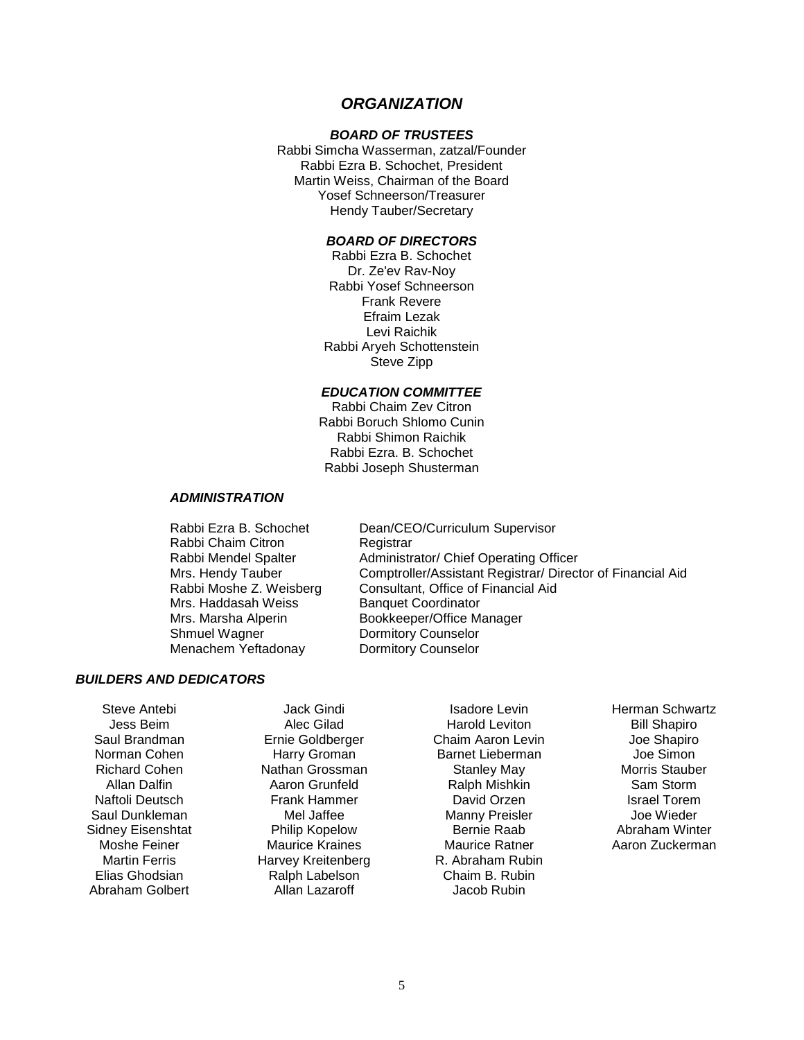# *ORGANIZATION*

### *BOARD OF TRUSTEES*

Rabbi Simcha Wasserman, zatzal/Founder
Rabbi Ezra B. Schochet, President
Martin Weiss, Chairman of the Board
Yosef Schneerson/Treasurer
Hendy Tauber/Secretary

### *BOARD OF DIRECTORS*

Rabbi Ezra B. Schochet
Dr. Ze'ev Rav-Noy
Rabbi Yosef Schneerson
Frank Revere
Efraim Lezak
Levi Raichik
Rabbi Aryeh Schottenstein
Steve Zipp

### *EDUCATION COMMITTEE*

Rabbi Chaim Zev Citron
Rabbi Boruch Shlomo Cunin
Rabbi Shimon Raichik
Rabbi Ezra. B. Schochet
Rabbi Joseph Shusterman

### *ADMINISTRATION*

| | |
|---|---|
| Rabbi Ezra B. Schochet | Dean/CEO/Curriculum Supervisor |
| Rabbi Chaim Citron | Registrar |
| Rabbi Mendel Spalter | Administrator/ Chief Operating Officer |
| Mrs. Hendy Tauber | Comptroller/Assistant Registrar/ Director of Financial Aid |
| Rabbi Moshe Z. Weisberg | Consultant, Office of Financial Aid |
| Mrs. Haddasah Weiss | Banquet Coordinator |
| Mrs. Marsha Alperin | Bookkeeper/Office Manager |
| Shmuel Wagner | Dormitory Counselor |
| Menachem Yeftadonay | Dormitory Counselor |

### *BUILDERS AND DEDICATORS*

Steve Antebi
Jess Beim
Saul Brandman
Norman Cohen
Richard Cohen
Allan Dalfin
Naftoli Deutsch
Saul Dunkleman
Sidney Eisenshtat
Moshe Feiner
Martin Ferris
Elias Ghodsian
Abraham Golbert
Jack Gindi
Alec Gilad
Ernie Goldberger
Harry Groman
Nathan Grossman
Aaron Grunfeld
Frank Hammer
Mel Jaffee
Philip Kopelow
Maurice Kraines
Harvey Kreitenberg
Ralph Labelson
Allan Lazaroff
Isadore Levin
Harold Leviton
Chaim Aaron Levin
Barnet Lieberman
Stanley May
Ralph Mishkin
David Orzen
Manny Preisler
Bernie Raab
Maurice Ratner
R. Abraham Rubin
Chaim B. Rubin
Jacob Rubin
Herman Schwartz
Bill Shapiro
Joe Shapiro
Joe Simon
Morris Stauber
Sam Storm
Israel Torem
Joe Wieder
Abraham Winter
Aaron Zuckerman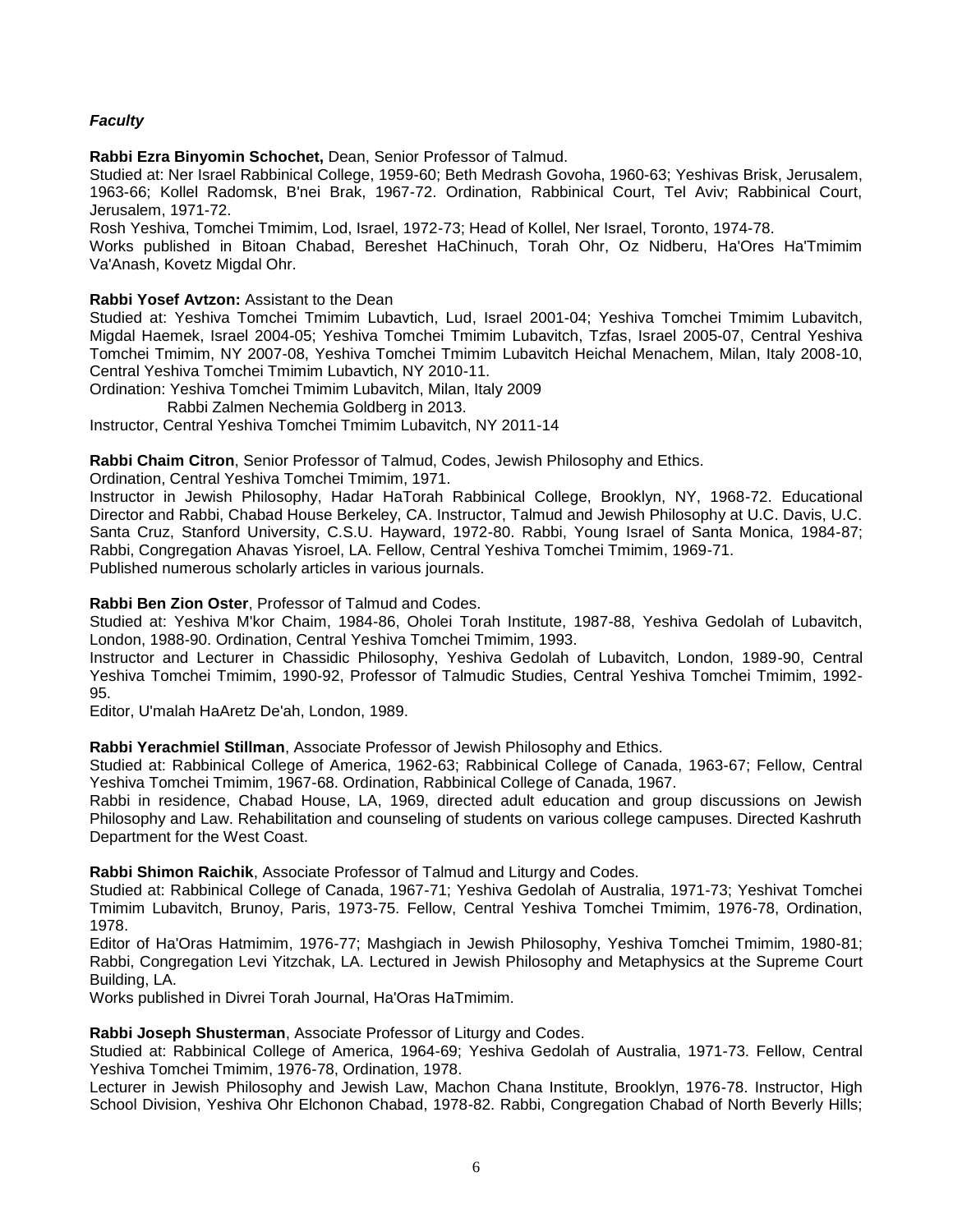***Faculty***

**Rabbi Ezra Binyomin Schochet,** Dean, Senior Professor of Talmud.
Studied at: Ner Israel Rabbinical College, 1959-60; Beth Medrash Govoha, 1960-63; Yeshivas Brisk, Jerusalem, 1963-66; Kollel Radomsk, B'nei Brak, 1967-72. Ordination, Rabbinical Court, Tel Aviv; Rabbinical Court, Jerusalem, 1971-72.
Rosh Yeshiva, Tomchei Tmimim, Lod, Israel, 1972-73; Head of Kollel, Ner Israel, Toronto, 1974-78.
Works published in Bitoan Chabad, Bereshet HaChinuch, Torah Ohr, Oz Nidberu, Ha'Ores Ha'Tmimim Va'Anash, Kovetz Migdal Ohr.

**Rabbi Yosef Avtzon:** Assistant to the Dean
Studied at: Yeshiva Tomchei Tmimim Lubavtich, Lud, Israel 2001-04; Yeshiva Tomchei Tmimim Lubavitch, Migdal Haemek, Israel 2004-05; Yeshiva Tomchei Tmimim Lubavitch, Tzfas, Israel 2005-07, Central Yeshiva Tomchei Tmimim, NY 2007-08, Yeshiva Tomchei Tmimim Lubavitch Heichal Menachem, Milan, Italy 2008-10, Central Yeshiva Tomchei Tmimim Lubavtich, NY 2010-11.
Ordination: Yeshiva Tomchei Tmimim Lubavitch, Milan, Italy 2009
Rabbi Zalmen Nechemia Goldberg in 2013.
Instructor, Central Yeshiva Tomchei Tmimim Lubavitch, NY 2011-14

**Rabbi Chaim Citron**, Senior Professor of Talmud, Codes, Jewish Philosophy and Ethics.
Ordination, Central Yeshiva Tomchei Tmimim, 1971.
Instructor in Jewish Philosophy, Hadar HaTorah Rabbinical College, Brooklyn, NY, 1968-72. Educational Director and Rabbi, Chabad House Berkeley, CA. Instructor, Talmud and Jewish Philosophy at U.C. Davis, U.C. Santa Cruz, Stanford University, C.S.U. Hayward, 1972-80. Rabbi, Young Israel of Santa Monica, 1984-87; Rabbi, Congregation Ahavas Yisroel, LA. Fellow, Central Yeshiva Tomchei Tmimim, 1969-71.
Published numerous scholarly articles in various journals.

**Rabbi Ben Zion Oster**, Professor of Talmud and Codes.
Studied at: Yeshiva M'kor Chaim, 1984-86, Oholei Torah Institute, 1987-88, Yeshiva Gedolah of Lubavitch, London, 1988-90. Ordination, Central Yeshiva Tomchei Tmimim, 1993.
Instructor and Lecturer in Chassidic Philosophy, Yeshiva Gedolah of Lubavitch, London, 1989-90, Central Yeshiva Tomchei Tmimim, 1990-92, Professor of Talmudic Studies, Central Yeshiva Tomchei Tmimim, 1992-95.
Editor, U'malah HaAretz De'ah, London, 1989.

**Rabbi Yerachmiel Stillman**, Associate Professor of Jewish Philosophy and Ethics.
Studied at: Rabbinical College of America, 1962-63; Rabbinical College of Canada, 1963-67; Fellow, Central Yeshiva Tomchei Tmimim, 1967-68. Ordination, Rabbinical College of Canada, 1967.
Rabbi in residence, Chabad House, LA, 1969, directed adult education and group discussions on Jewish Philosophy and Law. Rehabilitation and counseling of students on various college campuses. Directed Kashruth Department for the West Coast.

**Rabbi Shimon Raichik**, Associate Professor of Talmud and Liturgy and Codes.
Studied at: Rabbinical College of Canada, 1967-71; Yeshiva Gedolah of Australia, 1971-73; Yeshivat Tomchei Tmimim Lubavitch, Brunoy, Paris, 1973-75. Fellow, Central Yeshiva Tomchei Tmimim, 1976-78, Ordination, 1978.
Editor of Ha'Oras Hatmimim, 1976-77; Mashgiach in Jewish Philosophy, Yeshiva Tomchei Tmimim, 1980-81; Rabbi, Congregation Levi Yitzchak, LA. Lectured in Jewish Philosophy and Metaphysics at the Supreme Court Building, LA.
Works published in Divrei Torah Journal, Ha'Oras HaTmimim.

**Rabbi Joseph Shusterman**, Associate Professor of Liturgy and Codes.
Studied at: Rabbinical College of America, 1964-69; Yeshiva Gedolah of Australia, 1971-73. Fellow, Central Yeshiva Tomchei Tmimim, 1976-78, Ordination, 1978.
Lecturer in Jewish Philosophy and Jewish Law, Machon Chana Institute, Brooklyn, 1976-78. Instructor, High School Division, Yeshiva Ohr Elchonon Chabad, 1978-82. Rabbi, Congregation Chabad of North Beverly Hills;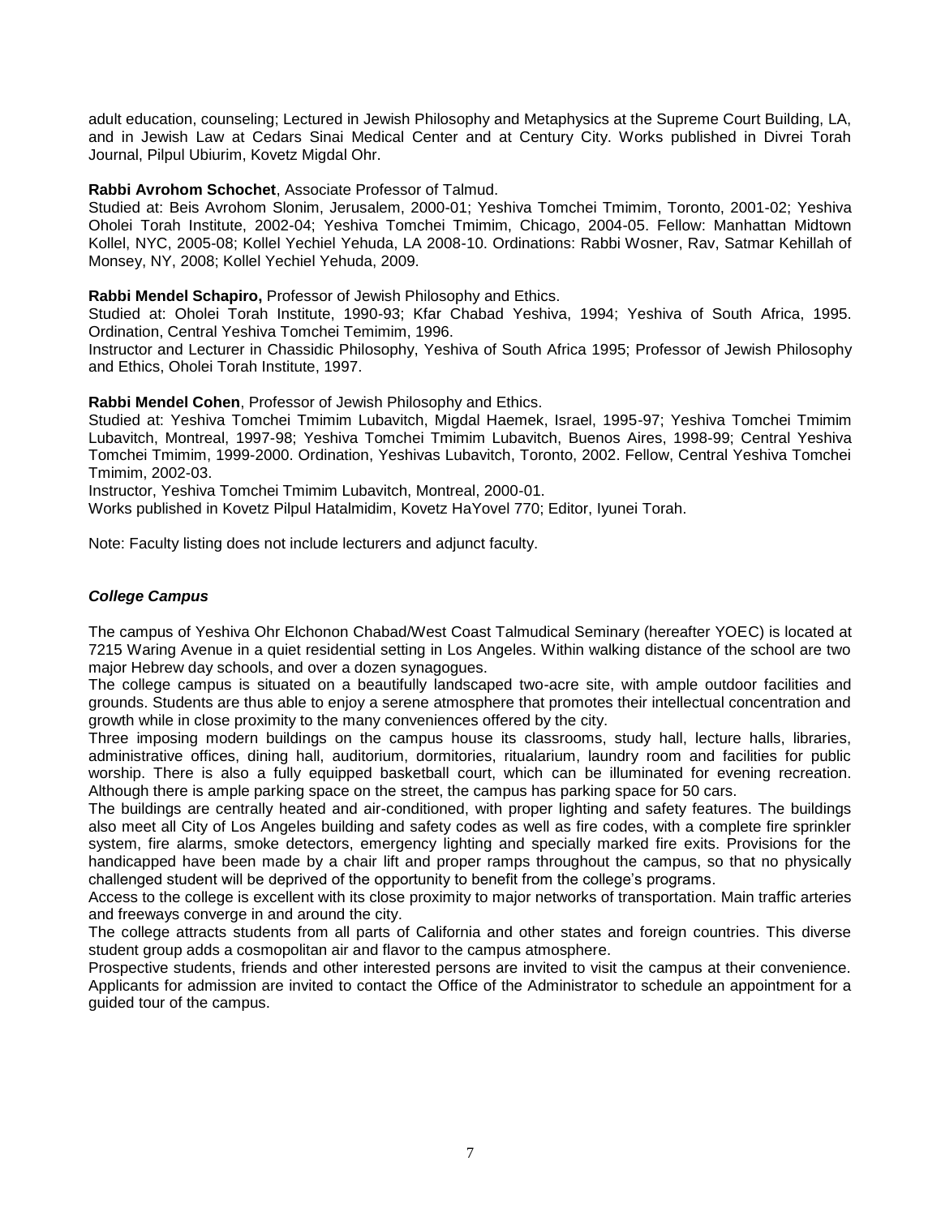adult education, counseling; Lectured in Jewish Philosophy and Metaphysics at the Supreme Court Building, LA, and in Jewish Law at Cedars Sinai Medical Center and at Century City. Works published in Divrei Torah Journal, Pilpul Ubiurim, Kovetz Migdal Ohr.

**Rabbi Avrohom Schochet**, Associate Professor of Talmud.
Studied at: Beis Avrohom Slonim, Jerusalem, 2000-01; Yeshiva Tomchei Tmimim, Toronto, 2001-02; Yeshiva Oholei Torah Institute, 2002-04; Yeshiva Tomchei Tmimim, Chicago, 2004-05. Fellow: Manhattan Midtown Kollel, NYC, 2005-08; Kollel Yechiel Yehuda, LA 2008-10. Ordinations: Rabbi Wosner, Rav, Satmar Kehillah of Monsey, NY, 2008; Kollel Yechiel Yehuda, 2009.

**Rabbi Mendel Schapiro,** Professor of Jewish Philosophy and Ethics.
Studied at: Oholei Torah Institute, 1990-93; Kfar Chabad Yeshiva, 1994; Yeshiva of South Africa, 1995. Ordination, Central Yeshiva Tomchei Temimim, 1996.
Instructor and Lecturer in Chassidic Philosophy, Yeshiva of South Africa 1995; Professor of Jewish Philosophy and Ethics, Oholei Torah Institute, 1997.

**Rabbi Mendel Cohen**, Professor of Jewish Philosophy and Ethics.
Studied at: Yeshiva Tomchei Tmimim Lubavitch, Migdal Haemek, Israel, 1995-97; Yeshiva Tomchei Tmimim Lubavitch, Montreal, 1997-98; Yeshiva Tomchei Tmimim Lubavitch, Buenos Aires, 1998-99; Central Yeshiva Tomchei Tmimim, 1999-2000. Ordination, Yeshivas Lubavitch, Toronto, 2002. Fellow, Central Yeshiva Tomchei Tmimim, 2002-03.
Instructor, Yeshiva Tomchei Tmimim Lubavitch, Montreal, 2000-01.
Works published in Kovetz Pilpul Hatalmidim, Kovetz HaYovel 770; Editor, Iyunei Torah.

Note: Faculty listing does not include lecturers and adjunct faculty.

### *College Campus*

The campus of Yeshiva Ohr Elchonon Chabad/West Coast Talmudical Seminary (hereafter YOEC) is located at 7215 Waring Avenue in a quiet residential setting in Los Angeles. Within walking distance of the school are two major Hebrew day schools, and over a dozen synagogues.

The college campus is situated on a beautifully landscaped two-acre site, with ample outdoor facilities and grounds. Students are thus able to enjoy a serene atmosphere that promotes their intellectual concentration and growth while in close proximity to the many conveniences offered by the city.

Three imposing modern buildings on the campus house its classrooms, study hall, lecture halls, libraries, administrative offices, dining hall, auditorium, dormitories, ritualarium, laundry room and facilities for public worship. There is also a fully equipped basketball court, which can be illuminated for evening recreation. Although there is ample parking space on the street, the campus has parking space for 50 cars.

The buildings are centrally heated and air-conditioned, with proper lighting and safety features. The buildings also meet all City of Los Angeles building and safety codes as well as fire codes, with a complete fire sprinkler system, fire alarms, smoke detectors, emergency lighting and specially marked fire exits. Provisions for the handicapped have been made by a chair lift and proper ramps throughout the campus, so that no physically challenged student will be deprived of the opportunity to benefit from the college's programs.

Access to the college is excellent with its close proximity to major networks of transportation. Main traffic arteries and freeways converge in and around the city.

The college attracts students from all parts of California and other states and foreign countries. This diverse student group adds a cosmopolitan air and flavor to the campus atmosphere.

Prospective students, friends and other interested persons are invited to visit the campus at their convenience. Applicants for admission are invited to contact the Office of the Administrator to schedule an appointment for a guided tour of the campus.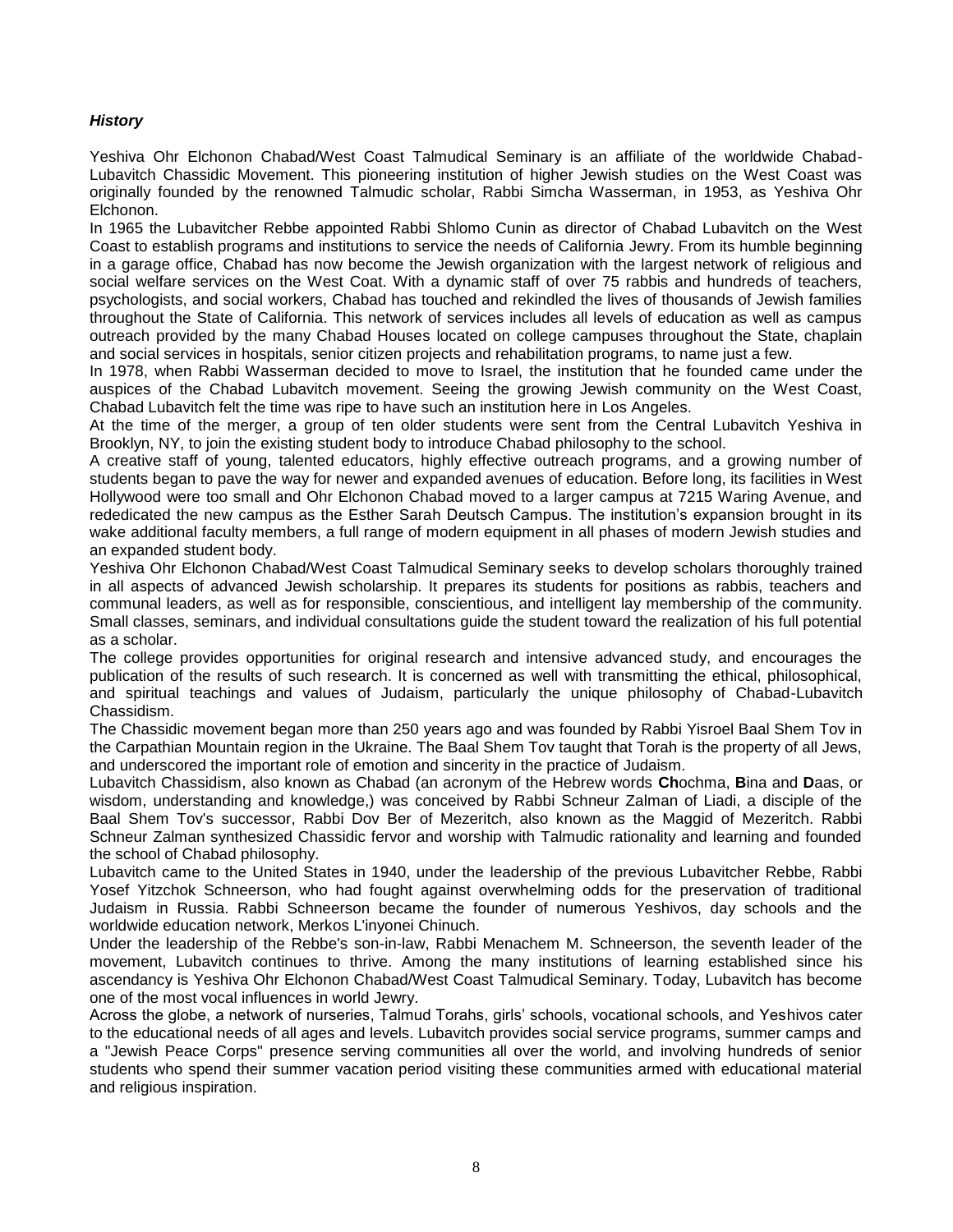### *History*

Yeshiva Ohr Elchonon Chabad/West Coast Talmudical Seminary is an affiliate of the worldwide Chabad-Lubavitch Chassidic Movement. This pioneering institution of higher Jewish studies on the West Coast was originally founded by the renowned Talmudic scholar, Rabbi Simcha Wasserman, in 1953, as Yeshiva Ohr Elchonon.

In 1965 the Lubavitcher Rebbe appointed Rabbi Shlomo Cunin as director of Chabad Lubavitch on the West Coast to establish programs and institutions to service the needs of California Jewry. From its humble beginning in a garage office, Chabad has now become the Jewish organization with the largest network of religious and social welfare services on the West Coat. With a dynamic staff of over 75 rabbis and hundreds of teachers, psychologists, and social workers, Chabad has touched and rekindled the lives of thousands of Jewish families throughout the State of California. This network of services includes all levels of education as well as campus outreach provided by the many Chabad Houses located on college campuses throughout the State, chaplain and social services in hospitals, senior citizen projects and rehabilitation programs, to name just a few.

In 1978, when Rabbi Wasserman decided to move to Israel, the institution that he founded came under the auspices of the Chabad Lubavitch movement. Seeing the growing Jewish community on the West Coast, Chabad Lubavitch felt the time was ripe to have such an institution here in Los Angeles.

At the time of the merger, a group of ten older students were sent from the Central Lubavitch Yeshiva in Brooklyn, NY, to join the existing student body to introduce Chabad philosophy to the school.

A creative staff of young, talented educators, highly effective outreach programs, and a growing number of students began to pave the way for newer and expanded avenues of education. Before long, its facilities in West Hollywood were too small and Ohr Elchonon Chabad moved to a larger campus at 7215 Waring Avenue, and rededicated the new campus as the Esther Sarah Deutsch Campus. The institution's expansion brought in its wake additional faculty members, a full range of modern equipment in all phases of modern Jewish studies and an expanded student body.

Yeshiva Ohr Elchonon Chabad/West Coast Talmudical Seminary seeks to develop scholars thoroughly trained in all aspects of advanced Jewish scholarship. It prepares its students for positions as rabbis, teachers and communal leaders, as well as for responsible, conscientious, and intelligent lay membership of the community. Small classes, seminars, and individual consultations guide the student toward the realization of his full potential as a scholar.

The college provides opportunities for original research and intensive advanced study, and encourages the publication of the results of such research. It is concerned as well with transmitting the ethical, philosophical, and spiritual teachings and values of Judaism, particularly the unique philosophy of Chabad-Lubavitch Chassidism.

The Chassidic movement began more than 250 years ago and was founded by Rabbi Yisroel Baal Shem Tov in the Carpathian Mountain region in the Ukraine. The Baal Shem Tov taught that Torah is the property of all Jews, and underscored the important role of emotion and sincerity in the practice of Judaism.

Lubavitch Chassidism, also known as Chabad (an acronym of the Hebrew words **Ch**ochma, **B**ina and **D**aas, or wisdom, understanding and knowledge,) was conceived by Rabbi Schneur Zalman of Liadi, a disciple of the Baal Shem Tov's successor, Rabbi Dov Ber of Mezeritch, also known as the Maggid of Mezeritch. Rabbi Schneur Zalman synthesized Chassidic fervor and worship with Talmudic rationality and learning and founded the school of Chabad philosophy.

Lubavitch came to the United States in 1940, under the leadership of the previous Lubavitcher Rebbe, Rabbi Yosef Yitzchok Schneerson, who had fought against overwhelming odds for the preservation of traditional Judaism in Russia. Rabbi Schneerson became the founder of numerous Yeshivos, day schools and the worldwide education network, Merkos L'inyonei Chinuch.

Under the leadership of the Rebbe's son-in-law, Rabbi Menachem M. Schneerson, the seventh leader of the movement, Lubavitch continues to thrive. Among the many institutions of learning established since his ascendancy is Yeshiva Ohr Elchonon Chabad/West Coast Talmudical Seminary. Today, Lubavitch has become one of the most vocal influences in world Jewry.

Across the globe, a network of nurseries, Talmud Torahs, girls' schools, vocational schools, and Yeshivos cater to the educational needs of all ages and levels. Lubavitch provides social service programs, summer camps and a "Jewish Peace Corps" presence serving communities all over the world, and involving hundreds of senior students who spend their summer vacation period visiting these communities armed with educational material and religious inspiration.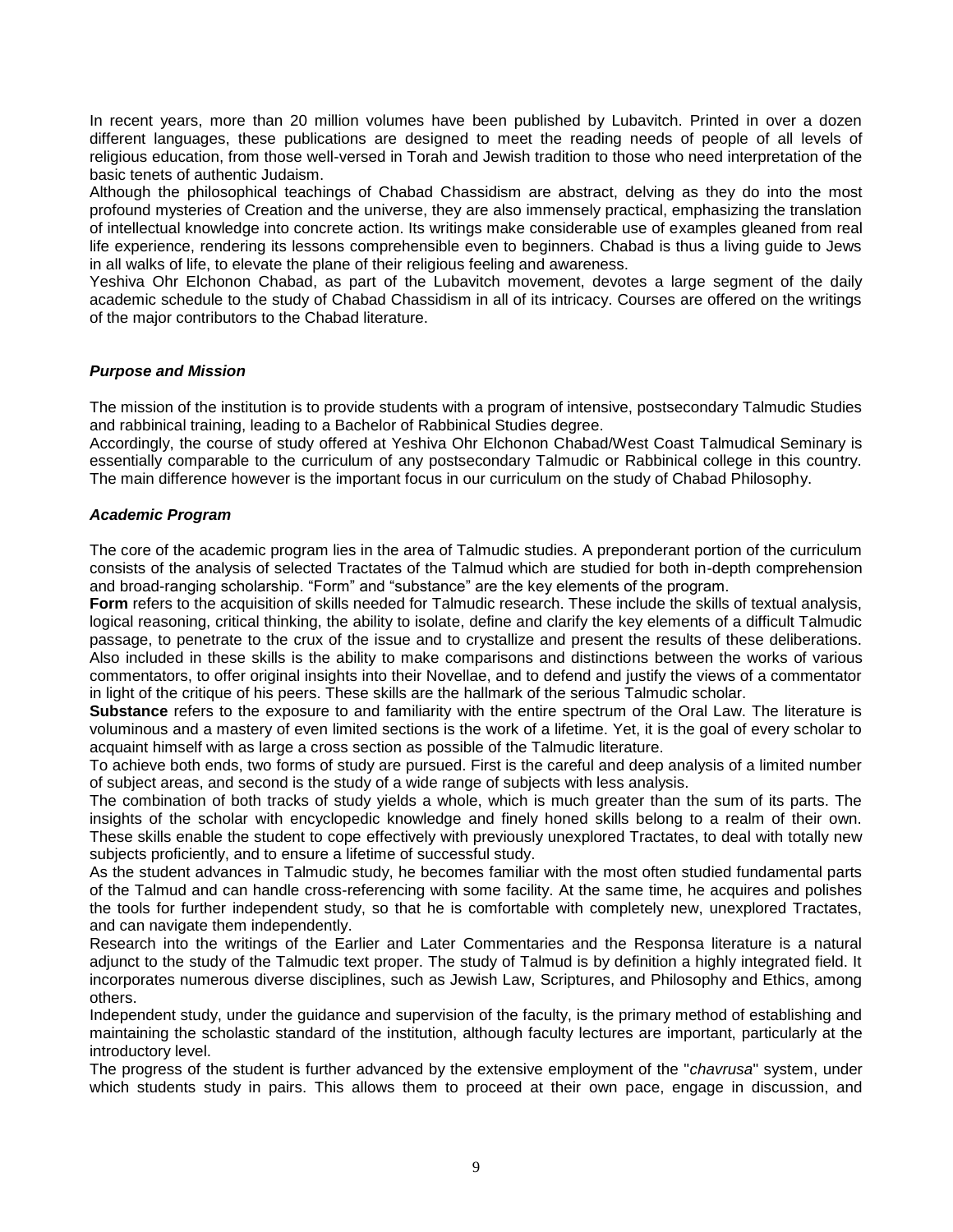In recent years, more than 20 million volumes have been published by Lubavitch. Printed in over a dozen different languages, these publications are designed to meet the reading needs of people of all levels of religious education, from those well-versed in Torah and Jewish tradition to those who need interpretation of the basic tenets of authentic Judaism.

Although the philosophical teachings of Chabad Chassidism are abstract, delving as they do into the most profound mysteries of Creation and the universe, they are also immensely practical, emphasizing the translation of intellectual knowledge into concrete action. Its writings make considerable use of examples gleaned from real life experience, rendering its lessons comprehensible even to beginners. Chabad is thus a living guide to Jews in all walks of life, to elevate the plane of their religious feeling and awareness.

Yeshiva Ohr Elchonon Chabad, as part of the Lubavitch movement, devotes a large segment of the daily academic schedule to the study of Chabad Chassidism in all of its intricacy. Courses are offered on the writings of the major contributors to the Chabad literature.

### *Purpose and Mission*

The mission of the institution is to provide students with a program of intensive, postsecondary Talmudic Studies and rabbinical training, leading to a Bachelor of Rabbinical Studies degree.

Accordingly, the course of study offered at Yeshiva Ohr Elchonon Chabad/West Coast Talmudical Seminary is essentially comparable to the curriculum of any postsecondary Talmudic or Rabbinical college in this country. The main difference however is the important focus in our curriculum on the study of Chabad Philosophy.

### *Academic Program*

The core of the academic program lies in the area of Talmudic studies. A preponderant portion of the curriculum consists of the analysis of selected Tractates of the Talmud which are studied for both in-depth comprehension and broad-ranging scholarship. “Form” and “substance” are the key elements of the program.

**Form** refers to the acquisition of skills needed for Talmudic research. These include the skills of textual analysis, logical reasoning, critical thinking, the ability to isolate, define and clarify the key elements of a difficult Talmudic passage, to penetrate to the crux of the issue and to crystallize and present the results of these deliberations. Also included in these skills is the ability to make comparisons and distinctions between the works of various commentators, to offer original insights into their Novellae, and to defend and justify the views of a commentator in light of the critique of his peers. These skills are the hallmark of the serious Talmudic scholar.

**Substance** refers to the exposure to and familiarity with the entire spectrum of the Oral Law. The literature is voluminous and a mastery of even limited sections is the work of a lifetime. Yet, it is the goal of every scholar to acquaint himself with as large a cross section as possible of the Talmudic literature.

To achieve both ends, two forms of study are pursued. First is the careful and deep analysis of a limited number of subject areas, and second is the study of a wide range of subjects with less analysis.

The combination of both tracks of study yields a whole, which is much greater than the sum of its parts. The insights of the scholar with encyclopedic knowledge and finely honed skills belong to a realm of their own. These skills enable the student to cope effectively with previously unexplored Tractates, to deal with totally new subjects proficiently, and to ensure a lifetime of successful study.

As the student advances in Talmudic study, he becomes familiar with the most often studied fundamental parts of the Talmud and can handle cross-referencing with some facility. At the same time, he acquires and polishes the tools for further independent study, so that he is comfortable with completely new, unexplored Tractates, and can navigate them independently.

Research into the writings of the Earlier and Later Commentaries and the Responsa literature is a natural adjunct to the study of the Talmudic text proper. The study of Talmud is by definition a highly integrated field. It incorporates numerous diverse disciplines, such as Jewish Law, Scriptures, and Philosophy and Ethics, among others.

Independent study, under the guidance and supervision of the faculty, is the primary method of establishing and maintaining the scholastic standard of the institution, although faculty lectures are important, particularly at the introductory level.

The progress of the student is further advanced by the extensive employment of the "*chavrusa*" system, under which students study in pairs. This allows them to proceed at their own pace, engage in discussion, and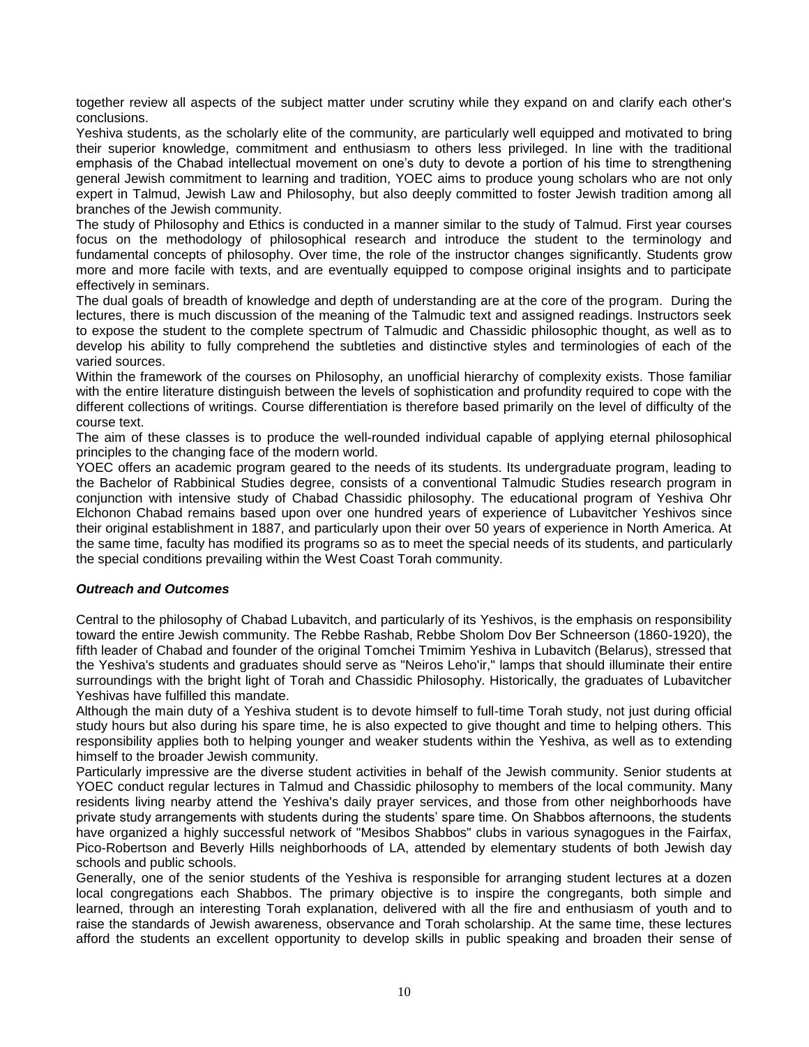together review all aspects of the subject matter under scrutiny while they expand on and clarify each other's conclusions.

Yeshiva students, as the scholarly elite of the community, are particularly well equipped and motivated to bring their superior knowledge, commitment and enthusiasm to others less privileged. In line with the traditional emphasis of the Chabad intellectual movement on one's duty to devote a portion of his time to strengthening general Jewish commitment to learning and tradition, YOEC aims to produce young scholars who are not only expert in Talmud, Jewish Law and Philosophy, but also deeply committed to foster Jewish tradition among all branches of the Jewish community.

The study of Philosophy and Ethics is conducted in a manner similar to the study of Talmud. First year courses focus on the methodology of philosophical research and introduce the student to the terminology and fundamental concepts of philosophy. Over time, the role of the instructor changes significantly. Students grow more and more facile with texts, and are eventually equipped to compose original insights and to participate effectively in seminars.

The dual goals of breadth of knowledge and depth of understanding are at the core of the program. During the lectures, there is much discussion of the meaning of the Talmudic text and assigned readings. Instructors seek to expose the student to the complete spectrum of Talmudic and Chassidic philosophic thought, as well as to develop his ability to fully comprehend the subtleties and distinctive styles and terminologies of each of the varied sources.

Within the framework of the courses on Philosophy, an unofficial hierarchy of complexity exists. Those familiar with the entire literature distinguish between the levels of sophistication and profundity required to cope with the different collections of writings. Course differentiation is therefore based primarily on the level of difficulty of the course text.

The aim of these classes is to produce the well-rounded individual capable of applying eternal philosophical principles to the changing face of the modern world.

YOEC offers an academic program geared to the needs of its students. Its undergraduate program, leading to the Bachelor of Rabbinical Studies degree, consists of a conventional Talmudic Studies research program in conjunction with intensive study of Chabad Chassidic philosophy. The educational program of Yeshiva Ohr Elchonon Chabad remains based upon over one hundred years of experience of Lubavitcher Yeshivos since their original establishment in 1887, and particularly upon their over 50 years of experience in North America. At the same time, faculty has modified its programs so as to meet the special needs of its students, and particularly the special conditions prevailing within the West Coast Torah community.

***Outreach and Outcomes***

Central to the philosophy of Chabad Lubavitch, and particularly of its Yeshivos, is the emphasis on responsibility toward the entire Jewish community. The Rebbe Rashab, Rebbe Sholom Dov Ber Schneerson (1860-1920), the fifth leader of Chabad and founder of the original Tomchei Tmimim Yeshiva in Lubavitch (Belarus), stressed that the Yeshiva's students and graduates should serve as "Neiros Leho'ir," lamps that should illuminate their entire surroundings with the bright light of Torah and Chassidic Philosophy. Historically, the graduates of Lubavitcher Yeshivas have fulfilled this mandate.

Although the main duty of a Yeshiva student is to devote himself to full-time Torah study, not just during official study hours but also during his spare time, he is also expected to give thought and time to helping others. This responsibility applies both to helping younger and weaker students within the Yeshiva, as well as to extending himself to the broader Jewish community.

Particularly impressive are the diverse student activities in behalf of the Jewish community. Senior students at YOEC conduct regular lectures in Talmud and Chassidic philosophy to members of the local community. Many residents living nearby attend the Yeshiva's daily prayer services, and those from other neighborhoods have private study arrangements with students during the students' spare time. On Shabbos afternoons, the students have organized a highly successful network of "Mesibos Shabbos" clubs in various synagogues in the Fairfax, Pico-Robertson and Beverly Hills neighborhoods of LA, attended by elementary students of both Jewish day schools and public schools.

Generally, one of the senior students of the Yeshiva is responsible for arranging student lectures at a dozen local congregations each Shabbos. The primary objective is to inspire the congregants, both simple and learned, through an interesting Torah explanation, delivered with all the fire and enthusiasm of youth and to raise the standards of Jewish awareness, observance and Torah scholarship. At the same time, these lectures afford the students an excellent opportunity to develop skills in public speaking and broaden their sense of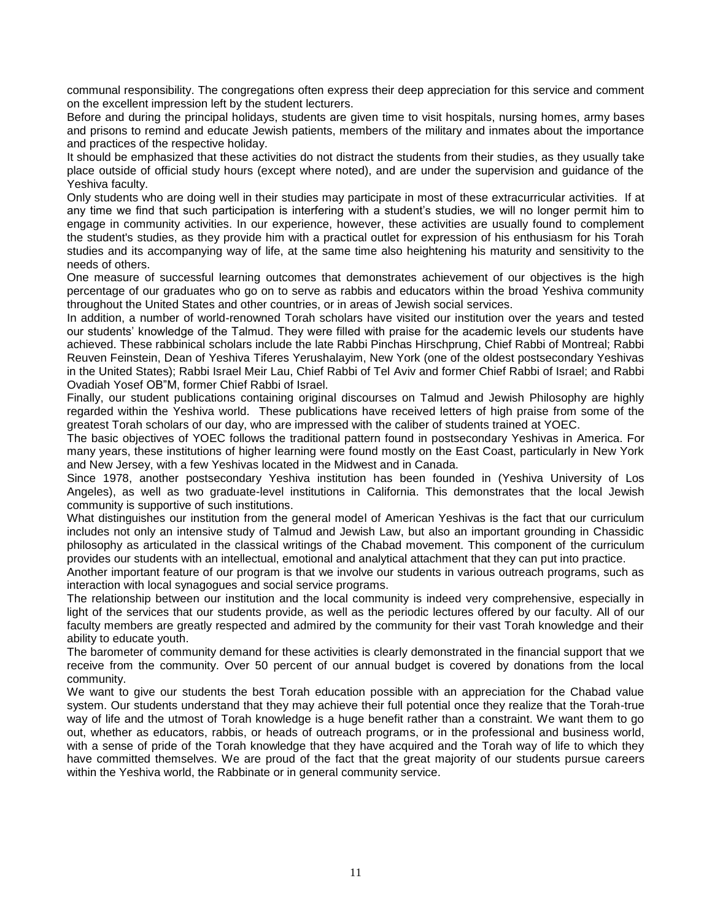communal responsibility. The congregations often express their deep appreciation for this service and comment on the excellent impression left by the student lecturers.

Before and during the principal holidays, students are given time to visit hospitals, nursing homes, army bases and prisons to remind and educate Jewish patients, members of the military and inmates about the importance and practices of the respective holiday.

It should be emphasized that these activities do not distract the students from their studies, as they usually take place outside of official study hours (except where noted), and are under the supervision and guidance of the Yeshiva faculty.

Only students who are doing well in their studies may participate in most of these extracurricular activities. If at any time we find that such participation is interfering with a student's studies, we will no longer permit him to engage in community activities. In our experience, however, these activities are usually found to complement the student's studies, as they provide him with a practical outlet for expression of his enthusiasm for his Torah studies and its accompanying way of life, at the same time also heightening his maturity and sensitivity to the needs of others.

One measure of successful learning outcomes that demonstrates achievement of our objectives is the high percentage of our graduates who go on to serve as rabbis and educators within the broad Yeshiva community throughout the United States and other countries, or in areas of Jewish social services.

In addition, a number of world-renowned Torah scholars have visited our institution over the years and tested our students' knowledge of the Talmud. They were filled with praise for the academic levels our students have achieved. These rabbinical scholars include the late Rabbi Pinchas Hirschprung, Chief Rabbi of Montreal; Rabbi Reuven Feinstein, Dean of Yeshiva Tiferes Yerushalayim, New York (one of the oldest postsecondary Yeshivas in the United States); Rabbi Israel Meir Lau, Chief Rabbi of Tel Aviv and former Chief Rabbi of Israel; and Rabbi Ovadiah Yosef OB"M, former Chief Rabbi of Israel.

Finally, our student publications containing original discourses on Talmud and Jewish Philosophy are highly regarded within the Yeshiva world. These publications have received letters of high praise from some of the greatest Torah scholars of our day, who are impressed with the caliber of students trained at YOEC.

The basic objectives of YOEC follows the traditional pattern found in postsecondary Yeshivas in America. For many years, these institutions of higher learning were found mostly on the East Coast, particularly in New York and New Jersey, with a few Yeshivas located in the Midwest and in Canada.

Since 1978, another postsecondary Yeshiva institution has been founded in (Yeshiva University of Los Angeles), as well as two graduate-level institutions in California. This demonstrates that the local Jewish community is supportive of such institutions.

What distinguishes our institution from the general model of American Yeshivas is the fact that our curriculum includes not only an intensive study of Talmud and Jewish Law, but also an important grounding in Chassidic philosophy as articulated in the classical writings of the Chabad movement. This component of the curriculum provides our students with an intellectual, emotional and analytical attachment that they can put into practice.

Another important feature of our program is that we involve our students in various outreach programs, such as interaction with local synagogues and social service programs.

The relationship between our institution and the local community is indeed very comprehensive, especially in light of the services that our students provide, as well as the periodic lectures offered by our faculty. All of our faculty members are greatly respected and admired by the community for their vast Torah knowledge and their ability to educate youth.

The barometer of community demand for these activities is clearly demonstrated in the financial support that we receive from the community. Over 50 percent of our annual budget is covered by donations from the local community.

We want to give our students the best Torah education possible with an appreciation for the Chabad value system. Our students understand that they may achieve their full potential once they realize that the Torah-true way of life and the utmost of Torah knowledge is a huge benefit rather than a constraint. We want them to go out, whether as educators, rabbis, or heads of outreach programs, or in the professional and business world, with a sense of pride of the Torah knowledge that they have acquired and the Torah way of life to which they have committed themselves. We are proud of the fact that the great majority of our students pursue careers within the Yeshiva world, the Rabbinate or in general community service.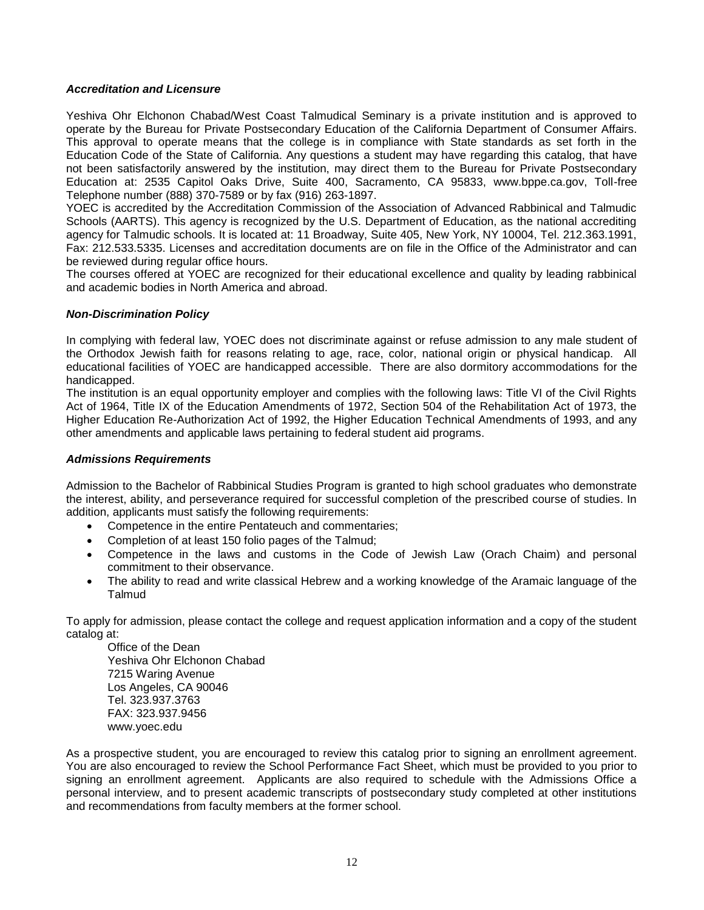### *Accreditation and Licensure*

Yeshiva Ohr Elchonon Chabad/West Coast Talmudical Seminary is a private institution and is approved to operate by the Bureau for Private Postsecondary Education of the California Department of Consumer Affairs. This approval to operate means that the college is in compliance with State standards as set forth in the Education Code of the State of California. Any questions a student may have regarding this catalog, that have not been satisfactorily answered by the institution, may direct them to the Bureau for Private Postsecondary Education at: 2535 Capitol Oaks Drive, Suite 400, Sacramento, CA 95833, www.bppe.ca.gov, Toll-free Telephone number (888) 370-7589 or by fax (916) 263-1897.

YOEC is accredited by the Accreditation Commission of the Association of Advanced Rabbinical and Talmudic Schools (AARTS). This agency is recognized by the U.S. Department of Education, as the national accrediting agency for Talmudic schools. It is located at: 11 Broadway, Suite 405, New York, NY 10004, Tel. 212.363.1991, Fax: 212.533.5335. Licenses and accreditation documents are on file in the Office of the Administrator and can be reviewed during regular office hours.

The courses offered at YOEC are recognized for their educational excellence and quality by leading rabbinical and academic bodies in North America and abroad.

### *Non-Discrimination Policy*

In complying with federal law, YOEC does not discriminate against or refuse admission to any male student of the Orthodox Jewish faith for reasons relating to age, race, color, national origin or physical handicap. All educational facilities of YOEC are handicapped accessible. There are also dormitory accommodations for the handicapped.

The institution is an equal opportunity employer and complies with the following laws: Title VI of the Civil Rights Act of 1964, Title IX of the Education Amendments of 1972, Section 504 of the Rehabilitation Act of 1973, the Higher Education Re-Authorization Act of 1992, the Higher Education Technical Amendments of 1993, and any other amendments and applicable laws pertaining to federal student aid programs.

### *Admissions Requirements*

Admission to the Bachelor of Rabbinical Studies Program is granted to high school graduates who demonstrate the interest, ability, and perseverance required for successful completion of the prescribed course of studies. In addition, applicants must satisfy the following requirements:

- Competence in the entire Pentateuch and commentaries;
- Completion of at least 150 folio pages of the Talmud;
- Competence in the laws and customs in the Code of Jewish Law (Orach Chaim) and personal commitment to their observance.
- The ability to read and write classical Hebrew and a working knowledge of the Aramaic language of the Talmud

To apply for admission, please contact the college and request application information and a copy of the student catalog at:

Office of the Dean
Yeshiva Ohr Elchonon Chabad
7215 Waring Avenue
Los Angeles, CA 90046
Tel. 323.937.3763
FAX: 323.937.9456
www.yoec.edu

As a prospective student, you are encouraged to review this catalog prior to signing an enrollment agreement. You are also encouraged to review the School Performance Fact Sheet, which must be provided to you prior to signing an enrollment agreement. Applicants are also required to schedule with the Admissions Office a personal interview, and to present academic transcripts of postsecondary study completed at other institutions and recommendations from faculty members at the former school.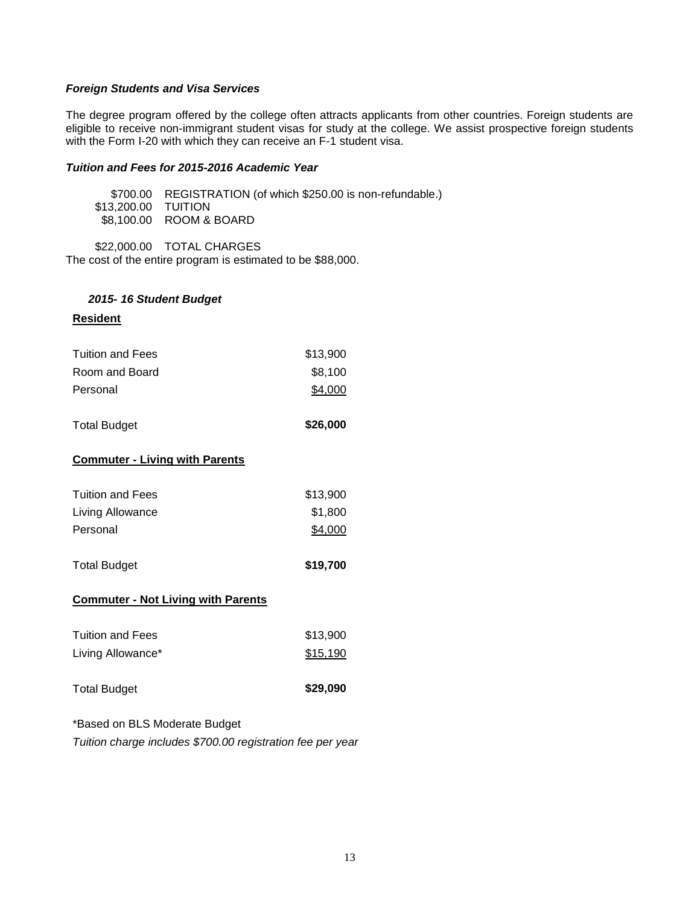***Foreign Students and Visa Services***

The degree program offered by the college often attracts applicants from other countries. Foreign students are eligible to receive non-immigrant student visas for study at the college. We assist prospective foreign students with the Form I-20 with which they can receive an F-1 student visa.

***Tuition and Fees for 2015-2016 Academic Year***

| | |
|---|---|
| $700.00 | REGISTRATION (of which $250.00 is non-refundable.) |
| $13,200.00 | TUITION |
| $8,100.00 | ROOM & BOARD |
| | |
| $22,000.00 | TOTAL CHARGES |

The cost of the entire program is estimated to be $88,000.

***2015- 16 Student Budget***

**Resident**

| | |
|---|---|
| Tuition and Fees | $13,900 |
| Room and Board | $8,100 |
| Personal | $4,000 |
| Total Budget | **$26,000** |

**Commuter - Living with Parents**

| | |
|---|---|
| Tuition and Fees | $13,900 |
| Living Allowance | $1,800 |
| Personal | $4,000 |
| Total Budget | **$19,700** |

**Commuter - Not Living with Parents**

| | |
|---|---|
| Tuition and Fees | $13,900 |
| Living Allowance* | $15,190 |
| Total Budget | **$29,090** |

*Based on BLS Moderate Budget

*Tuition charge includes $700.00 registration fee per year*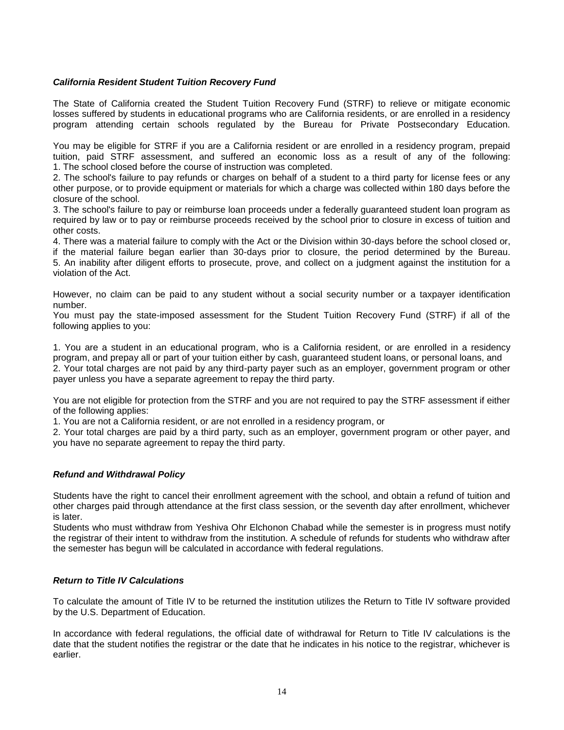### *California Resident Student Tuition Recovery Fund*

The State of California created the Student Tuition Recovery Fund (STRF) to relieve or mitigate economic losses suffered by students in educational programs who are California residents, or are enrolled in a residency program attending certain schools regulated by the Bureau for Private Postsecondary Education.

You may be eligible for STRF if you are a California resident or are enrolled in a residency program, prepaid tuition, paid STRF assessment, and suffered an economic loss as a result of any of the following:

1. The school closed before the course of instruction was completed.
2. The school's failure to pay refunds or charges on behalf of a student to a third party for license fees or any other purpose, or to provide equipment or materials for which a charge was collected within 180 days before the closure of the school.
3. The school's failure to pay or reimburse loan proceeds under a federally guaranteed student loan program as required by law or to pay or reimburse proceeds received by the school prior to closure in excess of tuition and other costs.
4. There was a material failure to comply with the Act or the Division within 30-days before the school closed or, if the material failure began earlier than 30-days prior to closure, the period determined by the Bureau.
5. An inability after diligent efforts to prosecute, prove, and collect on a judgment against the institution for a violation of the Act.

However, no claim can be paid to any student without a social security number or a taxpayer identification number.

You must pay the state-imposed assessment for the Student Tuition Recovery Fund (STRF) if all of the following applies to you:

1. You are a student in an educational program, who is a California resident, or are enrolled in a residency program, and prepay all or part of your tuition either by cash, guaranteed student loans, or personal loans, and
2. Your total charges are not paid by any third-party payer such as an employer, government program or other payer unless you have a separate agreement to repay the third party.

You are not eligible for protection from the STRF and you are not required to pay the STRF assessment if either of the following applies:

1. You are not a California resident, or are not enrolled in a residency program, or
2. Your total charges are paid by a third party, such as an employer, government program or other payer, and you have no separate agreement to repay the third party.

### *Refund and Withdrawal Policy*

Students have the right to cancel their enrollment agreement with the school, and obtain a refund of tuition and other charges paid through attendance at the first class session, or the seventh day after enrollment, whichever is later.

Students who must withdraw from Yeshiva Ohr Elchonon Chabad while the semester is in progress must notify the registrar of their intent to withdraw from the institution. A schedule of refunds for students who withdraw after the semester has begun will be calculated in accordance with federal regulations.

### *Return to Title IV Calculations*

To calculate the amount of Title IV to be returned the institution utilizes the Return to Title IV software provided by the U.S. Department of Education.

In accordance with federal regulations, the official date of withdrawal for Return to Title IV calculations is the date that the student notifies the registrar or the date that he indicates in his notice to the registrar, whichever is earlier.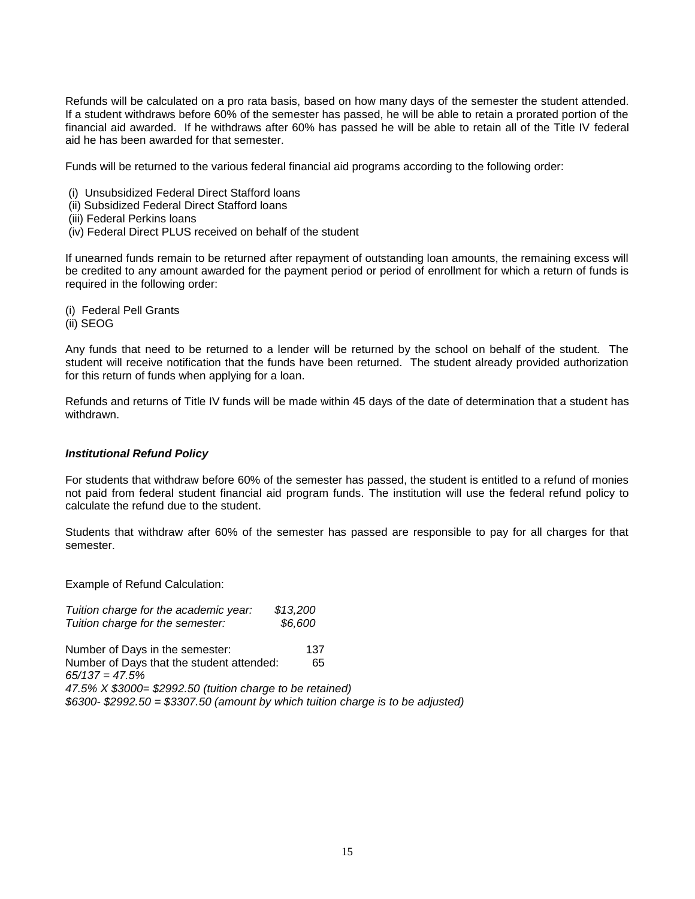Refunds will be calculated on a pro rata basis, based on how many days of the semester the student attended. If a student withdraws before 60% of the semester has passed, he will be able to retain a prorated portion of the financial aid awarded. If he withdraws after 60% has passed he will be able to retain all of the Title IV federal aid he has been awarded for that semester.

Funds will be returned to the various federal financial aid programs according to the following order:

(i) Unsubsidized Federal Direct Stafford loans
(ii) Subsidized Federal Direct Stafford loans
(iii) Federal Perkins loans
(iv) Federal Direct PLUS received on behalf of the student

If unearned funds remain to be returned after repayment of outstanding loan amounts, the remaining excess will be credited to any amount awarded for the payment period or period of enrollment for which a return of funds is required in the following order:

(i) Federal Pell Grants
(ii) SEOG

Any funds that need to be returned to a lender will be returned by the school on behalf of the student. The student will receive notification that the funds have been returned. The student already provided authorization for this return of funds when applying for a loan.

Refunds and returns of Title IV funds will be made within 45 days of the date of determination that a student has withdrawn.

***Institutional Refund Policy***

For students that withdraw before 60% of the semester has passed, the student is entitled to a refund of monies not paid from federal student financial aid program funds. The institution will use the federal refund policy to calculate the refund due to the student.

Students that withdraw after 60% of the semester has passed are responsible to pay for all charges for that semester.

Example of Refund Calculation:

*Tuition charge for the academic year: $13,200*
*Tuition charge for the semester: $6,600*

Number of Days in the semester: 137
Number of Days that the student attended: 65
*65/137 = 47.5%*
*47.5% X $3000= $2992.50 (tuition charge to be retained)*
*$6300- $2992.50 = $3307.50 (amount by which tuition charge is to be adjusted)*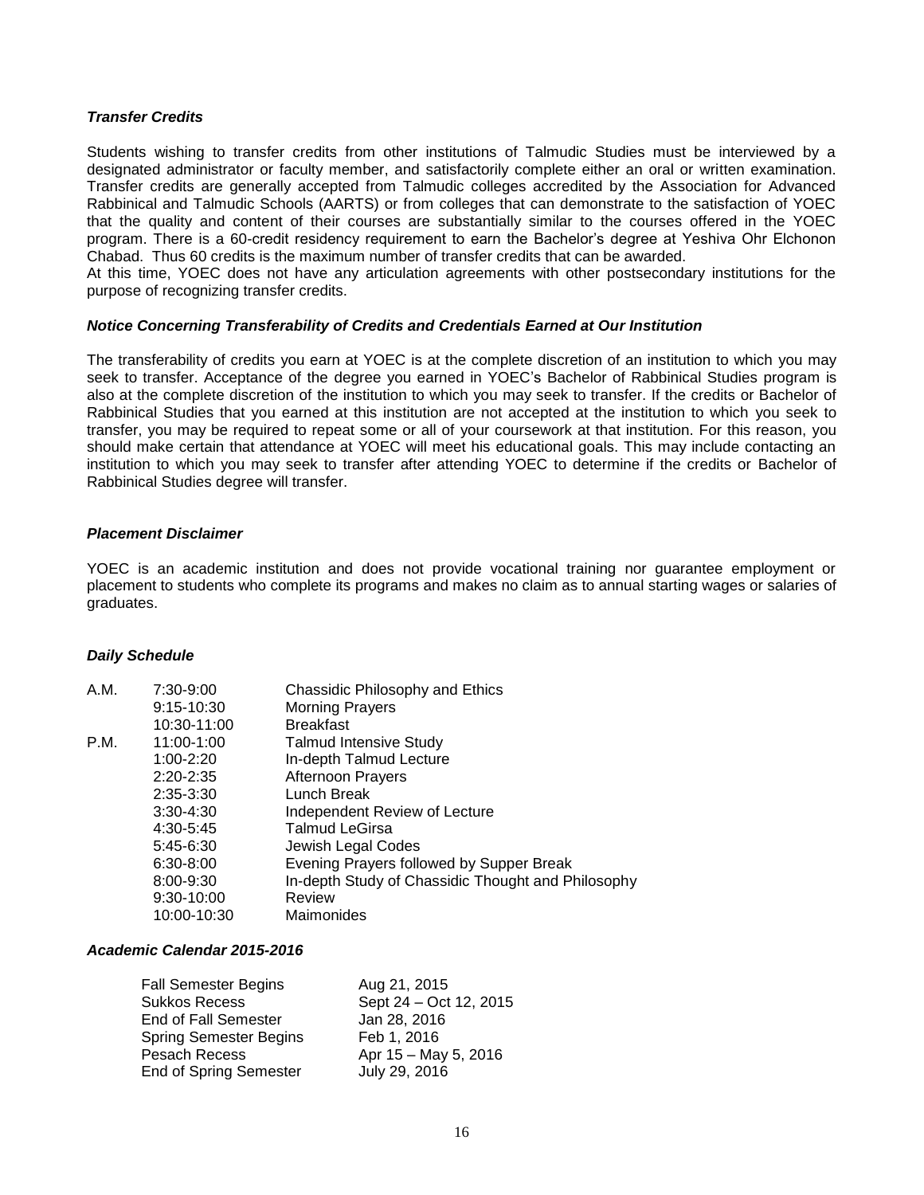### *Transfer Credits*

Students wishing to transfer credits from other institutions of Talmudic Studies must be interviewed by a designated administrator or faculty member, and satisfactorily complete either an oral or written examination. Transfer credits are generally accepted from Talmudic colleges accredited by the Association for Advanced Rabbinical and Talmudic Schools (AARTS) or from colleges that can demonstrate to the satisfaction of YOEC that the quality and content of their courses are substantially similar to the courses offered in the YOEC program. There is a 60-credit residency requirement to earn the Bachelor's degree at Yeshiva Ohr Elchonon Chabad. Thus 60 credits is the maximum number of transfer credits that can be awarded.

At this time, YOEC does not have any articulation agreements with other postsecondary institutions for the purpose of recognizing transfer credits.

### *Notice Concerning Transferability of Credits and Credentials Earned at Our Institution*

The transferability of credits you earn at YOEC is at the complete discretion of an institution to which you may seek to transfer. Acceptance of the degree you earned in YOEC's Bachelor of Rabbinical Studies program is also at the complete discretion of the institution to which you may seek to transfer. If the credits or Bachelor of Rabbinical Studies that you earned at this institution are not accepted at the institution to which you seek to transfer, you may be required to repeat some or all of your coursework at that institution. For this reason, you should make certain that attendance at YOEC will meet his educational goals. This may include contacting an institution to which you may seek to transfer after attending YOEC to determine if the credits or Bachelor of Rabbinical Studies degree will transfer.

### *Placement Disclaimer*

YOEC is an academic institution and does not provide vocational training nor guarantee employment or placement to students who complete its programs and makes no claim as to annual starting wages or salaries of graduates.

### *Daily Schedule*

| | | |
|---|---|---|
| A.M. | 7:30-9:00 | Chassidic Philosophy and Ethics |
| | 9:15-10:30 | Morning Prayers |
| | 10:30-11:00 | Breakfast |
| P.M. | 11:00-1:00 | Talmud Intensive Study |
| | 1:00-2:20 | In-depth Talmud Lecture |
| | 2:20-2:35 | Afternoon Prayers |
| | 2:35-3:30 | Lunch Break |
| | 3:30-4:30 | Independent Review of Lecture |
| | 4:30-5:45 | Talmud LeGirsa |
| | 5:45-6:30 | Jewish Legal Codes |
| | 6:30-8:00 | Evening Prayers followed by Supper Break |
| | 8:00-9:30 | In-depth Study of Chassidic Thought and Philosophy |
| | 9:30-10:00 | Review |
| | 10:00-10:30 | Maimonides |

### *Academic Calendar 2015-2016*

| | |
|---|---|
| Fall Semester Begins | Aug 21, 2015 |
| Sukkos Recess | Sept 24 – Oct 12, 2015 |
| End of Fall Semester | Jan 28, 2016 |
| Spring Semester Begins | Feb 1, 2016 |
| Pesach Recess | Apr 15 – May 5, 2016 |
| End of Spring Semester | July 29, 2016 |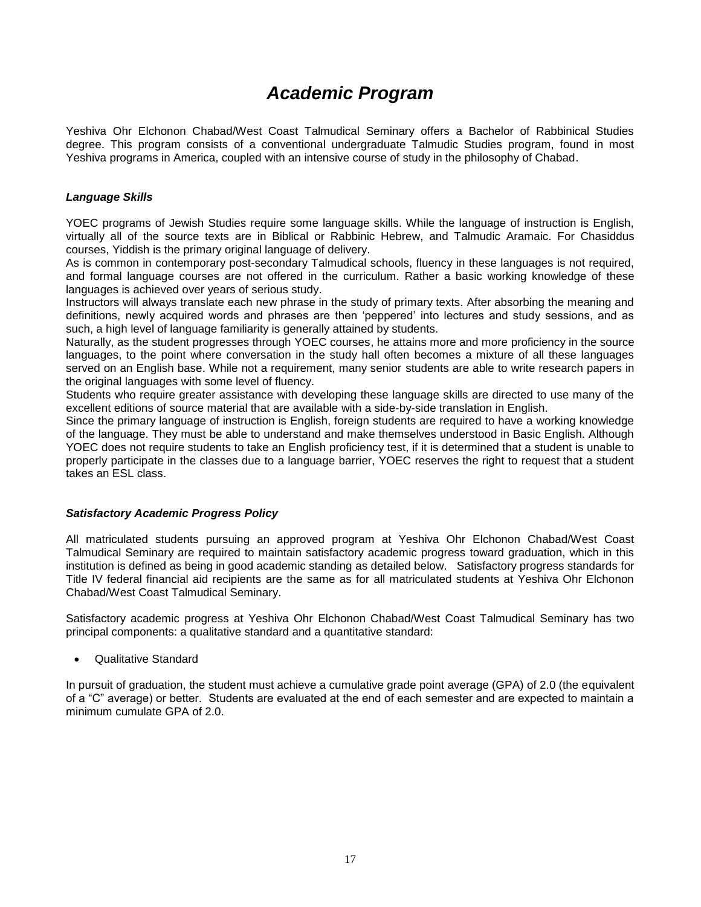# *Academic Program*

Yeshiva Ohr Elchonon Chabad/West Coast Talmudical Seminary offers a Bachelor of Rabbinical Studies degree. This program consists of a conventional undergraduate Talmudic Studies program, found in most Yeshiva programs in America, coupled with an intensive course of study in the philosophy of Chabad.

### *Language Skills*

YOEC programs of Jewish Studies require some language skills. While the language of instruction is English, virtually all of the source texts are in Biblical or Rabbinic Hebrew, and Talmudic Aramaic. For Chasiddus courses, Yiddish is the primary original language of delivery.

As is common in contemporary post-secondary Talmudical schools, fluency in these languages is not required, and formal language courses are not offered in the curriculum. Rather a basic working knowledge of these languages is achieved over years of serious study.

Instructors will always translate each new phrase in the study of primary texts. After absorbing the meaning and definitions, newly acquired words and phrases are then 'peppered' into lectures and study sessions, and as such, a high level of language familiarity is generally attained by students.

Naturally, as the student progresses through YOEC courses, he attains more and more proficiency in the source languages, to the point where conversation in the study hall often becomes a mixture of all these languages served on an English base. While not a requirement, many senior students are able to write research papers in the original languages with some level of fluency.

Students who require greater assistance with developing these language skills are directed to use many of the excellent editions of source material that are available with a side-by-side translation in English.

Since the primary language of instruction is English, foreign students are required to have a working knowledge of the language. They must be able to understand and make themselves understood in Basic English. Although YOEC does not require students to take an English proficiency test, if it is determined that a student is unable to properly participate in the classes due to a language barrier, YOEC reserves the right to request that a student takes an ESL class.

### *Satisfactory Academic Progress Policy*

All matriculated students pursuing an approved program at Yeshiva Ohr Elchonon Chabad/West Coast Talmudical Seminary are required to maintain satisfactory academic progress toward graduation, which in this institution is defined as being in good academic standing as detailed below. Satisfactory progress standards for Title IV federal financial aid recipients are the same as for all matriculated students at Yeshiva Ohr Elchonon Chabad/West Coast Talmudical Seminary.

Satisfactory academic progress at Yeshiva Ohr Elchonon Chabad/West Coast Talmudical Seminary has two principal components: a qualitative standard and a quantitative standard:

- Qualitative Standard

In pursuit of graduation, the student must achieve a cumulative grade point average (GPA) of 2.0 (the equivalent of a "C" average) or better. Students are evaluated at the end of each semester and are expected to maintain a minimum cumulate GPA of 2.0.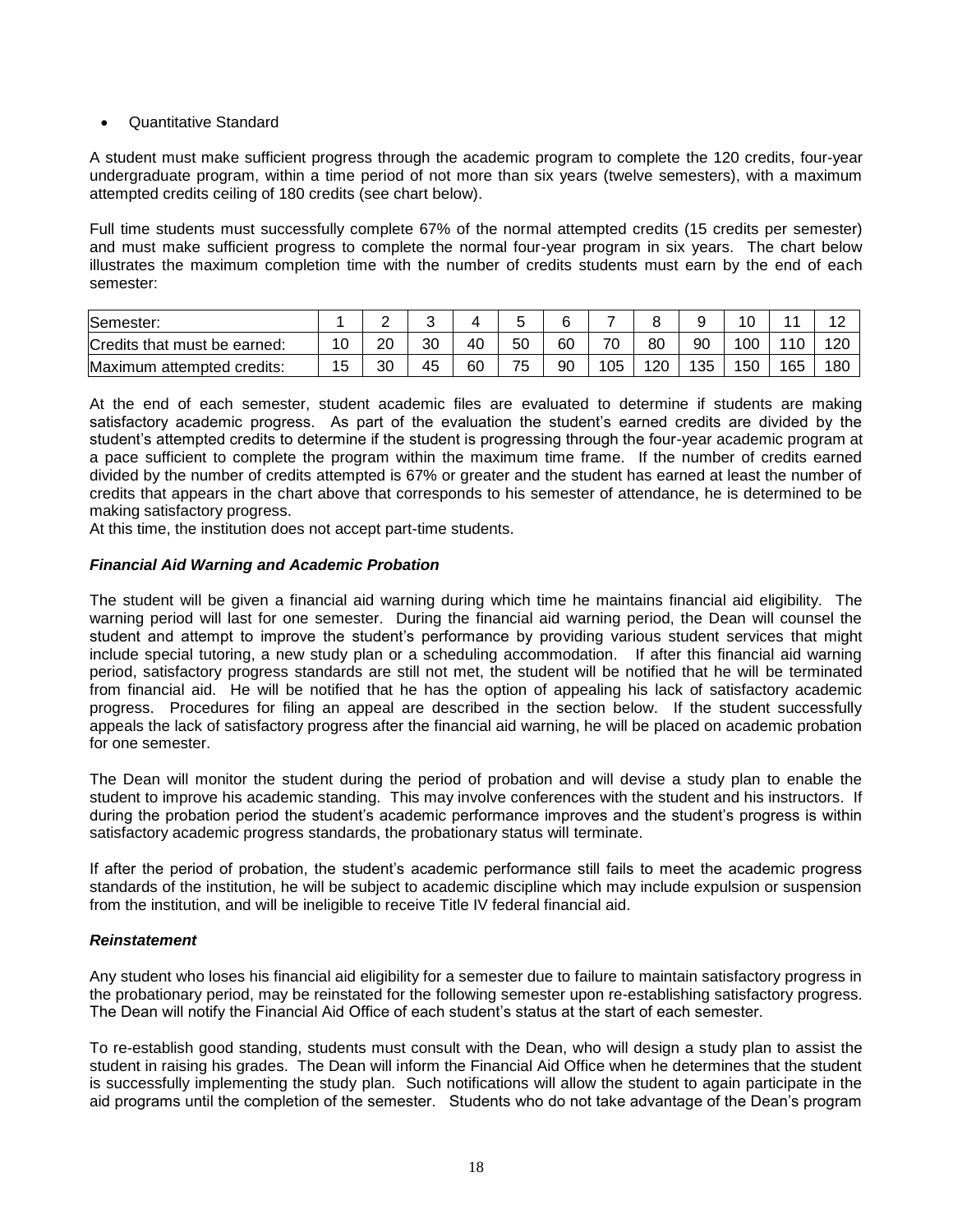- Quantitative Standard

A student must make sufficient progress through the academic program to complete the 120 credits, four-year undergraduate program, within a time period of not more than six years (twelve semesters), with a maximum attempted credits ceiling of 180 credits (see chart below).

Full time students must successfully complete 67% of the normal attempted credits (15 credits per semester) and must make sufficient progress to complete the normal four-year program in six years. The chart below illustrates the maximum completion time with the number of credits students must earn by the end of each semester:

| Semester: | 1 | 2 | 3 | 4 | 5 | 6 | 7 | 8 | 9 | 10 | 11 | 12 |
|---|---|---|---|---|---|---|---|---|---|---|---|---|
| Credits that must be earned: | 10 | 20 | 30 | 40 | 50 | 60 | 70 | 80 | 90 | 100 | 110 | 120 |
| Maximum attempted credits: | 15 | 30 | 45 | 60 | 75 | 90 | 105 | 120 | 135 | 150 | 165 | 180 |

At the end of each semester, student academic files are evaluated to determine if students are making satisfactory academic progress. As part of the evaluation the student's earned credits are divided by the student's attempted credits to determine if the student is progressing through the four-year academic program at a pace sufficient to complete the program within the maximum time frame. If the number of credits earned divided by the number of credits attempted is 67% or greater and the student has earned at least the number of credits that appears in the chart above that corresponds to his semester of attendance, he is determined to be making satisfactory progress.
At this time, the institution does not accept part-time students.

### *Financial Aid Warning and Academic Probation*

The student will be given a financial aid warning during which time he maintains financial aid eligibility. The warning period will last for one semester. During the financial aid warning period, the Dean will counsel the student and attempt to improve the student's performance by providing various student services that might include special tutoring, a new study plan or a scheduling accommodation. If after this financial aid warning period, satisfactory progress standards are still not met, the student will be notified that he will be terminated from financial aid. He will be notified that he has the option of appealing his lack of satisfactory academic progress. Procedures for filing an appeal are described in the section below. If the student successfully appeals the lack of satisfactory progress after the financial aid warning, he will be placed on academic probation for one semester.

The Dean will monitor the student during the period of probation and will devise a study plan to enable the student to improve his academic standing. This may involve conferences with the student and his instructors. If during the probation period the student's academic performance improves and the student's progress is within satisfactory academic progress standards, the probationary status will terminate.

If after the period of probation, the student's academic performance still fails to meet the academic progress standards of the institution, he will be subject to academic discipline which may include expulsion or suspension from the institution, and will be ineligible to receive Title IV federal financial aid.

### *Reinstatement*

Any student who loses his financial aid eligibility for a semester due to failure to maintain satisfactory progress in the probationary period, may be reinstated for the following semester upon re-establishing satisfactory progress. The Dean will notify the Financial Aid Office of each student's status at the start of each semester.

To re-establish good standing, students must consult with the Dean, who will design a study plan to assist the student in raising his grades. The Dean will inform the Financial Aid Office when he determines that the student is successfully implementing the study plan. Such notifications will allow the student to again participate in the aid programs until the completion of the semester. Students who do not take advantage of the Dean's program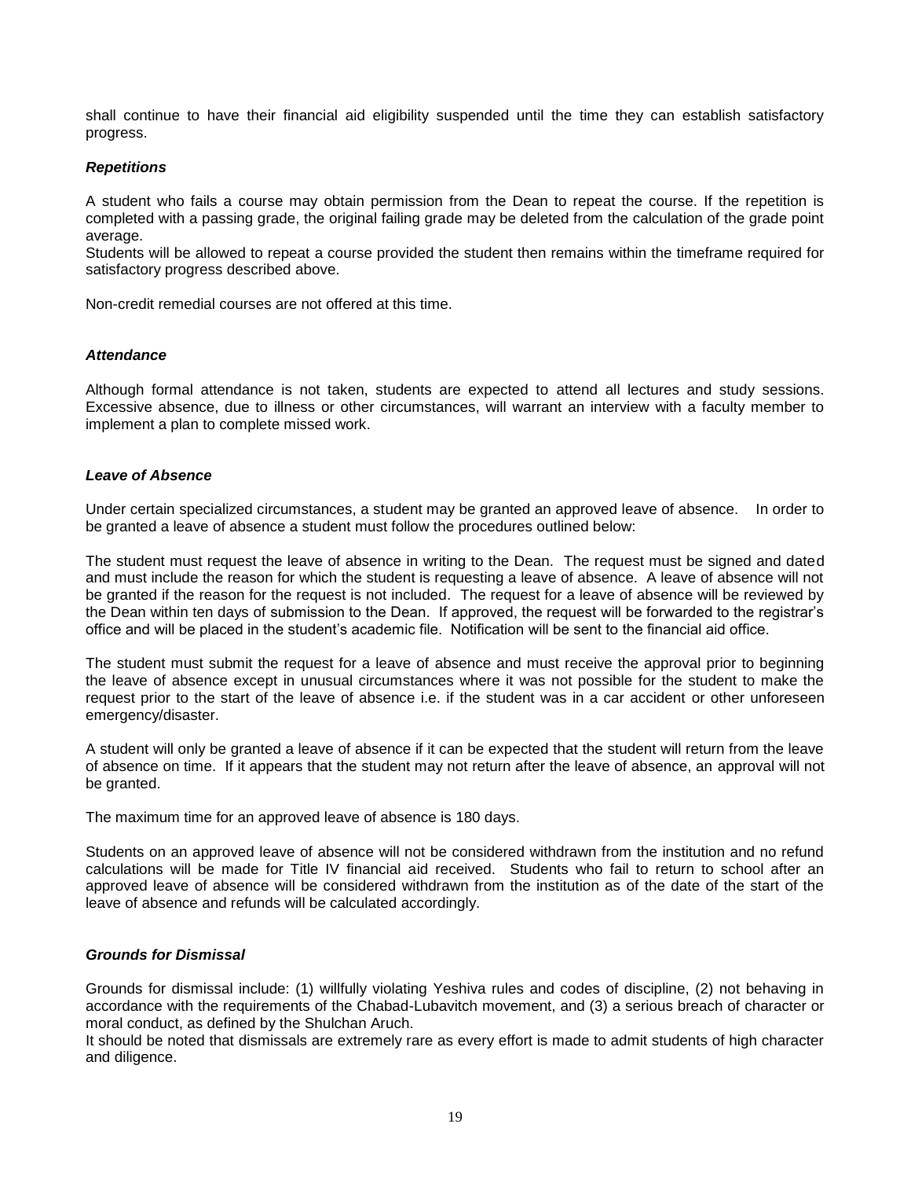shall continue to have their financial aid eligibility suspended until the time they can establish satisfactory progress.

### *Repetitions*

A student who fails a course may obtain permission from the Dean to repeat the course. If the repetition is completed with a passing grade, the original failing grade may be deleted from the calculation of the grade point average.
Students will be allowed to repeat a course provided the student then remains within the timeframe required for satisfactory progress described above.

Non-credit remedial courses are not offered at this time.

### *Attendance*

Although formal attendance is not taken, students are expected to attend all lectures and study sessions. Excessive absence, due to illness or other circumstances, will warrant an interview with a faculty member to implement a plan to complete missed work.

### *Leave of Absence*

Under certain specialized circumstances, a student may be granted an approved leave of absence. In order to be granted a leave of absence a student must follow the procedures outlined below:

The student must request the leave of absence in writing to the Dean. The request must be signed and dated and must include the reason for which the student is requesting a leave of absence. A leave of absence will not be granted if the reason for the request is not included. The request for a leave of absence will be reviewed by the Dean within ten days of submission to the Dean. If approved, the request will be forwarded to the registrar's office and will be placed in the student's academic file. Notification will be sent to the financial aid office.

The student must submit the request for a leave of absence and must receive the approval prior to beginning the leave of absence except in unusual circumstances where it was not possible for the student to make the request prior to the start of the leave of absence i.e. if the student was in a car accident or other unforeseen emergency/disaster.

A student will only be granted a leave of absence if it can be expected that the student will return from the leave of absence on time. If it appears that the student may not return after the leave of absence, an approval will not be granted.

The maximum time for an approved leave of absence is 180 days.

Students on an approved leave of absence will not be considered withdrawn from the institution and no refund calculations will be made for Title IV financial aid received. Students who fail to return to school after an approved leave of absence will be considered withdrawn from the institution as of the date of the start of the leave of absence and refunds will be calculated accordingly.

### *Grounds for Dismissal*

Grounds for dismissal include: (1) willfully violating Yeshiva rules and codes of discipline, (2) not behaving in accordance with the requirements of the Chabad-Lubavitch movement, and (3) a serious breach of character or moral conduct, as defined by the Shulchan Aruch.
It should be noted that dismissals are extremely rare as every effort is made to admit students of high character and diligence.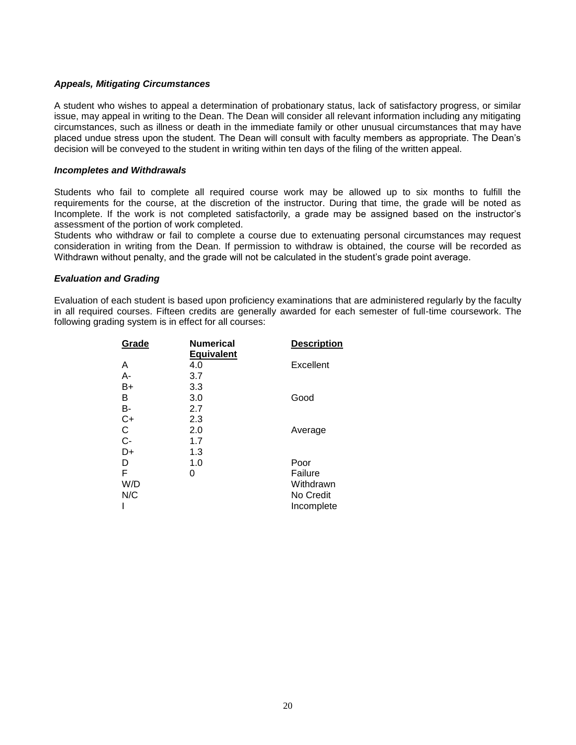### *Appeals, Mitigating Circumstances*

A student who wishes to appeal a determination of probationary status, lack of satisfactory progress, or similar issue, may appeal in writing to the Dean. The Dean will consider all relevant information including any mitigating circumstances, such as illness or death in the immediate family or other unusual circumstances that may have placed undue stress upon the student. The Dean will consult with faculty members as appropriate. The Dean's decision will be conveyed to the student in writing within ten days of the filing of the written appeal.

### *Incompletes and Withdrawals*

Students who fail to complete all required course work may be allowed up to six months to fulfill the requirements for the course, at the discretion of the instructor. During that time, the grade will be noted as Incomplete. If the work is not completed satisfactorily, a grade may be assigned based on the instructor's assessment of the portion of work completed.

Students who withdraw or fail to complete a course due to extenuating personal circumstances may request consideration in writing from the Dean. If permission to withdraw is obtained, the course will be recorded as Withdrawn without penalty, and the grade will not be calculated in the student's grade point average.

### *Evaluation and Grading*

Evaluation of each student is based upon proficiency examinations that are administered regularly by the faculty in all required courses. Fifteen credits are generally awarded for each semester of full-time coursework. The following grading system is in effect for all courses:

| Grade | Numerical Equivalent | Description |
|---|---|---|
| A | 4.0 | Excellent |
| A- | 3.7 | |
| B+ | 3.3 | |
| B | 3.0 | Good |
| B- | 2.7 | |
| C+ | 2.3 | |
| C | 2.0 | Average |
| C- | 1.7 | |
| D+ | 1.3 | |
| D | 1.0 | Poor |
| F | 0 | Failure |
| W/D | | Withdrawn |
| N/C | | No Credit |
| I | | Incomplete |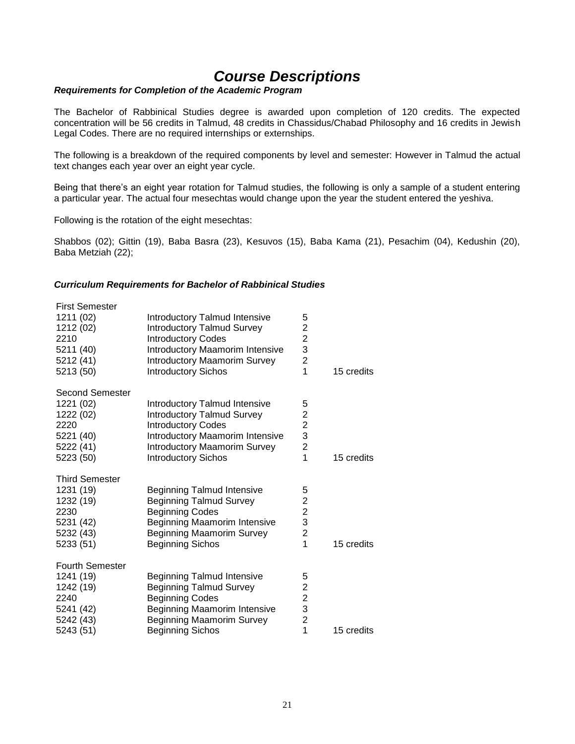# *Course Descriptions*

***Requirements for Completion of the Academic Program***

The Bachelor of Rabbinical Studies degree is awarded upon completion of 120 credits. The expected concentration will be 56 credits in Talmud, 48 credits in Chassidus/Chabad Philosophy and 16 credits in Jewish Legal Codes. There are no required internships or externships.

The following is a breakdown of the required components by level and semester: However in Talmud the actual text changes each year over an eight year cycle.

Being that there's an eight year rotation for Talmud studies, the following is only a sample of a student entering a particular year. The actual four mesechtas would change upon the year the student entered the yeshiva.

Following is the rotation of the eight mesechtas:

Shabbos (02); Gittin (19), Baba Basra (23), Kesuvos (15), Baba Kama (21), Pesachim (04), Kedushin (20), Baba Metziah (22);

***Curriculum Requirements for Bachelor of Rabbinical Studies***

| | | | |
|---|---|---|---|
| First Semester | | | |
| 1211 (02) | Introductory Talmud Intensive | 5 | |
| 1212 (02) | Introductory Talmud Survey | 2 | |
| 2210 | Introductory Codes | 2 | |
| 5211 (40) | Introductory Maamorim Intensive | 3 | |
| 5212 (41) | Introductory Maamorim Survey | 2 | |
| 5213 (50) | Introductory Sichos | 1 | 15 credits |
| Second Semester | | | |
| 1221 (02) | Introductory Talmud Intensive | 5 | |
| 1222 (02) | Introductory Talmud Survey | 2 | |
| 2220 | Introductory Codes | 2 | |
| 5221 (40) | Introductory Maamorim Intensive | 3 | |
| 5222 (41) | Introductory Maamorim Survey | 2 | |
| 5223 (50) | Introductory Sichos | 1 | 15 credits |
| Third Semester | | | |
| 1231 (19) | Beginning Talmud Intensive | 5 | |
| 1232 (19) | Beginning Talmud Survey | 2 | |
| 2230 | Beginning Codes | 2 | |
| 5231 (42) | Beginning Maamorim Intensive | 3 | |
| 5232 (43) | Beginning Maamorim Survey | 2 | |
| 5233 (51) | Beginning Sichos | 1 | 15 credits |
| Fourth Semester | | | |
| 1241 (19) | Beginning Talmud Intensive | 5 | |
| 1242 (19) | Beginning Talmud Survey | 2 | |
| 2240 | Beginning Codes | 2 | |
| 5241 (42) | Beginning Maamorim Intensive | 3 | |
| 5242 (43) | Beginning Maamorim Survey | 2 | |
| 5243 (51) | Beginning Sichos | 1 | 15 credits |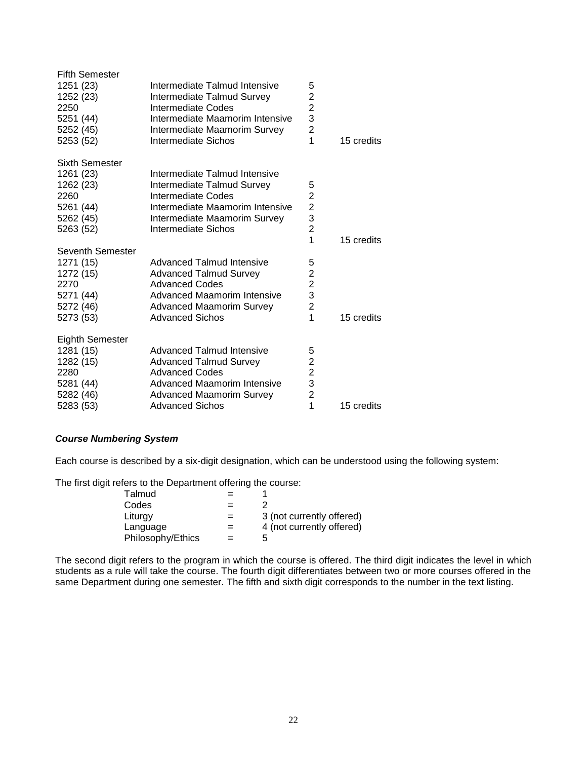| | | | |
|---|---|---|---|
| Fifth Semester | | | |
| 1251 (23) | Intermediate Talmud Intensive | 5 | |
| 1252 (23) | Intermediate Talmud Survey | 2 | |
| 2250 | Intermediate Codes | 2 | |
| 5251 (44) | Intermediate Maamorim Intensive | 3 | |
| 5252 (45) | Intermediate Maamorim Survey | 2 | |
| 5253 (52) | Intermediate Sichos | 1 | 15 credits |
| Sixth Semester | | | |
| 1261 (23) | Intermediate Talmud Intensive | | |
| 1262 (23) | Intermediate Talmud Survey | 5 | |
| 2260 | Intermediate Codes | 2 | |
| 5261 (44) | Intermediate Maamorim Intensive | 2 | |
| 5262 (45) | Intermediate Maamorim Survey | 3 | |
| 5263 (52) | Intermediate Sichos | 2 | |
| | | 1 | 15 credits |
| Seventh Semester | | | |
| 1271 (15) | Advanced Talmud Intensive | 5 | |
| 1272 (15) | Advanced Talmud Survey | 2 | |
| 2270 | Advanced Codes | 2 | |
| 5271 (44) | Advanced Maamorim Intensive | 3 | |
| 5272 (46) | Advanced Maamorim Survey | 2 | |
| 5273 (53) | Advanced Sichos | 1 | 15 credits |
| Eighth Semester | | | |
| 1281 (15) | Advanced Talmud Intensive | 5 | |
| 1282 (15) | Advanced Talmud Survey | 2 | |
| 2280 | Advanced Codes | 2 | |
| 5281 (44) | Advanced Maamorim Intensive | 3 | |
| 5282 (46) | Advanced Maamorim Survey | 2 | |
| 5283 (53) | Advanced Sichos | 1 | 15 credits |

### *Course Numbering System*

Each course is described by a six-digit designation, which can be understood using the following system:

The first digit refers to the Department offering the course:

| | | |
|---|---|---|
| Talmud | = | 1 |
| Codes | = | 2 |
| Liturgy | = | 3 (not currently offered) |
| Language | = | 4 (not currently offered) |
| Philosophy/Ethics | = | 5 |

The second digit refers to the program in which the course is offered. The third digit indicates the level in which students as a rule will take the course. The fourth digit differentiates between two or more courses offered in the same Department during one semester. The fifth and sixth digit corresponds to the number in the text listing.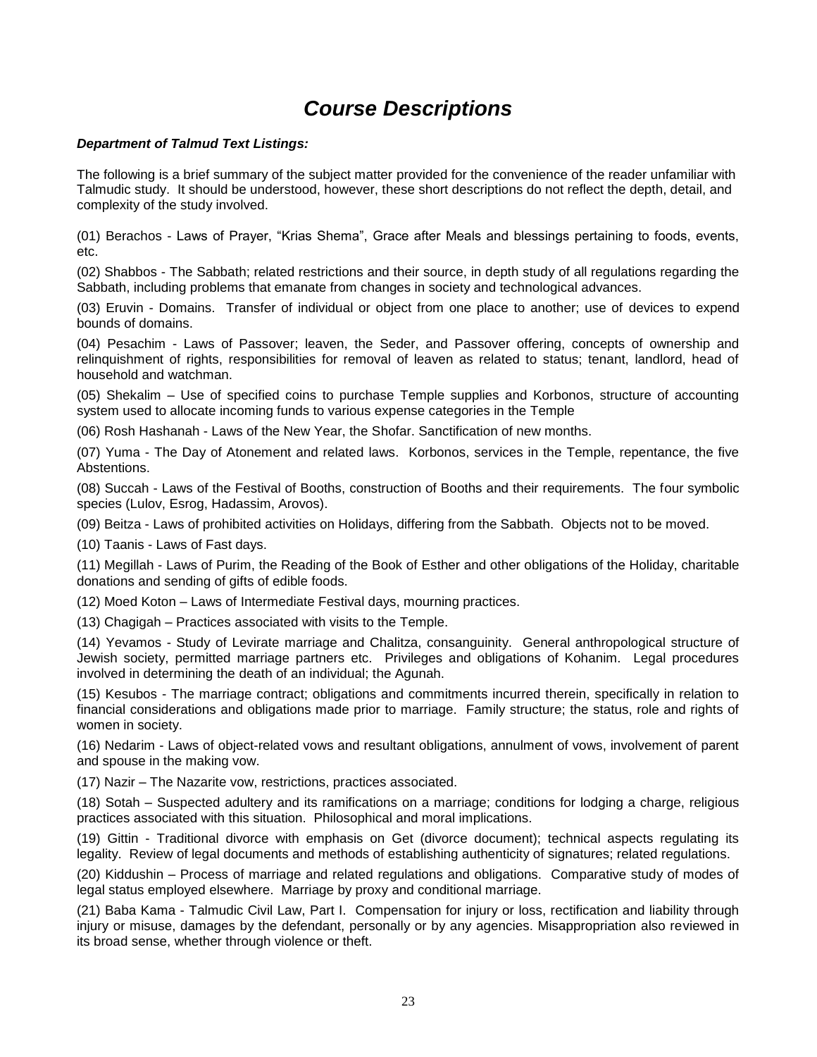# *Course Descriptions*

***Department of Talmud Text Listings:***

The following is a brief summary of the subject matter provided for the convenience of the reader unfamiliar with Talmudic study. It should be understood, however, these short descriptions do not reflect the depth, detail, and complexity of the study involved.

(01) Berachos - Laws of Prayer, "Krias Shema", Grace after Meals and blessings pertaining to foods, events, etc.

(02) Shabbos - The Sabbath; related restrictions and their source, in depth study of all regulations regarding the Sabbath, including problems that emanate from changes in society and technological advances.

(03) Eruvin - Domains. Transfer of individual or object from one place to another; use of devices to expend bounds of domains.

(04) Pesachim - Laws of Passover; leaven, the Seder, and Passover offering, concepts of ownership and relinquishment of rights, responsibilities for removal of leaven as related to status; tenant, landlord, head of household and watchman.

(05) Shekalim – Use of specified coins to purchase Temple supplies and Korbonos, structure of accounting system used to allocate incoming funds to various expense categories in the Temple

(06) Rosh Hashanah - Laws of the New Year, the Shofar. Sanctification of new months.

(07) Yuma - The Day of Atonement and related laws. Korbonos, services in the Temple, repentance, the five Abstentions.

(08) Succah - Laws of the Festival of Booths, construction of Booths and their requirements. The four symbolic species (Lulov, Esrog, Hadassim, Arovos).

(09) Beitza - Laws of prohibited activities on Holidays, differing from the Sabbath. Objects not to be moved.

(10) Taanis - Laws of Fast days.

(11) Megillah - Laws of Purim, the Reading of the Book of Esther and other obligations of the Holiday, charitable donations and sending of gifts of edible foods.

(12) Moed Koton – Laws of Intermediate Festival days, mourning practices.

(13) Chagigah – Practices associated with visits to the Temple.

(14) Yevamos - Study of Levirate marriage and Chalitza, consanguinity. General anthropological structure of Jewish society, permitted marriage partners etc. Privileges and obligations of Kohanim. Legal procedures involved in determining the death of an individual; the Agunah.

(15) Kesubos - The marriage contract; obligations and commitments incurred therein, specifically in relation to financial considerations and obligations made prior to marriage. Family structure; the status, role and rights of women in society.

(16) Nedarim - Laws of object-related vows and resultant obligations, annulment of vows, involvement of parent and spouse in the making vow.

(17) Nazir – The Nazarite vow, restrictions, practices associated.

(18) Sotah – Suspected adultery and its ramifications on a marriage; conditions for lodging a charge, religious practices associated with this situation. Philosophical and moral implications.

(19) Gittin - Traditional divorce with emphasis on Get (divorce document); technical aspects regulating its legality. Review of legal documents and methods of establishing authenticity of signatures; related regulations.

(20) Kiddushin – Process of marriage and related regulations and obligations. Comparative study of modes of legal status employed elsewhere. Marriage by proxy and conditional marriage.

(21) Baba Kama - Talmudic Civil Law, Part I. Compensation for injury or loss, rectification and liability through injury or misuse, damages by the defendant, personally or by any agencies. Misappropriation also reviewed in its broad sense, whether through violence or theft.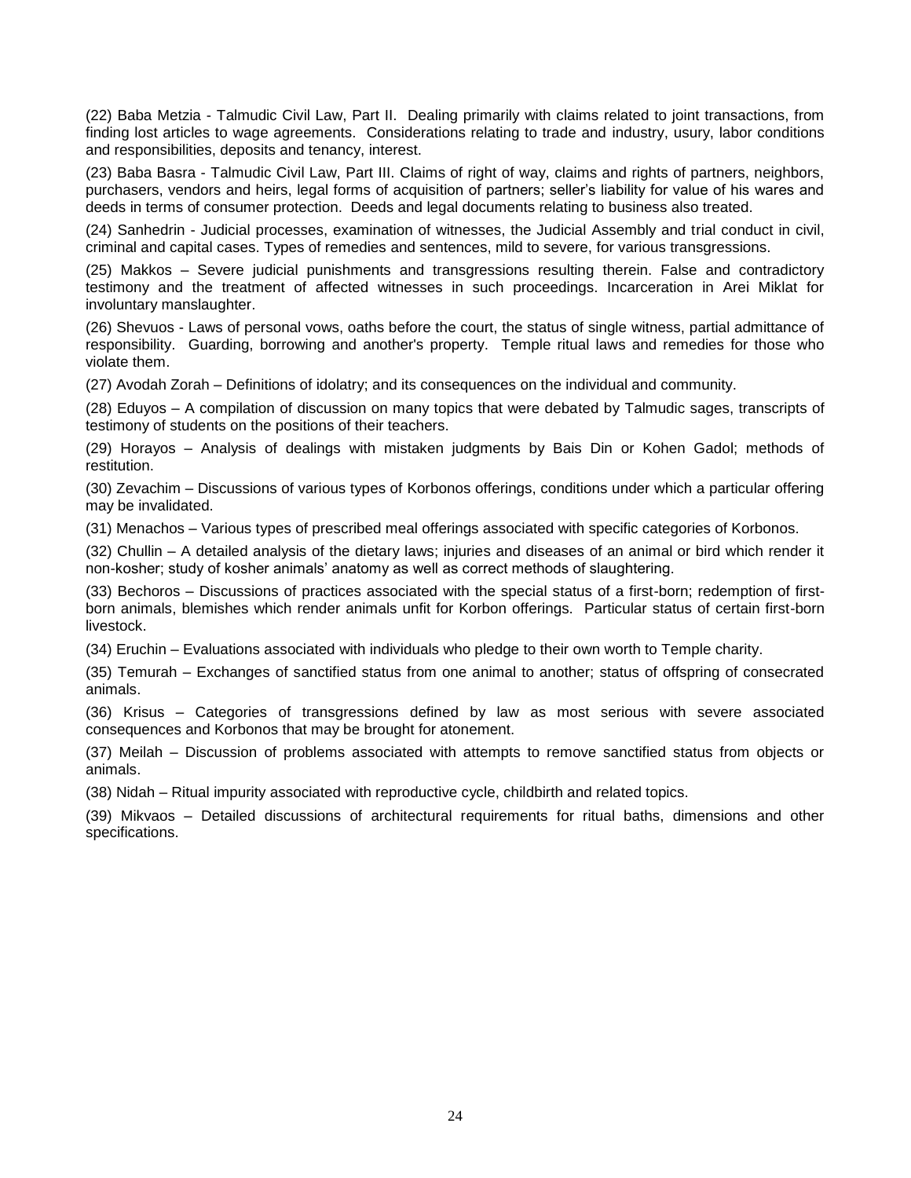(22) Baba Metzia - Talmudic Civil Law, Part II. Dealing primarily with claims related to joint transactions, from finding lost articles to wage agreements. Considerations relating to trade and industry, usury, labor conditions and responsibilities, deposits and tenancy, interest.

(23) Baba Basra - Talmudic Civil Law, Part III. Claims of right of way, claims and rights of partners, neighbors, purchasers, vendors and heirs, legal forms of acquisition of partners; seller's liability for value of his wares and deeds in terms of consumer protection. Deeds and legal documents relating to business also treated.

(24) Sanhedrin - Judicial processes, examination of witnesses, the Judicial Assembly and trial conduct in civil, criminal and capital cases. Types of remedies and sentences, mild to severe, for various transgressions.

(25) Makkos – Severe judicial punishments and transgressions resulting therein. False and contradictory testimony and the treatment of affected witnesses in such proceedings. Incarceration in Arei Miklat for involuntary manslaughter.

(26) Shevuos - Laws of personal vows, oaths before the court, the status of single witness, partial admittance of responsibility. Guarding, borrowing and another's property. Temple ritual laws and remedies for those who violate them.

(27) Avodah Zorah – Definitions of idolatry; and its consequences on the individual and community.

(28) Eduyos – A compilation of discussion on many topics that were debated by Talmudic sages, transcripts of testimony of students on the positions of their teachers.

(29) Horayos – Analysis of dealings with mistaken judgments by Bais Din or Kohen Gadol; methods of restitution.

(30) Zevachim – Discussions of various types of Korbonos offerings, conditions under which a particular offering may be invalidated.

(31) Menachos – Various types of prescribed meal offerings associated with specific categories of Korbonos.

(32) Chullin – A detailed analysis of the dietary laws; injuries and diseases of an animal or bird which render it non-kosher; study of kosher animals' anatomy as well as correct methods of slaughtering.

(33) Bechoros – Discussions of practices associated with the special status of a first-born; redemption of first-born animals, blemishes which render animals unfit for Korbon offerings. Particular status of certain first-born livestock.

(34) Eruchin – Evaluations associated with individuals who pledge to their own worth to Temple charity.

(35) Temurah – Exchanges of sanctified status from one animal to another; status of offspring of consecrated animals.

(36) Krisus – Categories of transgressions defined by law as most serious with severe associated consequences and Korbonos that may be brought for atonement.

(37) Meilah – Discussion of problems associated with attempts to remove sanctified status from objects or animals.

(38) Nidah – Ritual impurity associated with reproductive cycle, childbirth and related topics.

(39) Mikvaos – Detailed discussions of architectural requirements for ritual baths, dimensions and other specifications.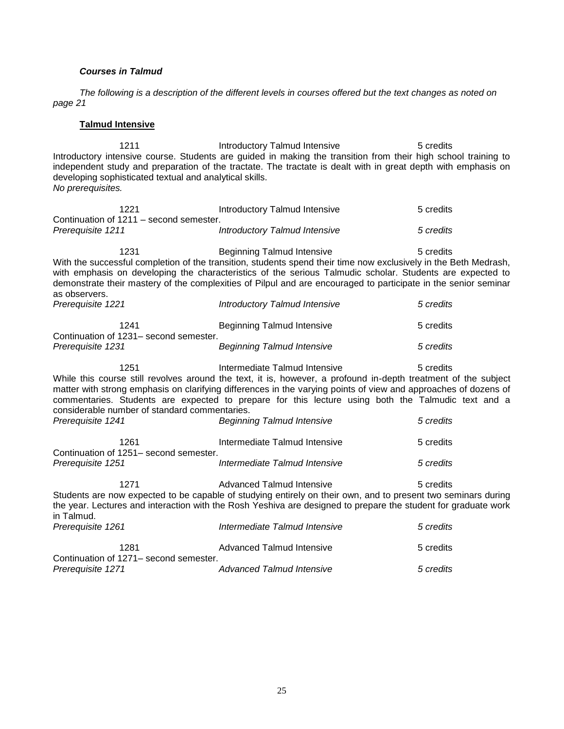***Courses in Talmud***

*The following is a description of the different levels in courses offered but the text changes as noted on page 21*

**<u>Talmud Intensive</u>**

1211 Introductory Talmud Intensive 5 credits

Introductory intensive course. Students are guided in making the transition from their high school training to independent study and preparation of the tractate. The tractate is dealt with in great depth with emphasis on developing sophisticated textual and analytical skills.

*No prerequisites.*

1221 Introductory Talmud Intensive 5 credits

Continuation of 1211 – second semester.

*Prerequisite 1211 Introductory Talmud Intensive 5 credits*

1231 Beginning Talmud Intensive 5 credits

With the successful completion of the transition, students spend their time now exclusively in the Beth Medrash, with emphasis on developing the characteristics of the serious Talmudic scholar. Students are expected to demonstrate their mastery of the complexities of Pilpul and are encouraged to participate in the senior seminar as observers.

*Prerequisite 1221 Introductory Talmud Intensive 5 credits*

1241 Beginning Talmud Intensive 5 credits

Continuation of 1231– second semester.

*Prerequisite 1231 Beginning Talmud Intensive 5 credits*

1251 Intermediate Talmud Intensive 5 credits

While this course still revolves around the text, it is, however, a profound in-depth treatment of the subject matter with strong emphasis on clarifying differences in the varying points of view and approaches of dozens of commentaries. Students are expected to prepare for this lecture using both the Talmudic text and a considerable number of standard commentaries.

*Prerequisite 1241 Beginning Talmud Intensive 5 credits*

1261 Intermediate Talmud Intensive 5 credits

Continuation of 1251– second semester.

*Prerequisite 1251 Intermediate Talmud Intensive 5 credits*

1271 Advanced Talmud Intensive 5 credits

Students are now expected to be capable of studying entirely on their own, and to present two seminars during the year. Lectures and interaction with the Rosh Yeshiva are designed to prepare the student for graduate work in Talmud.

*Prerequisite 1261 Intermediate Talmud Intensive 5 credits*

1281 Advanced Talmud Intensive 5 credits

Continuation of 1271– second semester.

*Prerequisite 1271 Advanced Talmud Intensive 5 credits*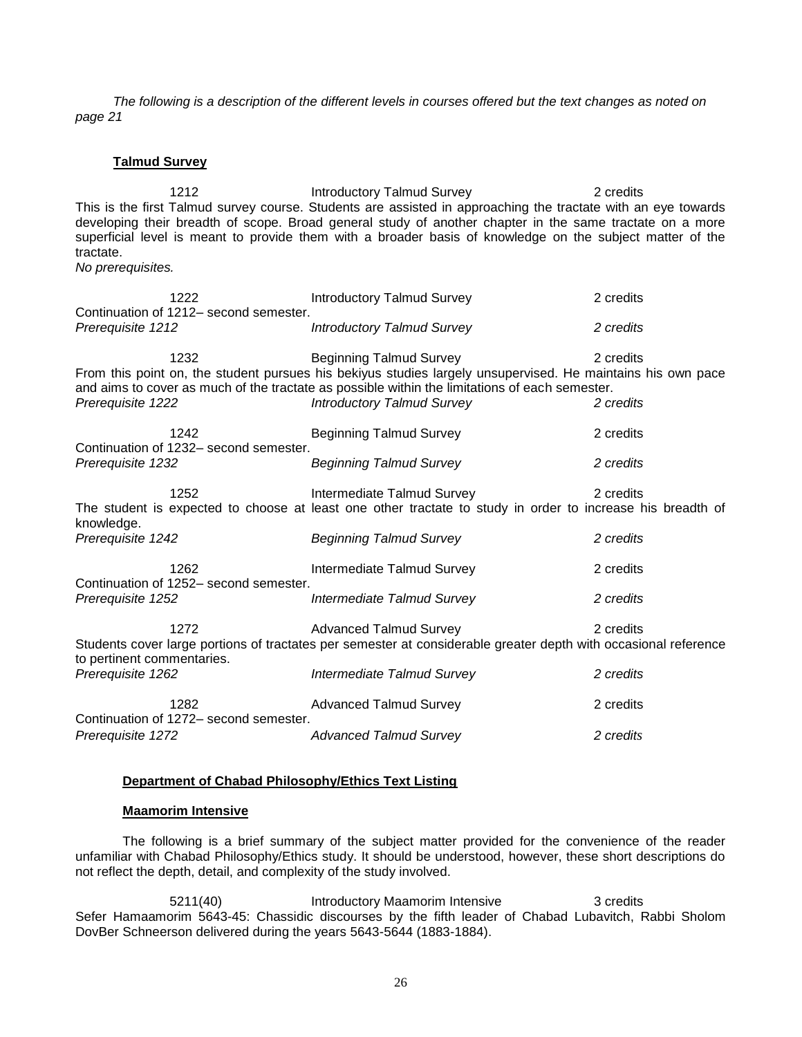*The following is a description of the different levels in courses offered but the text changes as noted on page 21*

**Talmud Survey**

1212 Introductory Talmud Survey 2 credits

This is the first Talmud survey course. Students are assisted in approaching the tractate with an eye towards developing their breadth of scope. Broad general study of another chapter in the same tractate on a more superficial level is meant to provide them with a broader basis of knowledge on the subject matter of the tractate.

*No prerequisites.*

1222 Introductory Talmud Survey 2 credits

Continuation of 1212– second semester.

*Prerequisite 1212 Introductory Talmud Survey 2 credits*

1232 Beginning Talmud Survey 2 credits

From this point on, the student pursues his bekiyus studies largely unsupervised. He maintains his own pace and aims to cover as much of the tractate as possible within the limitations of each semester.

*Prerequisite 1222 Introductory Talmud Survey 2 credits*

1242 Beginning Talmud Survey 2 credits

Continuation of 1232– second semester.

*Prerequisite 1232 Beginning Talmud Survey 2 credits*

1252 Intermediate Talmud Survey 2 credits

The student is expected to choose at least one other tractate to study in order to increase his breadth of knowledge.

*Prerequisite 1242 Beginning Talmud Survey 2 credits*

1262 Intermediate Talmud Survey 2 credits

Continuation of 1252– second semester.

*Prerequisite 1252 Intermediate Talmud Survey 2 credits*

1272 Advanced Talmud Survey 2 credits

Students cover large portions of tractates per semester at considerable greater depth with occasional reference to pertinent commentaries.

*Prerequisite 1262 Intermediate Talmud Survey 2 credits*

1282 Advanced Talmud Survey 2 credits

Continuation of 1272– second semester.

*Prerequisite 1272 Advanced Talmud Survey 2 credits*

**Department of Chabad Philosophy/Ethics Text Listing**

**Maamorim Intensive**

The following is a brief summary of the subject matter provided for the convenience of the reader unfamiliar with Chabad Philosophy/Ethics study. It should be understood, however, these short descriptions do not reflect the depth, detail, and complexity of the study involved.

5211(40) Introductory Maamorim Intensive 3 credits

Sefer Hamaamorim 5643-45: Chassidic discourses by the fifth leader of Chabad Lubavitch, Rabbi Sholom DovBer Schneerson delivered during the years 5643-5644 (1883-1884).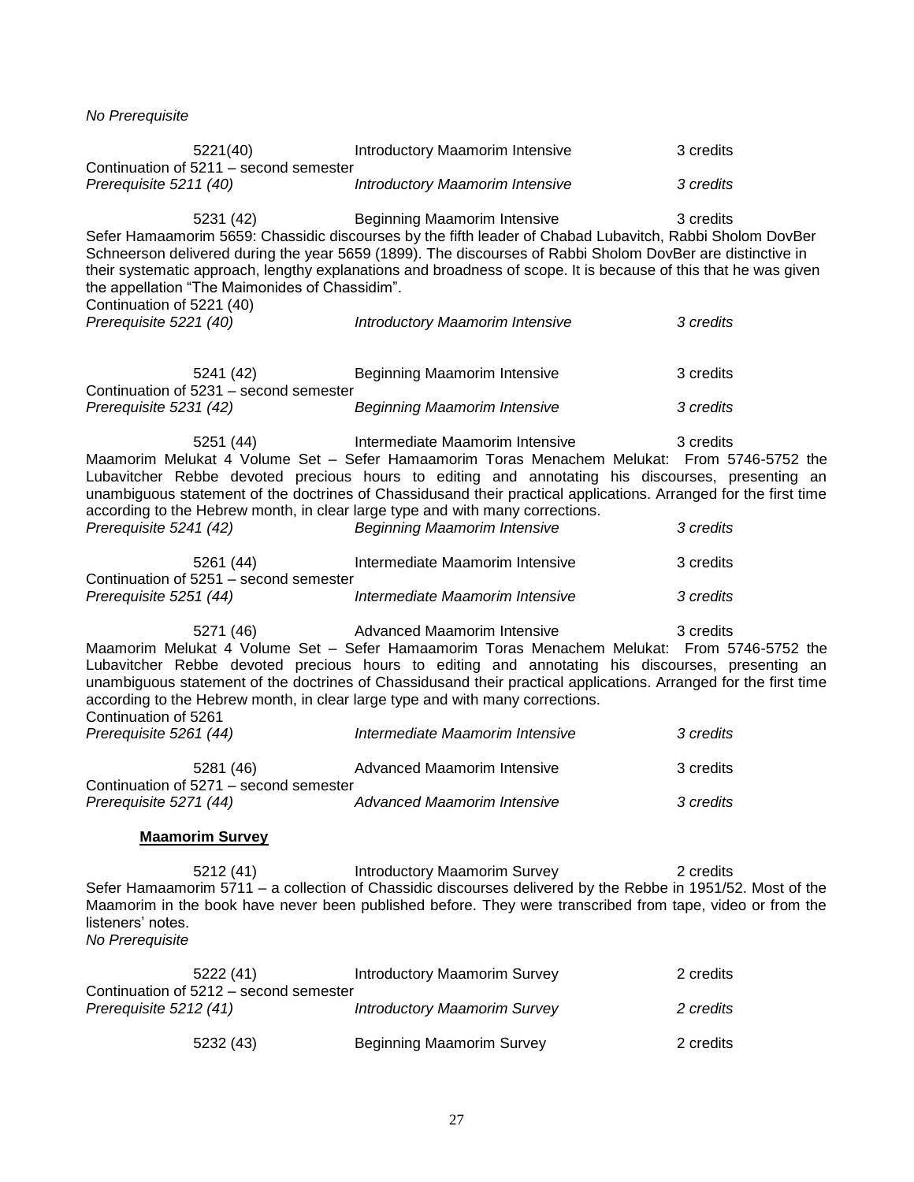*No Prerequisite*

5221(40) Introductory Maamorim Intensive 3 credits

Continuation of 5211 – second semester

*Prerequisite 5211 (40) Introductory Maamorim Intensive 3 credits*

5231 (42) Beginning Maamorim Intensive 3 credits

Sefer Hamaamorim 5659: Chassidic discourses by the fifth leader of Chabad Lubavitch, Rabbi Sholom DovBer Schneerson delivered during the year 5659 (1899). The discourses of Rabbi Sholom DovBer are distinctive in their systematic approach, lengthy explanations and broadness of scope. It is because of this that he was given the appellation "The Maimonides of Chassidim".

Continuation of 5221 (40)

*Prerequisite 5221 (40) Introductory Maamorim Intensive 3 credits*

5241 (42) Beginning Maamorim Intensive 3 credits

Continuation of 5231 – second semester

*Prerequisite 5231 (42) Beginning Maamorim Intensive 3 credits*

5251 (44) Intermediate Maamorim Intensive 3 credits

Maamorim Melukat 4 Volume Set – Sefer Hamaamorim Toras Menachem Melukat: From 5746-5752 the Lubavitcher Rebbe devoted precious hours to editing and annotating his discourses, presenting an unambiguous statement of the doctrines of Chassidusand their practical applications. Arranged for the first time according to the Hebrew month, in clear large type and with many corrections.

*Prerequisite 5241 (42) Beginning Maamorim Intensive 3 credits*

5261 (44) Intermediate Maamorim Intensive 3 credits

Continuation of 5251 – second semester

*Prerequisite 5251 (44) Intermediate Maamorim Intensive 3 credits*

5271 (46) Advanced Maamorim Intensive 3 credits

Maamorim Melukat 4 Volume Set – Sefer Hamaamorim Toras Menachem Melukat: From 5746-5752 the Lubavitcher Rebbe devoted precious hours to editing and annotating his discourses, presenting an unambiguous statement of the doctrines of Chassidusand their practical applications. Arranged for the first time according to the Hebrew month, in clear large type and with many corrections.

Continuation of 5261

*Prerequisite 5261 (44) Intermediate Maamorim Intensive 3 credits*

5281 (46) Advanced Maamorim Intensive 3 credits

Continuation of 5271 – second semester

*Prerequisite 5271 (44) Advanced Maamorim Intensive 3 credits*

**Maamorim Survey**

5212 (41) Introductory Maamorim Survey 2 credits

Sefer Hamaamorim 5711 – a collection of Chassidic discourses delivered by the Rebbe in 1951/52. Most of the Maamorim in the book have never been published before. They were transcribed from tape, video or from the listeners' notes.

*No Prerequisite*

5222 (41) Introductory Maamorim Survey 2 credits

Continuation of 5212 – second semester

*Prerequisite 5212 (41) Introductory Maamorim Survey 2 credits*

5232 (43) Beginning Maamorim Survey 2 credits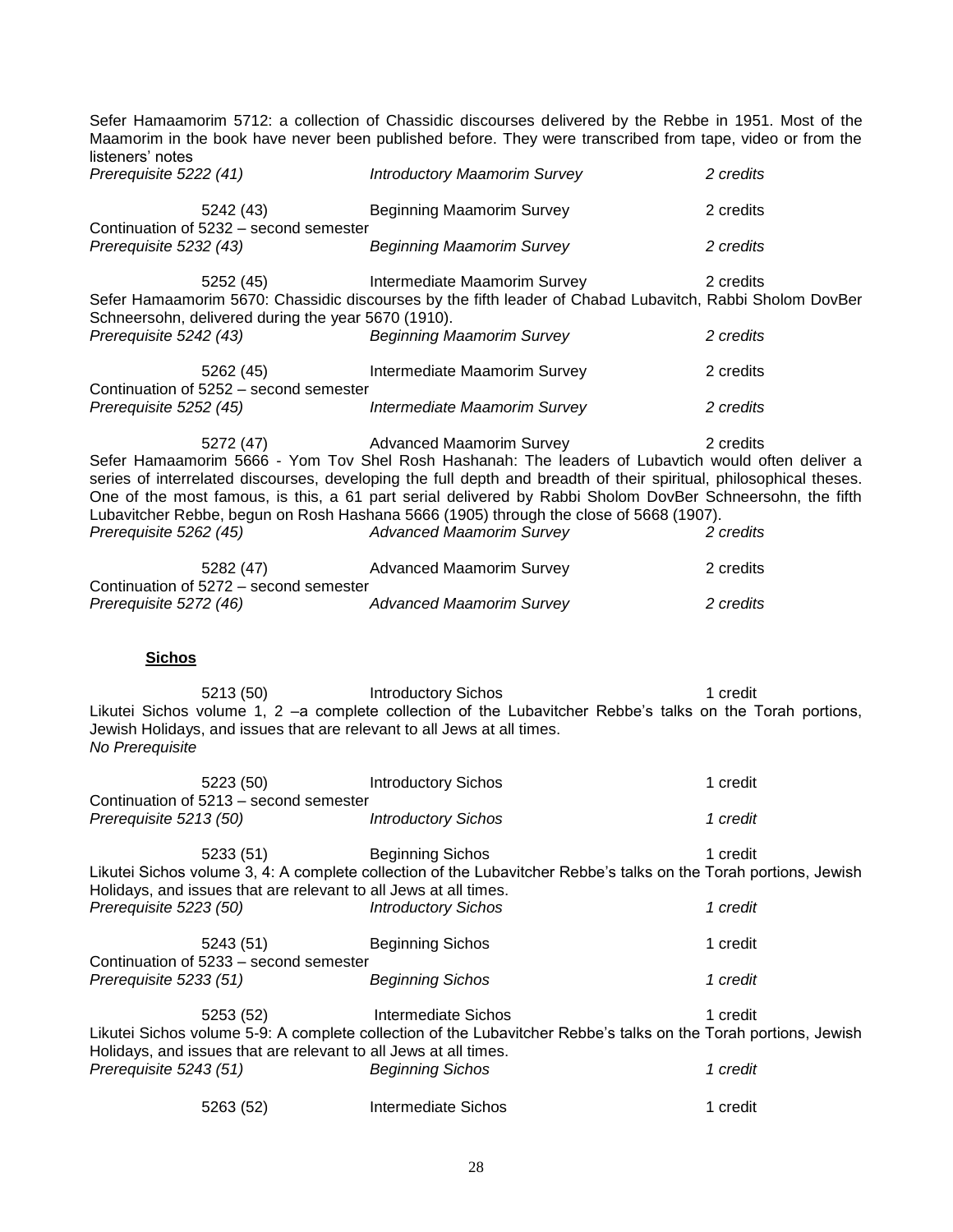Sefer Hamaamorim 5712: a collection of Chassidic discourses delivered by the Rebbe in 1951. Most of the Maamorim in the book have never been published before. They were transcribed from tape, video or from the listeners' notes

*Prerequisite 5222 (41) — Introductory Maamorim Survey — 2 credits*

5242 (43) — Beginning Maamorim Survey — 2 credits

Continuation of 5232 – second semester

*Prerequisite 5232 (43) — Beginning Maamorim Survey — 2 credits*

5252 (45) — Intermediate Maamorim Survey — 2 credits

Sefer Hamaamorim 5670: Chassidic discourses by the fifth leader of Chabad Lubavitch, Rabbi Sholom DovBer Schneersohn, delivered during the year 5670 (1910).

*Prerequisite 5242 (43) — Beginning Maamorim Survey — 2 credits*

5262 (45) — Intermediate Maamorim Survey — 2 credits

Continuation of 5252 – second semester

*Prerequisite 5252 (45) — Intermediate Maamorim Survey — 2 credits*

5272 (47) — Advanced Maamorim Survey — 2 credits

Sefer Hamaamorim 5666 - Yom Tov Shel Rosh Hashanah: The leaders of Lubavtich would often deliver a series of interrelated discourses, developing the full depth and breadth of their spiritual, philosophical theses. One of the most famous, is this, a 61 part serial delivered by Rabbi Sholom DovBer Schneersohn, the fifth Lubavitcher Rebbe, begun on Rosh Hashana 5666 (1905) through the close of 5668 (1907).

*Prerequisite 5262 (45) — Advanced Maamorim Survey — 2 credits*

5282 (47) — Advanced Maamorim Survey — 2 credits

Continuation of 5272 – second semester

*Prerequisite 5272 (46) — Advanced Maamorim Survey — 2 credits*

## **Sichos**

5213 (50) — Introductory Sichos — 1 credit

Likutei Sichos volume 1, 2 –a complete collection of the Lubavitcher Rebbe's talks on the Torah portions, Jewish Holidays, and issues that are relevant to all Jews at all times.

*No Prerequisite*

5223 (50) — Introductory Sichos — 1 credit

Continuation of 5213 – second semester

*Prerequisite 5213 (50) — Introductory Sichos — 1 credit*

5233 (51) — Beginning Sichos — 1 credit

Likutei Sichos volume 3, 4: A complete collection of the Lubavitcher Rebbe's talks on the Torah portions, Jewish Holidays, and issues that are relevant to all Jews at all times.

*Prerequisite 5223 (50) — Introductory Sichos — 1 credit*

5243 (51) — Beginning Sichos — 1 credit

Continuation of 5233 – second semester

*Prerequisite 5233 (51) — Beginning Sichos — 1 credit*

5253 (52) — Intermediate Sichos — 1 credit

Likutei Sichos volume 5-9: A complete collection of the Lubavitcher Rebbe's talks on the Torah portions, Jewish Holidays, and issues that are relevant to all Jews at all times.

*Prerequisite 5243 (51) — Beginning Sichos — 1 credit*

5263 (52) — Intermediate Sichos — 1 credit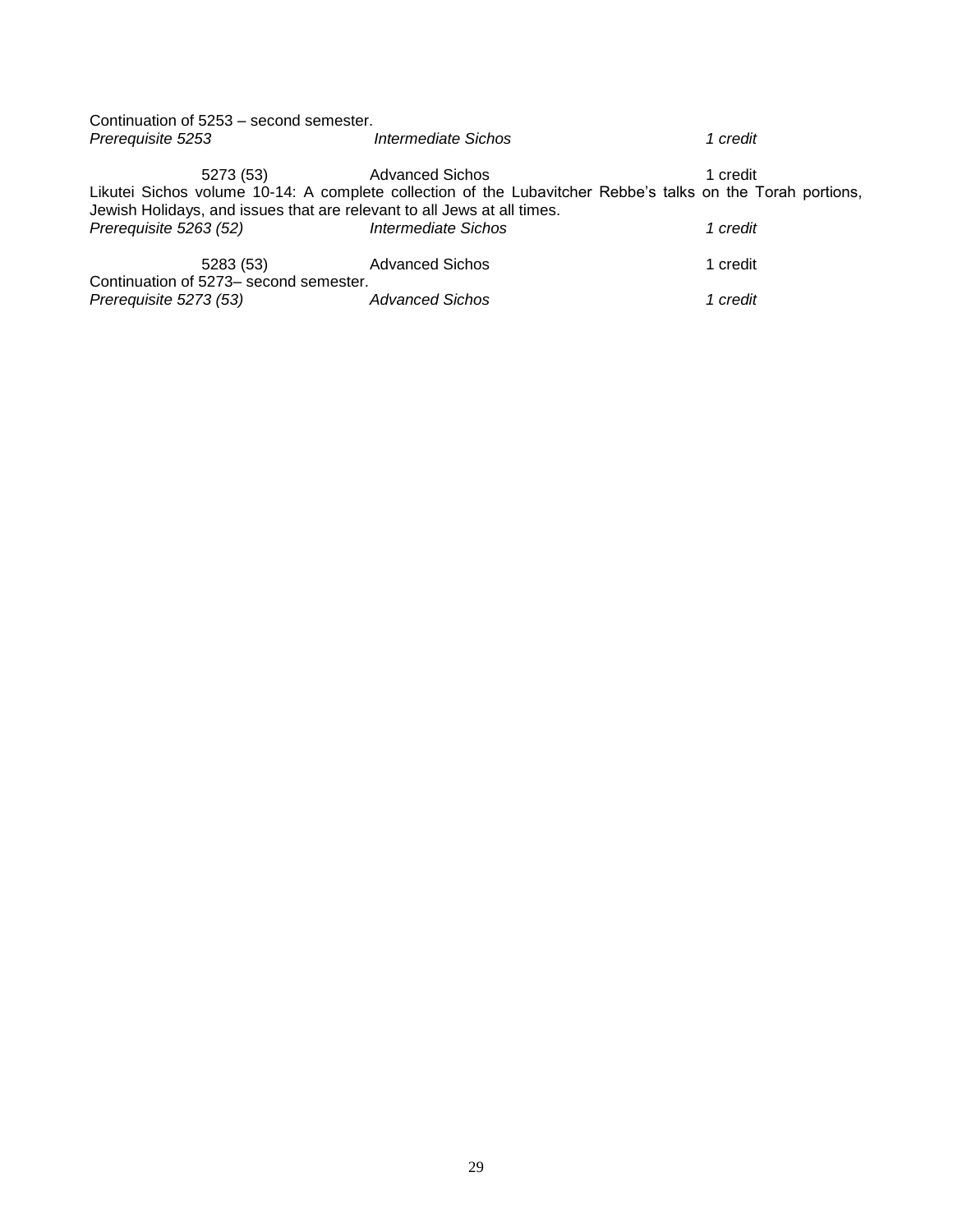Continuation of 5253 – second semester.
*Prerequisite 5253* *Intermediate Sichos* *1 credit*

5273 (53) Advanced Sichos 1 credit
Likutei Sichos volume 10-14: A complete collection of the Lubavitcher Rebbe's talks on the Torah portions, Jewish Holidays, and issues that are relevant to all Jews at all times.
*Prerequisite 5263 (52)* *Intermediate Sichos* *1 credit*

5283 (53) Advanced Sichos 1 credit
Continuation of 5273– second semester.
*Prerequisite 5273 (53)* *Advanced Sichos* *1 credit*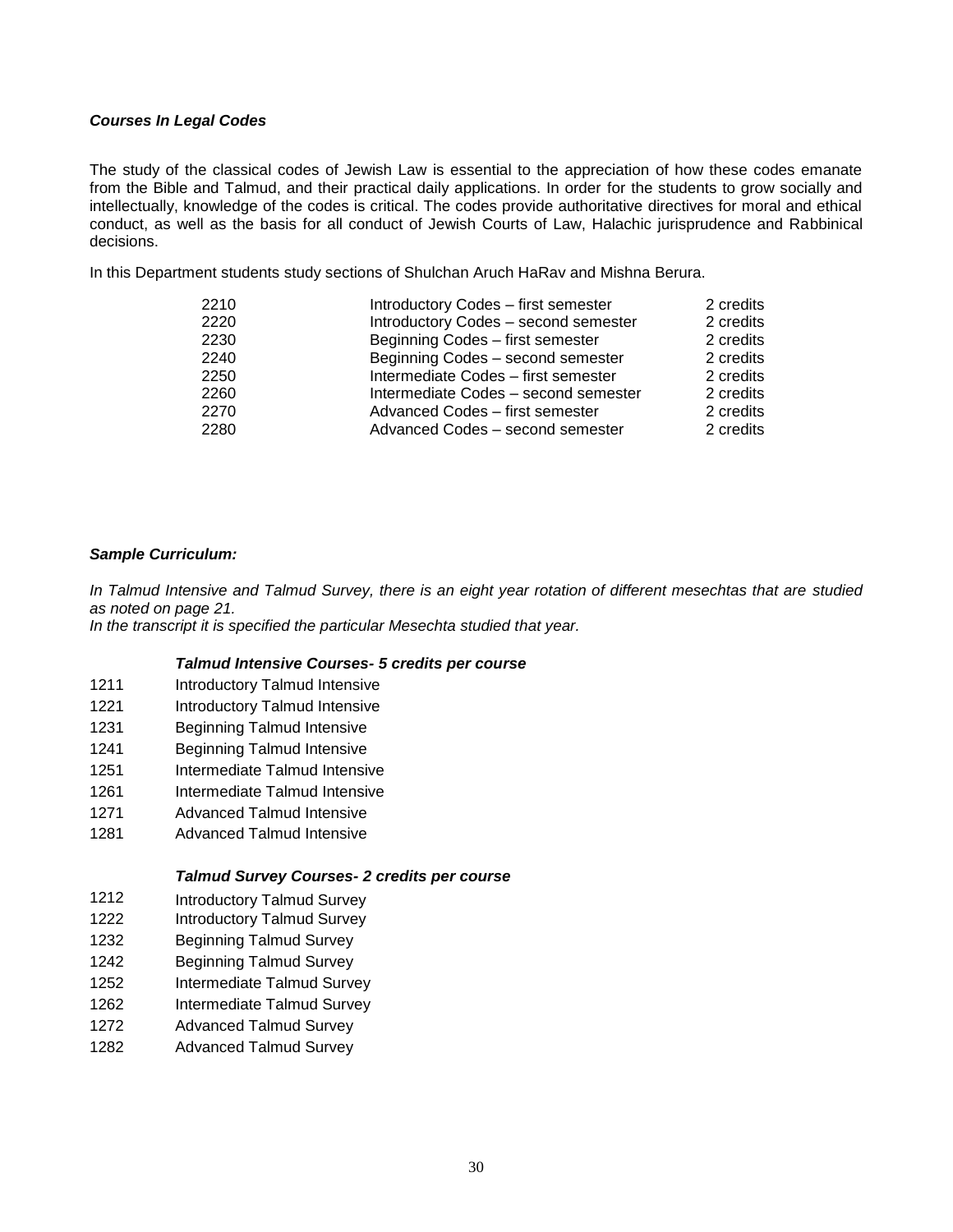***Courses In Legal Codes***

The study of the classical codes of Jewish Law is essential to the appreciation of how these codes emanate from the Bible and Talmud, and their practical daily applications. In order for the students to grow socially and intellectually, knowledge of the codes is critical. The codes provide authoritative directives for moral and ethical conduct, as well as the basis for all conduct of Jewish Courts of Law, Halachic jurisprudence and Rabbinical decisions.

In this Department students study sections of Shulchan Aruch HaRav and Mishna Berura.

| | | |
|---|---|---|
| 2210 | Introductory Codes – first semester | 2 credits |
| 2220 | Introductory Codes – second semester | 2 credits |
| 2230 | Beginning Codes – first semester | 2 credits |
| 2240 | Beginning Codes – second semester | 2 credits |
| 2250 | Intermediate Codes – first semester | 2 credits |
| 2260 | Intermediate Codes – second semester | 2 credits |
| 2270 | Advanced Codes – first semester | 2 credits |
| 2280 | Advanced Codes – second semester | 2 credits |

***Sample Curriculum:***

*In Talmud Intensive and Talmud Survey, there is an eight year rotation of different mesechtas that are studied as noted on page 21.*
*In the transcript it is specified the particular Mesechta studied that year.*

***Talmud Intensive Courses- 5 credits per course***

| | |
|---|---|
| 1211 | Introductory Talmud Intensive |
| 1221 | Introductory Talmud Intensive |
| 1231 | Beginning Talmud Intensive |
| 1241 | Beginning Talmud Intensive |
| 1251 | Intermediate Talmud Intensive |
| 1261 | Intermediate Talmud Intensive |
| 1271 | Advanced Talmud Intensive |
| 1281 | Advanced Talmud Intensive |

***Talmud Survey Courses- 2 credits per course***

| | |
|---|---|
| 1212 | Introductory Talmud Survey |
| 1222 | Introductory Talmud Survey |
| 1232 | Beginning Talmud Survey |
| 1242 | Beginning Talmud Survey |
| 1252 | Intermediate Talmud Survey |
| 1262 | Intermediate Talmud Survey |
| 1272 | Advanced Talmud Survey |
| 1282 | Advanced Talmud Survey |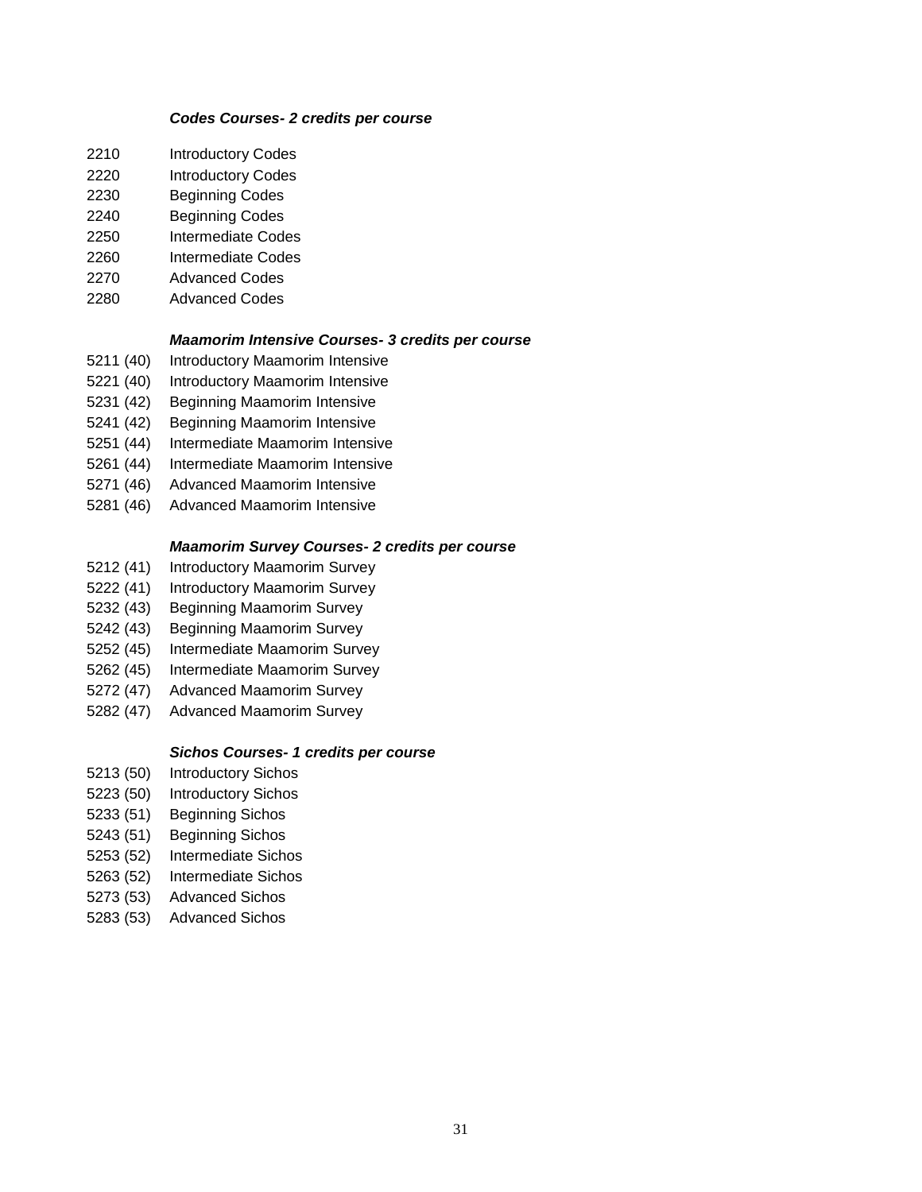***Codes Courses- 2 credits per course***

2210 Introductory Codes
2220 Introductory Codes
2230 Beginning Codes
2240 Beginning Codes
2250 Intermediate Codes
2260 Intermediate Codes
2270 Advanced Codes
2280 Advanced Codes

***Maamorim Intensive Courses- 3 credits per course***

5211 (40) Introductory Maamorim Intensive
5221 (40) Introductory Maamorim Intensive
5231 (42) Beginning Maamorim Intensive
5241 (42) Beginning Maamorim Intensive
5251 (44) Intermediate Maamorim Intensive
5261 (44) Intermediate Maamorim Intensive
5271 (46) Advanced Maamorim Intensive
5281 (46) Advanced Maamorim Intensive

***Maamorim Survey Courses- 2 credits per course***

5212 (41) Introductory Maamorim Survey
5222 (41) Introductory Maamorim Survey
5232 (43) Beginning Maamorim Survey
5242 (43) Beginning Maamorim Survey
5252 (45) Intermediate Maamorim Survey
5262 (45) Intermediate Maamorim Survey
5272 (47) Advanced Maamorim Survey
5282 (47) Advanced Maamorim Survey

***Sichos Courses- 1 credits per course***

5213 (50) Introductory Sichos
5223 (50) Introductory Sichos
5233 (51) Beginning Sichos
5243 (51) Beginning Sichos
5253 (52) Intermediate Sichos
5263 (52) Intermediate Sichos
5273 (53) Advanced Sichos
5283 (53) Advanced Sichos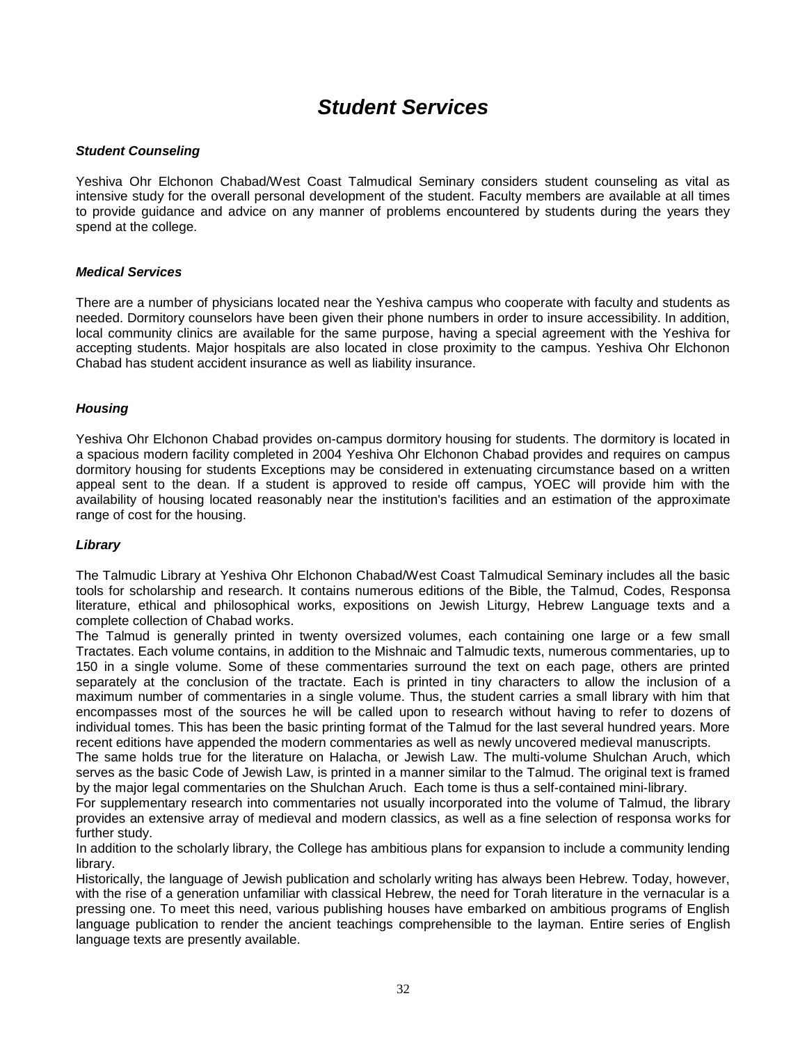# *Student Services*

### *Student Counseling*

Yeshiva Ohr Elchonon Chabad/West Coast Talmudical Seminary considers student counseling as vital as intensive study for the overall personal development of the student. Faculty members are available at all times to provide guidance and advice on any manner of problems encountered by students during the years they spend at the college.

### *Medical Services*

There are a number of physicians located near the Yeshiva campus who cooperate with faculty and students as needed. Dormitory counselors have been given their phone numbers in order to insure accessibility. In addition, local community clinics are available for the same purpose, having a special agreement with the Yeshiva for accepting students. Major hospitals are also located in close proximity to the campus. Yeshiva Ohr Elchonon Chabad has student accident insurance as well as liability insurance.

### *Housing*

Yeshiva Ohr Elchonon Chabad provides on-campus dormitory housing for students. The dormitory is located in a spacious modern facility completed in 2004 Yeshiva Ohr Elchonon Chabad provides and requires on campus dormitory housing for students Exceptions may be considered in extenuating circumstance based on a written appeal sent to the dean. If a student is approved to reside off campus, YOEC will provide him with the availability of housing located reasonably near the institution's facilities and an estimation of the approximate range of cost for the housing.

### *Library*

The Talmudic Library at Yeshiva Ohr Elchonon Chabad/West Coast Talmudical Seminary includes all the basic tools for scholarship and research. It contains numerous editions of the Bible, the Talmud, Codes, Responsa literature, ethical and philosophical works, expositions on Jewish Liturgy, Hebrew Language texts and a complete collection of Chabad works.

The Talmud is generally printed in twenty oversized volumes, each containing one large or a few small Tractates. Each volume contains, in addition to the Mishnaic and Talmudic texts, numerous commentaries, up to 150 in a single volume. Some of these commentaries surround the text on each page, others are printed separately at the conclusion of the tractate. Each is printed in tiny characters to allow the inclusion of a maximum number of commentaries in a single volume. Thus, the student carries a small library with him that encompasses most of the sources he will be called upon to research without having to refer to dozens of individual tomes. This has been the basic printing format of the Talmud for the last several hundred years. More recent editions have appended the modern commentaries as well as newly uncovered medieval manuscripts.

The same holds true for the literature on Halacha, or Jewish Law. The multi-volume Shulchan Aruch, which serves as the basic Code of Jewish Law, is printed in a manner similar to the Talmud. The original text is framed by the major legal commentaries on the Shulchan Aruch. Each tome is thus a self-contained mini-library.

For supplementary research into commentaries not usually incorporated into the volume of Talmud, the library provides an extensive array of medieval and modern classics, as well as a fine selection of responsa works for further study.

In addition to the scholarly library, the College has ambitious plans for expansion to include a community lending library.

Historically, the language of Jewish publication and scholarly writing has always been Hebrew. Today, however, with the rise of a generation unfamiliar with classical Hebrew, the need for Torah literature in the vernacular is a pressing one. To meet this need, various publishing houses have embarked on ambitious programs of English language publication to render the ancient teachings comprehensible to the layman. Entire series of English language texts are presently available.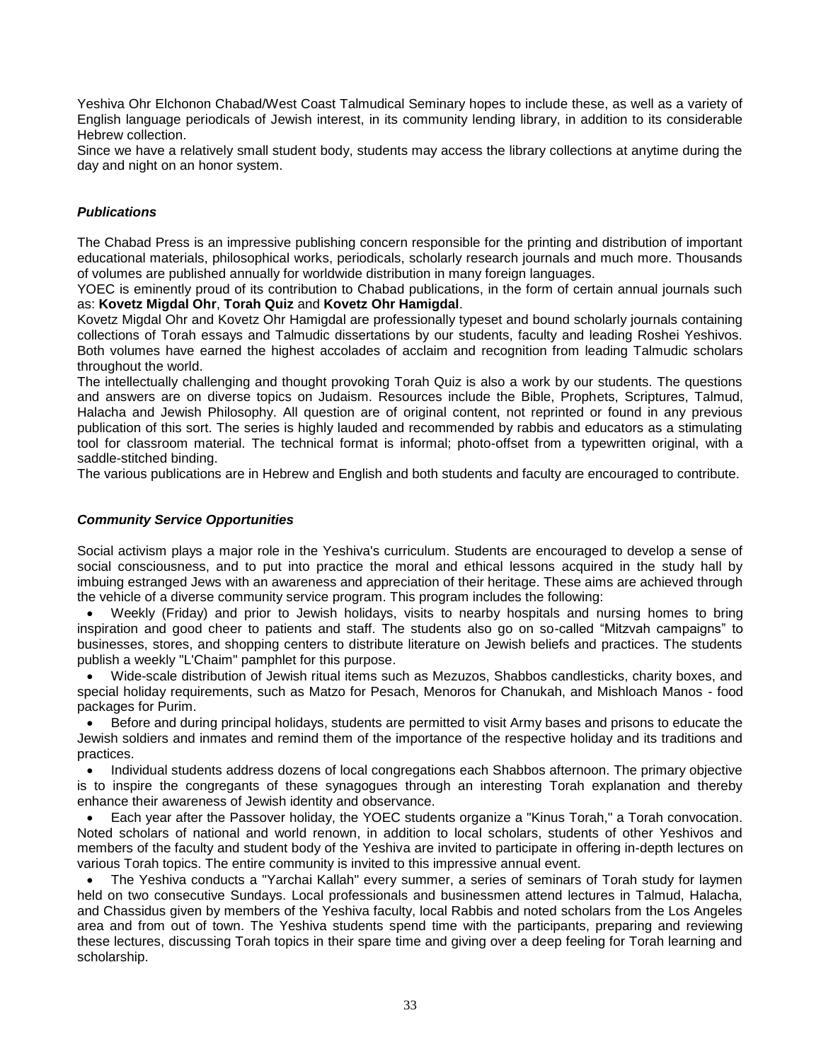Yeshiva Ohr Elchonon Chabad/West Coast Talmudical Seminary hopes to include these, as well as a variety of English language periodicals of Jewish interest, in its community lending library, in addition to its considerable Hebrew collection.

Since we have a relatively small student body, students may access the library collections at anytime during the day and night on an honor system.

### *Publications*

The Chabad Press is an impressive publishing concern responsible for the printing and distribution of important educational materials, philosophical works, periodicals, scholarly research journals and much more. Thousands of volumes are published annually for worldwide distribution in many foreign languages.

YOEC is eminently proud of its contribution to Chabad publications, in the form of certain annual journals such as: **Kovetz Migdal Ohr**, **Torah Quiz** and **Kovetz Ohr Hamigdal**.

Kovetz Migdal Ohr and Kovetz Ohr Hamigdal are professionally typeset and bound scholarly journals containing collections of Torah essays and Talmudic dissertations by our students, faculty and leading Roshei Yeshivos. Both volumes have earned the highest accolades of acclaim and recognition from leading Talmudic scholars throughout the world.

The intellectually challenging and thought provoking Torah Quiz is also a work by our students. The questions and answers are on diverse topics on Judaism. Resources include the Bible, Prophets, Scriptures, Talmud, Halacha and Jewish Philosophy. All question are of original content, not reprinted or found in any previous publication of this sort. The series is highly lauded and recommended by rabbis and educators as a stimulating tool for classroom material. The technical format is informal; photo-offset from a typewritten original, with a saddle-stitched binding.

The various publications are in Hebrew and English and both students and faculty are encouraged to contribute.

### *Community Service Opportunities*

Social activism plays a major role in the Yeshiva's curriculum. Students are encouraged to develop a sense of social consciousness, and to put into practice the moral and ethical lessons acquired in the study hall by imbuing estranged Jews with an awareness and appreciation of their heritage. These aims are achieved through the vehicle of a diverse community service program. This program includes the following:

- Weekly (Friday) and prior to Jewish holidays, visits to nearby hospitals and nursing homes to bring inspiration and good cheer to patients and staff. The students also go on so-called “Mitzvah campaigns” to businesses, stores, and shopping centers to distribute literature on Jewish beliefs and practices. The students publish a weekly "L'Chaim" pamphlet for this purpose.
- Wide-scale distribution of Jewish ritual items such as Mezuzos, Shabbos candlesticks, charity boxes, and special holiday requirements, such as Matzo for Pesach, Menoros for Chanukah, and Mishloach Manos - food packages for Purim.
- Before and during principal holidays, students are permitted to visit Army bases and prisons to educate the Jewish soldiers and inmates and remind them of the importance of the respective holiday and its traditions and practices.
- Individual students address dozens of local congregations each Shabbos afternoon. The primary objective is to inspire the congregants of these synagogues through an interesting Torah explanation and thereby enhance their awareness of Jewish identity and observance.
- Each year after the Passover holiday, the YOEC students organize a "Kinus Torah," a Torah convocation. Noted scholars of national and world renown, in addition to local scholars, students of other Yeshivos and members of the faculty and student body of the Yeshiva are invited to participate in offering in-depth lectures on various Torah topics. The entire community is invited to this impressive annual event.
- The Yeshiva conducts a "Yarchai Kallah" every summer, a series of seminars of Torah study for laymen held on two consecutive Sundays. Local professionals and businessmen attend lectures in Talmud, Halacha, and Chassidus given by members of the Yeshiva faculty, local Rabbis and noted scholars from the Los Angeles area and from out of town. The Yeshiva students spend time with the participants, preparing and reviewing these lectures, discussing Torah topics in their spare time and giving over a deep feeling for Torah learning and scholarship.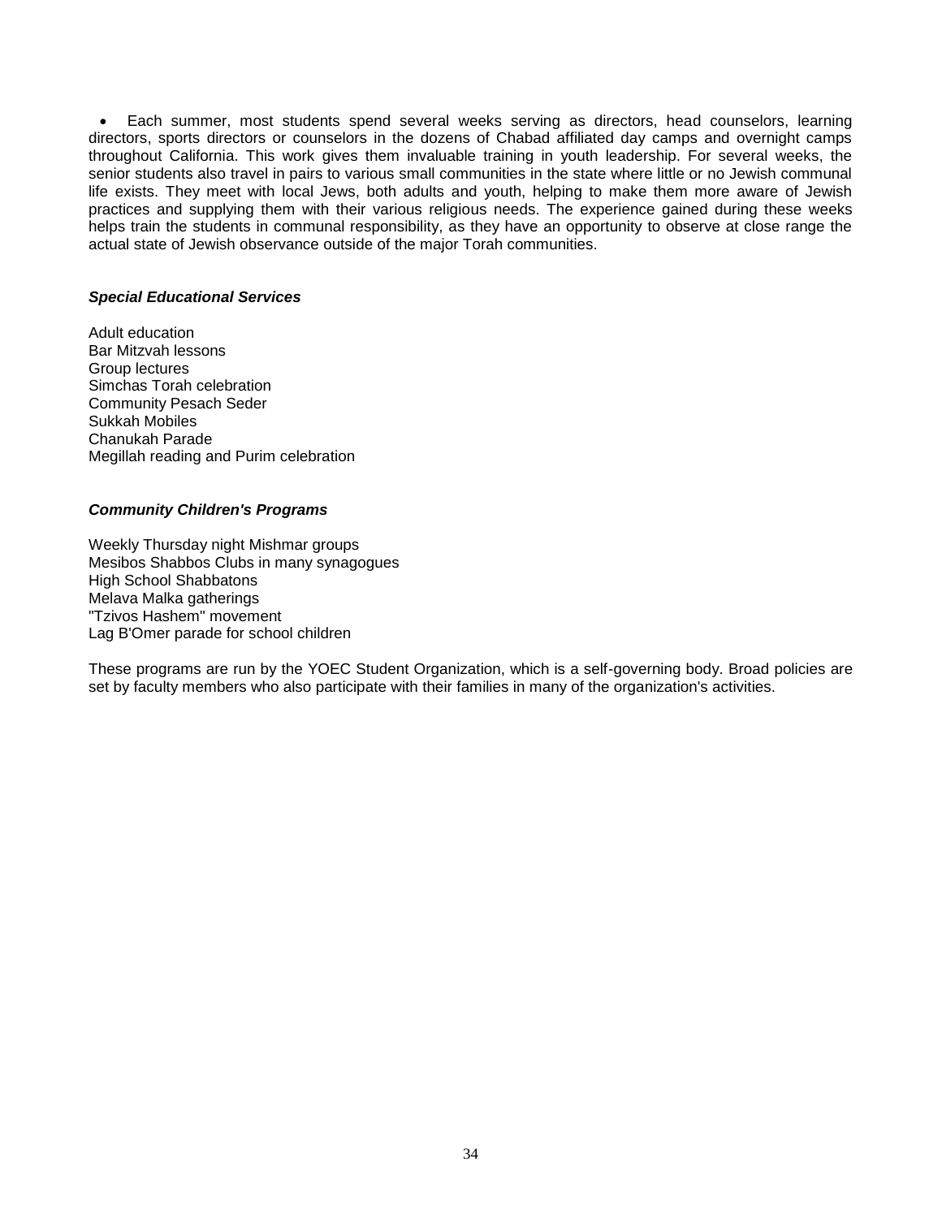- Each summer, most students spend several weeks serving as directors, head counselors, learning directors, sports directors or counselors in the dozens of Chabad affiliated day camps and overnight camps throughout California. This work gives them invaluable training in youth leadership. For several weeks, the senior students also travel in pairs to various small communities in the state where little or no Jewish communal life exists. They meet with local Jews, both adults and youth, helping to make them more aware of Jewish practices and supplying them with their various religious needs. The experience gained during these weeks helps train the students in communal responsibility, as they have an opportunity to observe at close range the actual state of Jewish observance outside of the major Torah communities.

***Special Educational Services***

Adult education  
Bar Mitzvah lessons  
Group lectures  
Simchas Torah celebration  
Community Pesach Seder  
Sukkah Mobiles  
Chanukah Parade  
Megillah reading and Purim celebration

***Community Children's Programs***

Weekly Thursday night Mishmar groups  
Mesibos Shabbos Clubs in many synagogues  
High School Shabbatons  
Melava Malka gatherings  
"Tzivos Hashem" movement  
Lag B'Omer parade for school children

These programs are run by the YOEC Student Organization, which is a self-governing body. Broad policies are set by faculty members who also participate with their families in many of the organization's activities.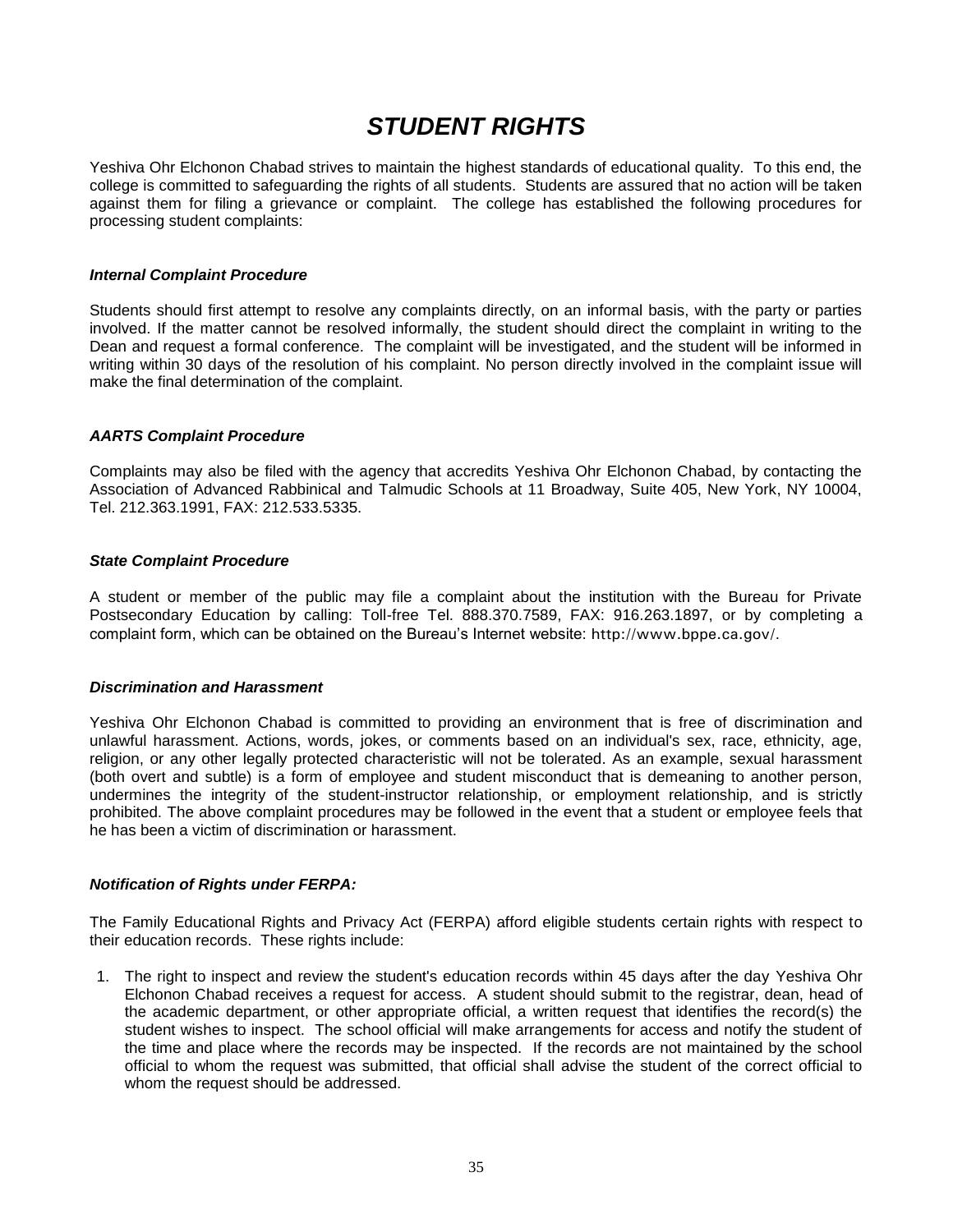# *STUDENT RIGHTS*

Yeshiva Ohr Elchonon Chabad strives to maintain the highest standards of educational quality. To this end, the college is committed to safeguarding the rights of all students. Students are assured that no action will be taken against them for filing a grievance or complaint. The college has established the following procedures for processing student complaints:

### *Internal Complaint Procedure*

Students should first attempt to resolve any complaints directly, on an informal basis, with the party or parties involved. If the matter cannot be resolved informally, the student should direct the complaint in writing to the Dean and request a formal conference. The complaint will be investigated, and the student will be informed in writing within 30 days of the resolution of his complaint. No person directly involved in the complaint issue will make the final determination of the complaint.

### *AARTS Complaint Procedure*

Complaints may also be filed with the agency that accredits Yeshiva Ohr Elchonon Chabad, by contacting the Association of Advanced Rabbinical and Talmudic Schools at 11 Broadway, Suite 405, New York, NY 10004, Tel. 212.363.1991, FAX: 212.533.5335.

### *State Complaint Procedure*

A student or member of the public may file a complaint about the institution with the Bureau for Private Postsecondary Education by calling: Toll-free Tel. 888.370.7589, FAX: 916.263.1897, or by completing a complaint form, which can be obtained on the Bureau's Internet website: http://www.bppe.ca.gov/.

### *Discrimination and Harassment*

Yeshiva Ohr Elchonon Chabad is committed to providing an environment that is free of discrimination and unlawful harassment. Actions, words, jokes, or comments based on an individual's sex, race, ethnicity, age, religion, or any other legally protected characteristic will not be tolerated. As an example, sexual harassment (both overt and subtle) is a form of employee and student misconduct that is demeaning to another person, undermines the integrity of the student-instructor relationship, or employment relationship, and is strictly prohibited. The above complaint procedures may be followed in the event that a student or employee feels that he has been a victim of discrimination or harassment.

### *Notification of Rights under FERPA:*

The Family Educational Rights and Privacy Act (FERPA) afford eligible students certain rights with respect to their education records. These rights include:

1. The right to inspect and review the student's education records within 45 days after the day Yeshiva Ohr Elchonon Chabad receives a request for access. A student should submit to the registrar, dean, head of the academic department, or other appropriate official, a written request that identifies the record(s) the student wishes to inspect. The school official will make arrangements for access and notify the student of the time and place where the records may be inspected. If the records are not maintained by the school official to whom the request was submitted, that official shall advise the student of the correct official to whom the request should be addressed.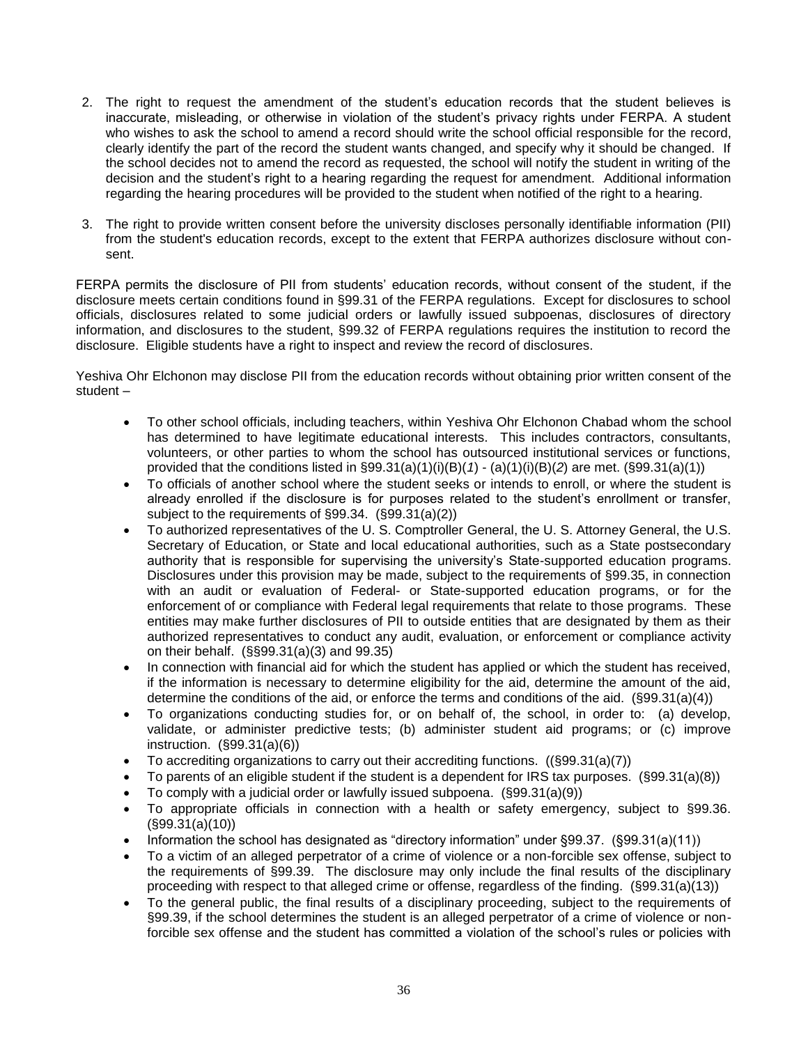2. The right to request the amendment of the student's education records that the student believes is inaccurate, misleading, or otherwise in violation of the student's privacy rights under FERPA. A student who wishes to ask the school to amend a record should write the school official responsible for the record, clearly identify the part of the record the student wants changed, and specify why it should be changed. If the school decides not to amend the record as requested, the school will notify the student in writing of the decision and the student's right to a hearing regarding the request for amendment. Additional information regarding the hearing procedures will be provided to the student when notified of the right to a hearing.

3. The right to provide written consent before the university discloses personally identifiable information (PII) from the student's education records, except to the extent that FERPA authorizes disclosure without consent.

FERPA permits the disclosure of PII from students' education records, without consent of the student, if the disclosure meets certain conditions found in §99.31 of the FERPA regulations. Except for disclosures to school officials, disclosures related to some judicial orders or lawfully issued subpoenas, disclosures of directory information, and disclosures to the student, §99.32 of FERPA regulations requires the institution to record the disclosure. Eligible students have a right to inspect and review the record of disclosures.

Yeshiva Ohr Elchonon may disclose PII from the education records without obtaining prior written consent of the student –

- To other school officials, including teachers, within Yeshiva Ohr Elchonon Chabad whom the school has determined to have legitimate educational interests. This includes contractors, consultants, volunteers, or other parties to whom the school has outsourced institutional services or functions, provided that the conditions listed in §99.31(a)(1)(i)(B)(*1*) - (a)(1)(i)(B)(*2*) are met. (§99.31(a)(1))
- To officials of another school where the student seeks or intends to enroll, or where the student is already enrolled if the disclosure is for purposes related to the student's enrollment or transfer, subject to the requirements of §99.34. (§99.31(a)(2))
- To authorized representatives of the U. S. Comptroller General, the U. S. Attorney General, the U.S. Secretary of Education, or State and local educational authorities, such as a State postsecondary authority that is responsible for supervising the university's State-supported education programs. Disclosures under this provision may be made, subject to the requirements of §99.35, in connection with an audit or evaluation of Federal- or State-supported education programs, or for the enforcement of or compliance with Federal legal requirements that relate to those programs. These entities may make further disclosures of PII to outside entities that are designated by them as their authorized representatives to conduct any audit, evaluation, or enforcement or compliance activity on their behalf. (§§99.31(a)(3) and 99.35)
- In connection with financial aid for which the student has applied or which the student has received, if the information is necessary to determine eligibility for the aid, determine the amount of the aid, determine the conditions of the aid, or enforce the terms and conditions of the aid. (§99.31(a)(4))
- To organizations conducting studies for, or on behalf of, the school, in order to: (a) develop, validate, or administer predictive tests; (b) administer student aid programs; or (c) improve instruction. (§99.31(a)(6))
- To accrediting organizations to carry out their accrediting functions. ((§99.31(a)(7))
- To parents of an eligible student if the student is a dependent for IRS tax purposes. (§99.31(a)(8))
- To comply with a judicial order or lawfully issued subpoena. (§99.31(a)(9))
- To appropriate officials in connection with a health or safety emergency, subject to §99.36. (§99.31(a)(10))
- Information the school has designated as "directory information" under §99.37. (§99.31(a)(11))
- To a victim of an alleged perpetrator of a crime of violence or a non-forcible sex offense, subject to the requirements of §99.39. The disclosure may only include the final results of the disciplinary proceeding with respect to that alleged crime or offense, regardless of the finding. (§99.31(a)(13))
- To the general public, the final results of a disciplinary proceeding, subject to the requirements of §99.39, if the school determines the student is an alleged perpetrator of a crime of violence or non-forcible sex offense and the student has committed a violation of the school's rules or policies with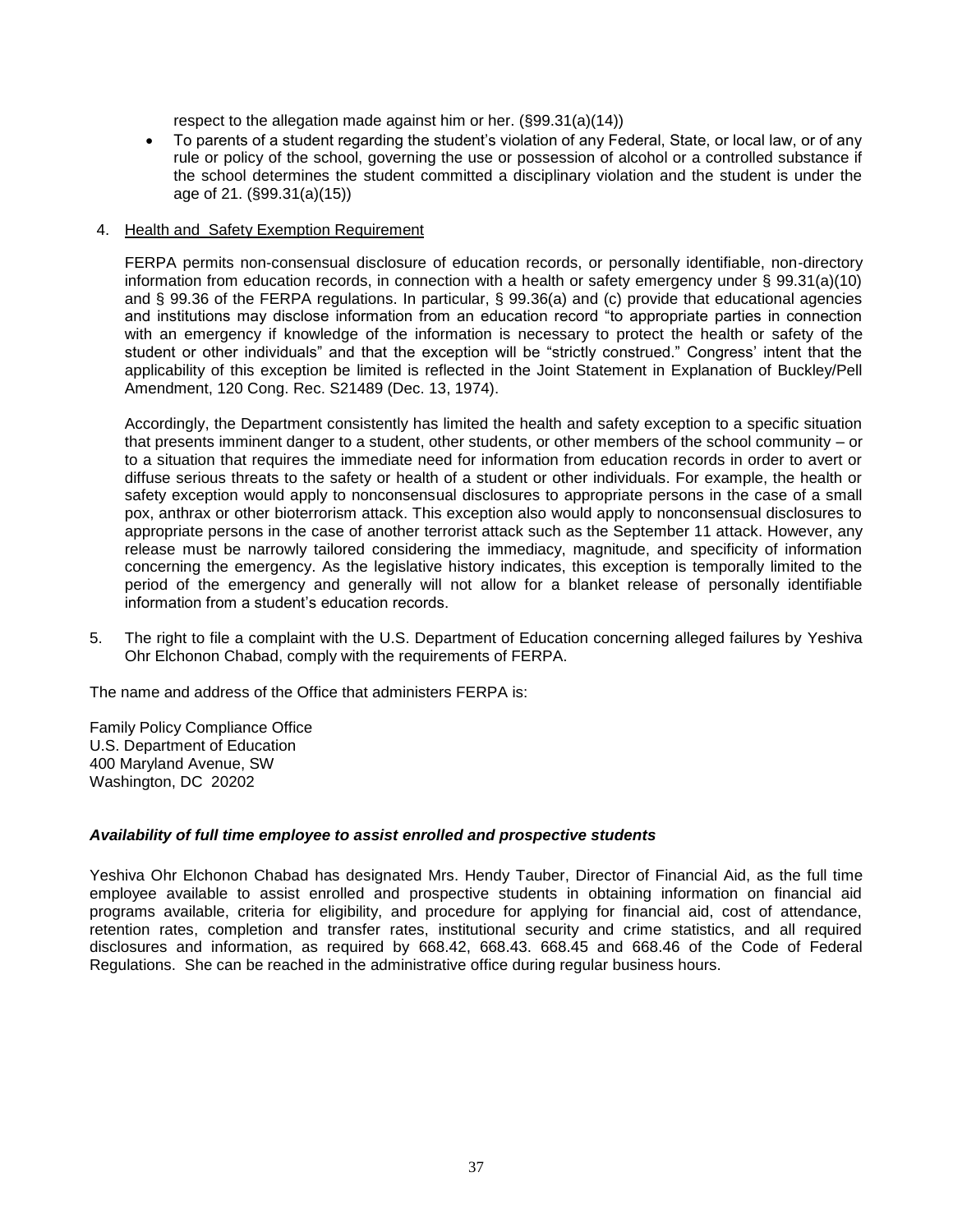respect to the allegation made against him or her. (§99.31(a)(14))

- To parents of a student regarding the student's violation of any Federal, State, or local law, or of any rule or policy of the school, governing the use or possession of alcohol or a controlled substance if the school determines the student committed a disciplinary violation and the student is under the age of 21. (§99.31(a)(15))

4. Health and Safety Exemption Requirement

   FERPA permits non-consensual disclosure of education records, or personally identifiable, non-directory information from education records, in connection with a health or safety emergency under § 99.31(a)(10) and § 99.36 of the FERPA regulations. In particular, § 99.36(a) and (c) provide that educational agencies and institutions may disclose information from an education record "to appropriate parties in connection with an emergency if knowledge of the information is necessary to protect the health or safety of the student or other individuals" and that the exception will be "strictly construed." Congress' intent that the applicability of this exception be limited is reflected in the Joint Statement in Explanation of Buckley/Pell Amendment, 120 Cong. Rec. S21489 (Dec. 13, 1974).

   Accordingly, the Department consistently has limited the health and safety exception to a specific situation that presents imminent danger to a student, other students, or other members of the school community – or to a situation that requires the immediate need for information from education records in order to avert or diffuse serious threats to the safety or health of a student or other individuals. For example, the health or safety exception would apply to nonconsensual disclosures to appropriate persons in the case of a small pox, anthrax or other bioterrorism attack. This exception also would apply to nonconsensual disclosures to appropriate persons in the case of another terrorist attack such as the September 11 attack. However, any release must be narrowly tailored considering the immediacy, magnitude, and specificity of information concerning the emergency. As the legislative history indicates, this exception is temporally limited to the period of the emergency and generally will not allow for a blanket release of personally identifiable information from a student's education records.

5. The right to file a complaint with the U.S. Department of Education concerning alleged failures by Yeshiva Ohr Elchonon Chabad, comply with the requirements of FERPA.

The name and address of the Office that administers FERPA is:

Family Policy Compliance Office
U.S. Department of Education
400 Maryland Avenue, SW
Washington, DC 20202

***Availability of full time employee to assist enrolled and prospective students***

Yeshiva Ohr Elchonon Chabad has designated Mrs. Hendy Tauber, Director of Financial Aid, as the full time employee available to assist enrolled and prospective students in obtaining information on financial aid programs available, criteria for eligibility, and procedure for applying for financial aid, cost of attendance, retention rates, completion and transfer rates, institutional security and crime statistics, and all required disclosures and information, as required by 668.42, 668.43. 668.45 and 668.46 of the Code of Federal Regulations. She can be reached in the administrative office during regular business hours.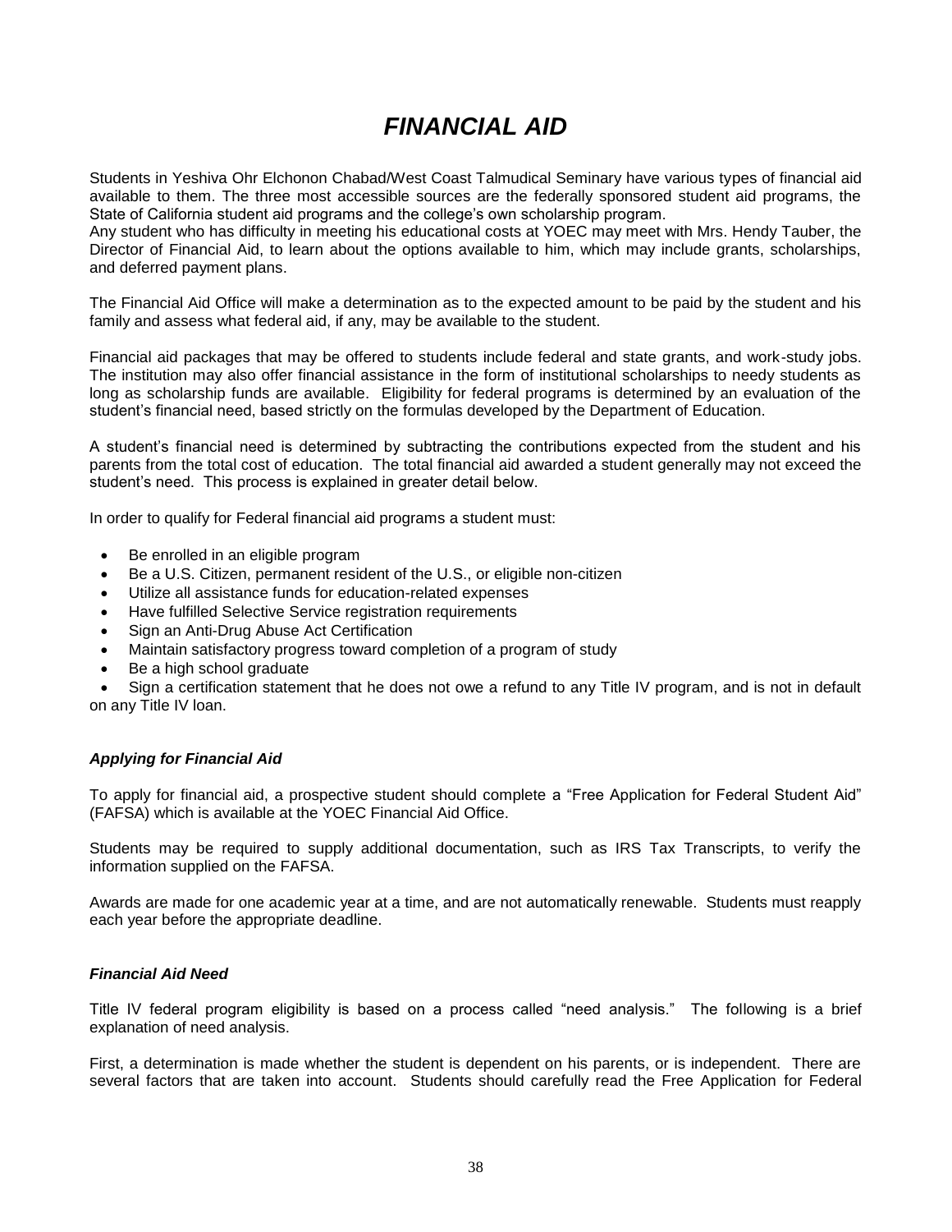# *FINANCIAL AID*

Students in Yeshiva Ohr Elchonon Chabad/West Coast Talmudical Seminary have various types of financial aid available to them. The three most accessible sources are the federally sponsored student aid programs, the State of California student aid programs and the college's own scholarship program.
Any student who has difficulty in meeting his educational costs at YOEC may meet with Mrs. Hendy Tauber, the Director of Financial Aid, to learn about the options available to him, which may include grants, scholarships, and deferred payment plans.

The Financial Aid Office will make a determination as to the expected amount to be paid by the student and his family and assess what federal aid, if any, may be available to the student.

Financial aid packages that may be offered to students include federal and state grants, and work-study jobs. The institution may also offer financial assistance in the form of institutional scholarships to needy students as long as scholarship funds are available. Eligibility for federal programs is determined by an evaluation of the student's financial need, based strictly on the formulas developed by the Department of Education.

A student's financial need is determined by subtracting the contributions expected from the student and his parents from the total cost of education. The total financial aid awarded a student generally may not exceed the student's need. This process is explained in greater detail below.

In order to qualify for Federal financial aid programs a student must:

- Be enrolled in an eligible program
- Be a U.S. Citizen, permanent resident of the U.S., or eligible non-citizen
- Utilize all assistance funds for education-related expenses
- Have fulfilled Selective Service registration requirements
- Sign an Anti-Drug Abuse Act Certification
- Maintain satisfactory progress toward completion of a program of study
- Be a high school graduate
- Sign a certification statement that he does not owe a refund to any Title IV program, and is not in default on any Title IV loan.

### *Applying for Financial Aid*

To apply for financial aid, a prospective student should complete a "Free Application for Federal Student Aid" (FAFSA) which is available at the YOEC Financial Aid Office.

Students may be required to supply additional documentation, such as IRS Tax Transcripts, to verify the information supplied on the FAFSA.

Awards are made for one academic year at a time, and are not automatically renewable. Students must reapply each year before the appropriate deadline.

### *Financial Aid Need*

Title IV federal program eligibility is based on a process called "need analysis." The following is a brief explanation of need analysis.

First, a determination is made whether the student is dependent on his parents, or is independent. There are several factors that are taken into account. Students should carefully read the Free Application for Federal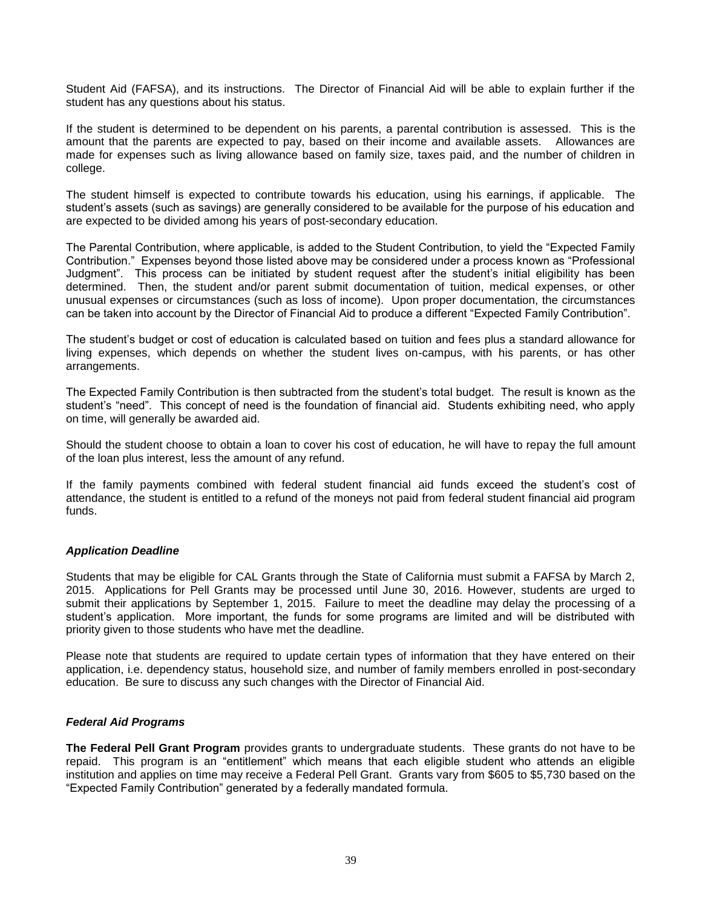Student Aid (FAFSA), and its instructions. The Director of Financial Aid will be able to explain further if the student has any questions about his status.

If the student is determined to be dependent on his parents, a parental contribution is assessed. This is the amount that the parents are expected to pay, based on their income and available assets. Allowances are made for expenses such as living allowance based on family size, taxes paid, and the number of children in college.

The student himself is expected to contribute towards his education, using his earnings, if applicable. The student's assets (such as savings) are generally considered to be available for the purpose of his education and are expected to be divided among his years of post-secondary education.

The Parental Contribution, where applicable, is added to the Student Contribution, to yield the "Expected Family Contribution." Expenses beyond those listed above may be considered under a process known as "Professional Judgment". This process can be initiated by student request after the student's initial eligibility has been determined. Then, the student and/or parent submit documentation of tuition, medical expenses, or other unusual expenses or circumstances (such as loss of income). Upon proper documentation, the circumstances can be taken into account by the Director of Financial Aid to produce a different "Expected Family Contribution".

The student's budget or cost of education is calculated based on tuition and fees plus a standard allowance for living expenses, which depends on whether the student lives on-campus, with his parents, or has other arrangements.

The Expected Family Contribution is then subtracted from the student's total budget. The result is known as the student's "need". This concept of need is the foundation of financial aid. Students exhibiting need, who apply on time, will generally be awarded aid.

Should the student choose to obtain a loan to cover his cost of education, he will have to repay the full amount of the loan plus interest, less the amount of any refund.

If the family payments combined with federal student financial aid funds exceed the student's cost of attendance, the student is entitled to a refund of the moneys not paid from federal student financial aid program funds.

### *Application Deadline*

Students that may be eligible for CAL Grants through the State of California must submit a FAFSA by March 2, 2015. Applications for Pell Grants may be processed until June 30, 2016. However, students are urged to submit their applications by September 1, 2015. Failure to meet the deadline may delay the processing of a student's application. More important, the funds for some programs are limited and will be distributed with priority given to those students who have met the deadline.

Please note that students are required to update certain types of information that they have entered on their application, i.e. dependency status, household size, and number of family members enrolled in post-secondary education. Be sure to discuss any such changes with the Director of Financial Aid.

### *Federal Aid Programs*

**The Federal Pell Grant Program** provides grants to undergraduate students. These grants do not have to be repaid. This program is an "entitlement" which means that each eligible student who attends an eligible institution and applies on time may receive a Federal Pell Grant. Grants vary from $605 to $5,730 based on the "Expected Family Contribution" generated by a federally mandated formula.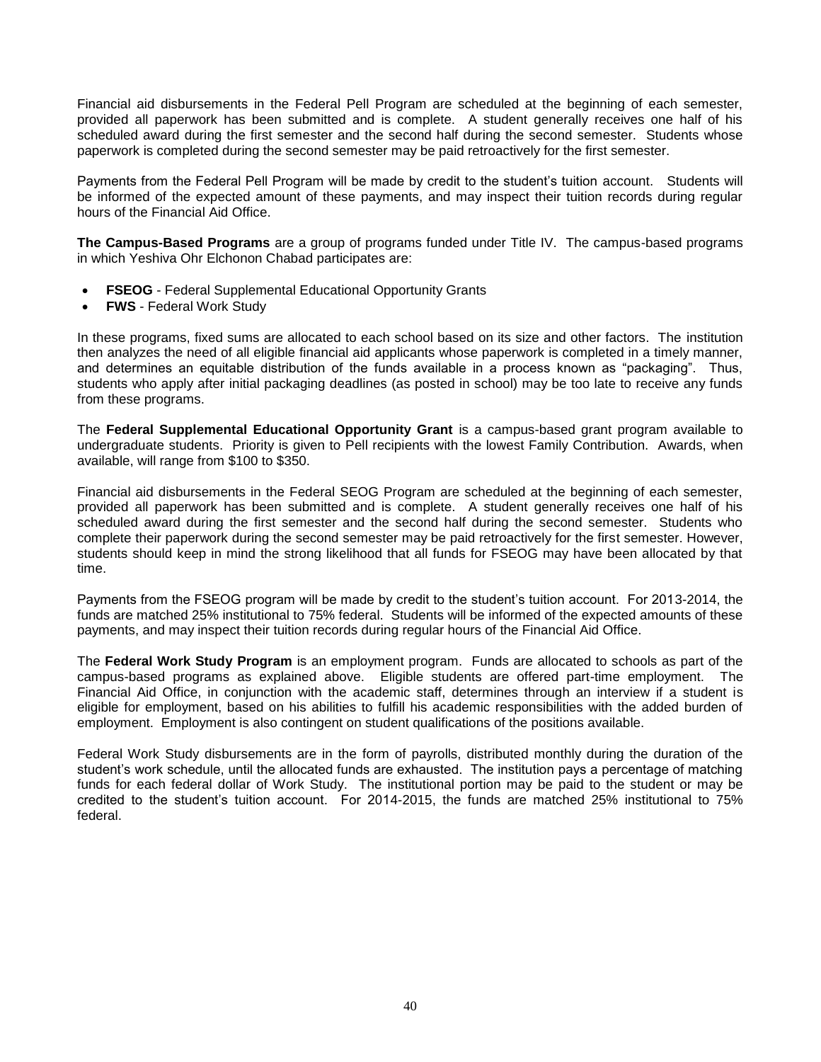Financial aid disbursements in the Federal Pell Program are scheduled at the beginning of each semester, provided all paperwork has been submitted and is complete. A student generally receives one half of his scheduled award during the first semester and the second half during the second semester. Students whose paperwork is completed during the second semester may be paid retroactively for the first semester.

Payments from the Federal Pell Program will be made by credit to the student's tuition account. Students will be informed of the expected amount of these payments, and may inspect their tuition records during regular hours of the Financial Aid Office.

**The Campus-Based Programs** are a group of programs funded under Title IV. The campus-based programs in which Yeshiva Ohr Elchonon Chabad participates are:

- **FSEOG** - Federal Supplemental Educational Opportunity Grants
- **FWS** - Federal Work Study

In these programs, fixed sums are allocated to each school based on its size and other factors. The institution then analyzes the need of all eligible financial aid applicants whose paperwork is completed in a timely manner, and determines an equitable distribution of the funds available in a process known as "packaging". Thus, students who apply after initial packaging deadlines (as posted in school) may be too late to receive any funds from these programs.

The **Federal Supplemental Educational Opportunity Grant** is a campus-based grant program available to undergraduate students. Priority is given to Pell recipients with the lowest Family Contribution. Awards, when available, will range from $100 to $350.

Financial aid disbursements in the Federal SEOG Program are scheduled at the beginning of each semester, provided all paperwork has been submitted and is complete. A student generally receives one half of his scheduled award during the first semester and the second half during the second semester. Students who complete their paperwork during the second semester may be paid retroactively for the first semester. However, students should keep in mind the strong likelihood that all funds for FSEOG may have been allocated by that time.

Payments from the FSEOG program will be made by credit to the student's tuition account. For 2013-2014, the funds are matched 25% institutional to 75% federal. Students will be informed of the expected amounts of these payments, and may inspect their tuition records during regular hours of the Financial Aid Office.

The **Federal Work Study Program** is an employment program. Funds are allocated to schools as part of the campus-based programs as explained above. Eligible students are offered part-time employment. The Financial Aid Office, in conjunction with the academic staff, determines through an interview if a student is eligible for employment, based on his abilities to fulfill his academic responsibilities with the added burden of employment. Employment is also contingent on student qualifications of the positions available.

Federal Work Study disbursements are in the form of payrolls, distributed monthly during the duration of the student's work schedule, until the allocated funds are exhausted. The institution pays a percentage of matching funds for each federal dollar of Work Study. The institutional portion may be paid to the student or may be credited to the student's tuition account. For 2014-2015, the funds are matched 25% institutional to 75% federal.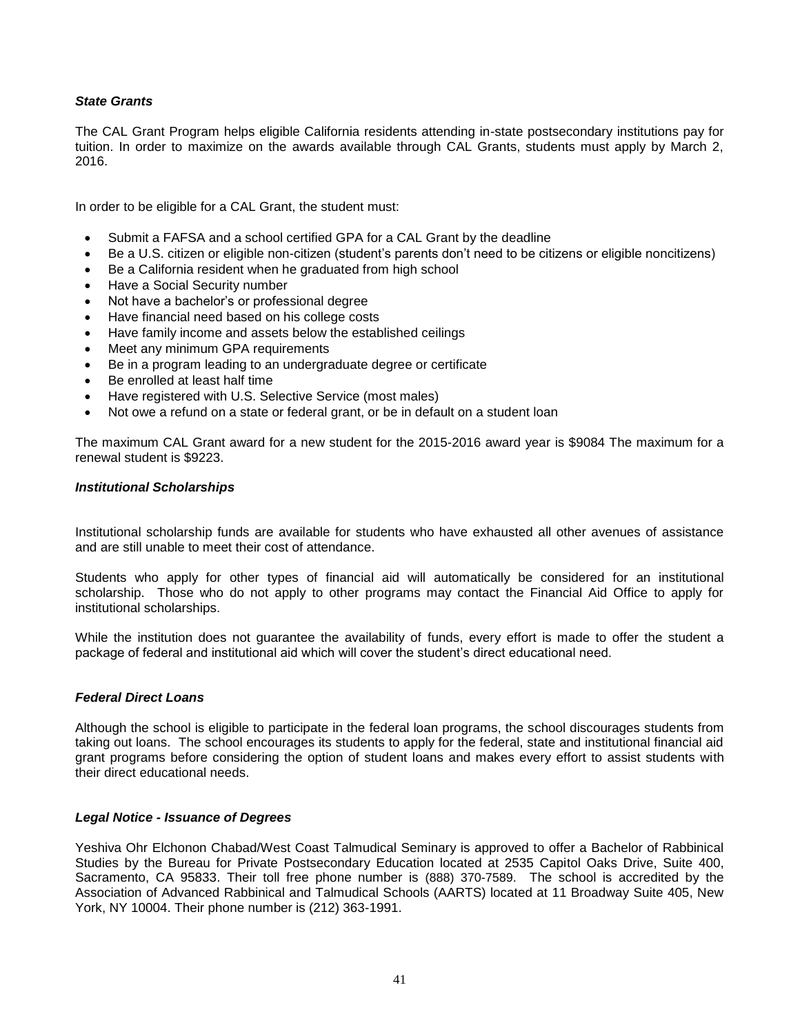***State Grants***

The CAL Grant Program helps eligible California residents attending in-state postsecondary institutions pay for tuition. In order to maximize on the awards available through CAL Grants, students must apply by March 2, 2016.

In order to be eligible for a CAL Grant, the student must:

- Submit a FAFSA and a school certified GPA for a CAL Grant by the deadline
- Be a U.S. citizen or eligible non-citizen (student's parents don't need to be citizens or eligible noncitizens)
- Be a California resident when he graduated from high school
- Have a Social Security number
- Not have a bachelor's or professional degree
- Have financial need based on his college costs
- Have family income and assets below the established ceilings
- Meet any minimum GPA requirements
- Be in a program leading to an undergraduate degree or certificate
- Be enrolled at least half time
- Have registered with U.S. Selective Service (most males)
- Not owe a refund on a state or federal grant, or be in default on a student loan

The maximum CAL Grant award for a new student for the 2015-2016 award year is $9084 The maximum for a renewal student is $9223.

***Institutional Scholarships***

Institutional scholarship funds are available for students who have exhausted all other avenues of assistance and are still unable to meet their cost of attendance.

Students who apply for other types of financial aid will automatically be considered for an institutional scholarship. Those who do not apply to other programs may contact the Financial Aid Office to apply for institutional scholarships.

While the institution does not guarantee the availability of funds, every effort is made to offer the student a package of federal and institutional aid which will cover the student's direct educational need.

***Federal Direct Loans***

Although the school is eligible to participate in the federal loan programs, the school discourages students from taking out loans. The school encourages its students to apply for the federal, state and institutional financial aid grant programs before considering the option of student loans and makes every effort to assist students with their direct educational needs.

***Legal Notice - Issuance of Degrees***

Yeshiva Ohr Elchonon Chabad/West Coast Talmudical Seminary is approved to offer a Bachelor of Rabbinical Studies by the Bureau for Private Postsecondary Education located at 2535 Capitol Oaks Drive, Suite 400, Sacramento, CA 95833. Their toll free phone number is (888) 370-7589. The school is accredited by the Association of Advanced Rabbinical and Talmudical Schools (AARTS) located at 11 Broadway Suite 405, New York, NY 10004. Their phone number is (212) 363-1991.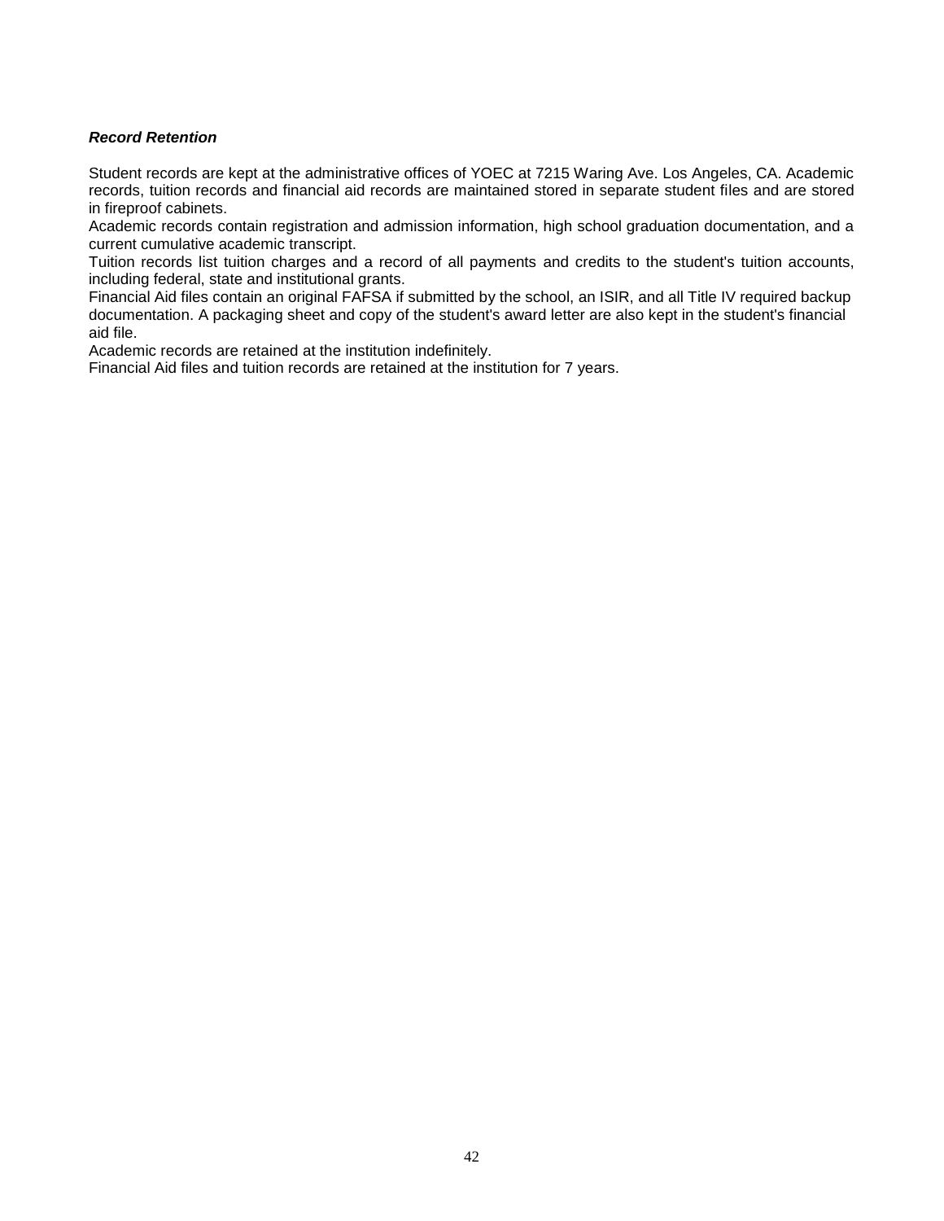***Record Retention***

Student records are kept at the administrative offices of YOEC at 7215 Waring Ave. Los Angeles, CA. Academic records, tuition records and financial aid records are maintained stored in separate student files and are stored in fireproof cabinets.

Academic records contain registration and admission information, high school graduation documentation, and a current cumulative academic transcript.

Tuition records list tuition charges and a record of all payments and credits to the student's tuition accounts, including federal, state and institutional grants.

Financial Aid files contain an original FAFSA if submitted by the school, an ISIR, and all Title IV required backup documentation. A packaging sheet and copy of the student's award letter are also kept in the student's financial aid file.

Academic records are retained at the institution indefinitely.

Financial Aid files and tuition records are retained at the institution for 7 years.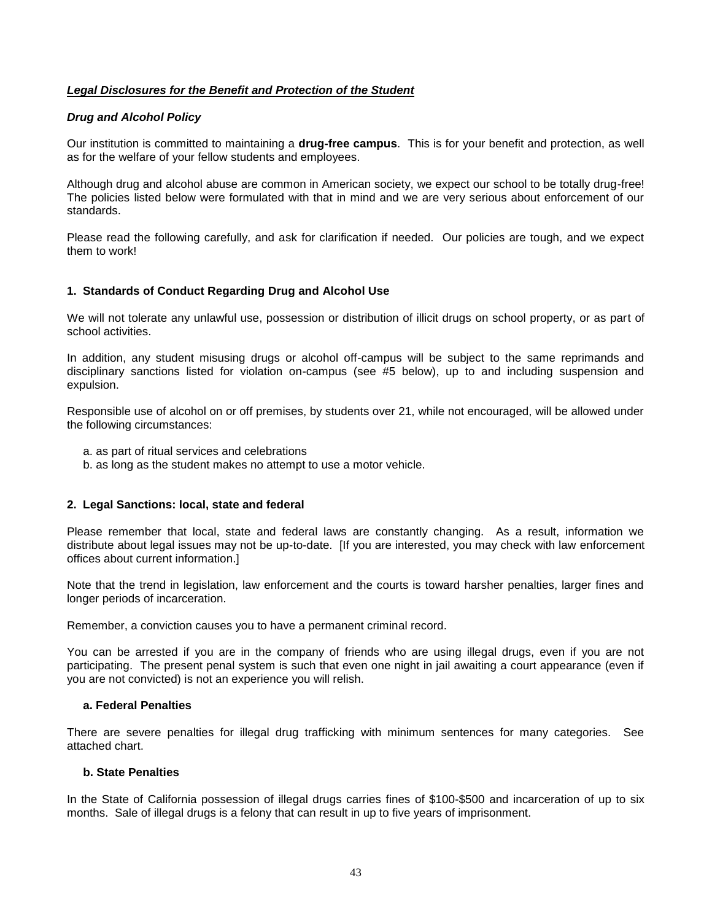***Legal Disclosures for the Benefit and Protection of the Student***

***Drug and Alcohol Policy***

Our institution is committed to maintaining a **drug-free campus**. This is for your benefit and protection, as well as for the welfare of your fellow students and employees.

Although drug and alcohol abuse are common in American society, we expect our school to be totally drug-free! The policies listed below were formulated with that in mind and we are very serious about enforcement of our standards.

Please read the following carefully, and ask for clarification if needed. Our policies are tough, and we expect them to work!

**1. Standards of Conduct Regarding Drug and Alcohol Use**

We will not tolerate any unlawful use, possession or distribution of illicit drugs on school property, or as part of school activities.

In addition, any student misusing drugs or alcohol off-campus will be subject to the same reprimands and disciplinary sanctions listed for violation on-campus (see #5 below), up to and including suspension and expulsion.

Responsible use of alcohol on or off premises, by students over 21, while not encouraged, will be allowed under the following circumstances:

a. as part of ritual services and celebrations
b. as long as the student makes no attempt to use a motor vehicle.

**2. Legal Sanctions: local, state and federal**

Please remember that local, state and federal laws are constantly changing. As a result, information we distribute about legal issues may not be up-to-date. [If you are interested, you may check with law enforcement offices about current information.]

Note that the trend in legislation, law enforcement and the courts is toward harsher penalties, larger fines and longer periods of incarceration.

Remember, a conviction causes you to have a permanent criminal record.

You can be arrested if you are in the company of friends who are using illegal drugs, even if you are not participating. The present penal system is such that even one night in jail awaiting a court appearance (even if you are not convicted) is not an experience you will relish.

**a. Federal Penalties**

There are severe penalties for illegal drug trafficking with minimum sentences for many categories. See attached chart.

**b. State Penalties**

In the State of California possession of illegal drugs carries fines of $100-$500 and incarceration of up to six months. Sale of illegal drugs is a felony that can result in up to five years of imprisonment.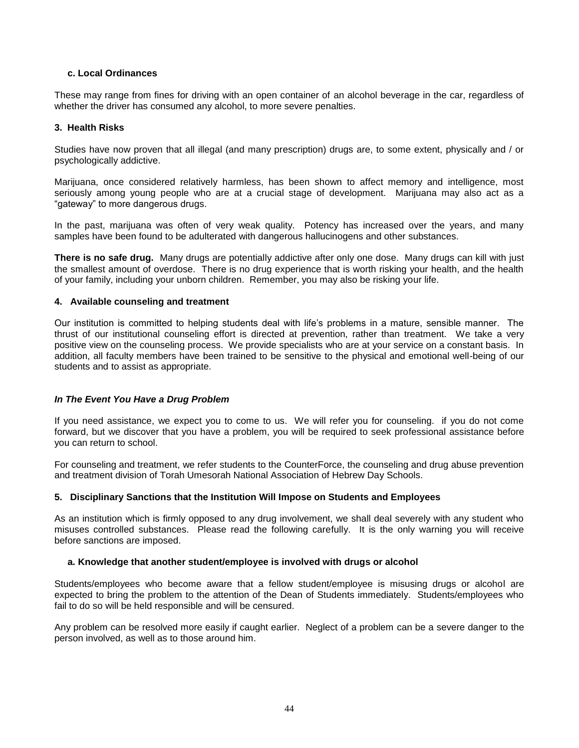#### c. Local Ordinances

These may range from fines for driving with an open container of an alcohol beverage in the car, regardless of whether the driver has consumed any alcohol, to more severe penalties.

### 3. Health Risks

Studies have now proven that all illegal (and many prescription) drugs are, to some extent, physically and / or psychologically addictive.

Marijuana, once considered relatively harmless, has been shown to affect memory and intelligence, most seriously among young people who are at a crucial stage of development. Marijuana may also act as a "gateway" to more dangerous drugs.

In the past, marijuana was often of very weak quality. Potency has increased over the years, and many samples have been found to be adulterated with dangerous hallucinogens and other substances.

**There is no safe drug.** Many drugs are potentially addictive after only one dose. Many drugs can kill with just the smallest amount of overdose. There is no drug experience that is worth risking your health, and the health of your family, including your unborn children. Remember, you may also be risking your life.

### 4. Available counseling and treatment

Our institution is committed to helping students deal with life's problems in a mature, sensible manner. The thrust of our institutional counseling effort is directed at prevention, rather than treatment. We take a very positive view on the counseling process. We provide specialists who are at your service on a constant basis. In addition, all faculty members have been trained to be sensitive to the physical and emotional well-being of our students and to assist as appropriate.

***In The Event You Have a Drug Problem***

If you need assistance, we expect you to come to us. We will refer you for counseling. if you do not come forward, but we discover that you have a problem, you will be required to seek professional assistance before you can return to school.

For counseling and treatment, we refer students to the CounterForce, the counseling and drug abuse prevention and treatment division of Torah Umesorah National Association of Hebrew Day Schools.

### 5. Disciplinary Sanctions that the Institution Will Impose on Students and Employees

As an institution which is firmly opposed to any drug involvement, we shall deal severely with any student who misuses controlled substances. Please read the following carefully. It is the only warning you will receive before sanctions are imposed.

#### a. Knowledge that another student/employee is involved with drugs or alcohol

Students/employees who become aware that a fellow student/employee is misusing drugs or alcohol are expected to bring the problem to the attention of the Dean of Students immediately. Students/employees who fail to do so will be held responsible and will be censured.

Any problem can be resolved more easily if caught earlier. Neglect of a problem can be a severe danger to the person involved, as well as to those around him.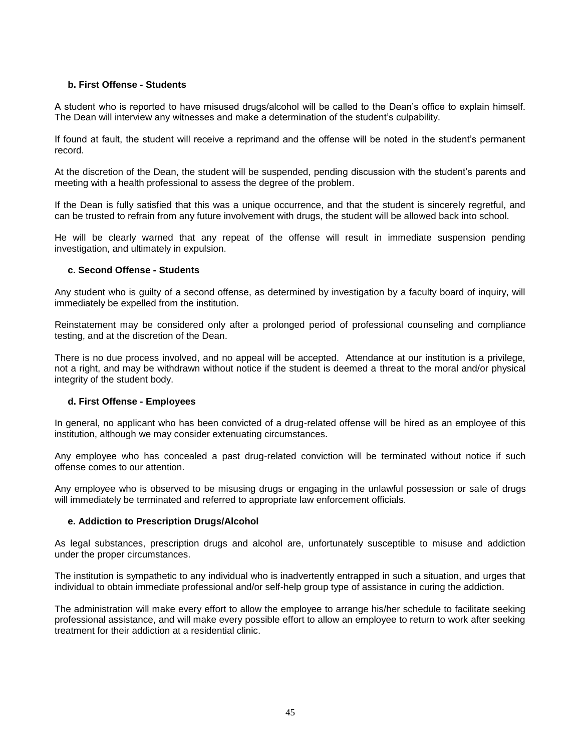#### b. First Offense - Students

A student who is reported to have misused drugs/alcohol will be called to the Dean's office to explain himself. The Dean will interview any witnesses and make a determination of the student's culpability.

If found at fault, the student will receive a reprimand and the offense will be noted in the student's permanent record.

At the discretion of the Dean, the student will be suspended, pending discussion with the student's parents and meeting with a health professional to assess the degree of the problem.

If the Dean is fully satisfied that this was a unique occurrence, and that the student is sincerely regretful, and can be trusted to refrain from any future involvement with drugs, the student will be allowed back into school.

He will be clearly warned that any repeat of the offense will result in immediate suspension pending investigation, and ultimately in expulsion.

#### c. Second Offense - Students

Any student who is guilty of a second offense, as determined by investigation by a faculty board of inquiry, will immediately be expelled from the institution.

Reinstatement may be considered only after a prolonged period of professional counseling and compliance testing, and at the discretion of the Dean.

There is no due process involved, and no appeal will be accepted. Attendance at our institution is a privilege, not a right, and may be withdrawn without notice if the student is deemed a threat to the moral and/or physical integrity of the student body.

#### d. First Offense - Employees

In general, no applicant who has been convicted of a drug-related offense will be hired as an employee of this institution, although we may consider extenuating circumstances.

Any employee who has concealed a past drug-related conviction will be terminated without notice if such offense comes to our attention.

Any employee who is observed to be misusing drugs or engaging in the unlawful possession or sale of drugs will immediately be terminated and referred to appropriate law enforcement officials.

#### e. Addiction to Prescription Drugs/Alcohol

As legal substances, prescription drugs and alcohol are, unfortunately susceptible to misuse and addiction under the proper circumstances.

The institution is sympathetic to any individual who is inadvertently entrapped in such a situation, and urges that individual to obtain immediate professional and/or self-help group type of assistance in curing the addiction.

The administration will make every effort to allow the employee to arrange his/her schedule to facilitate seeking professional assistance, and will make every possible effort to allow an employee to return to work after seeking treatment for their addiction at a residential clinic.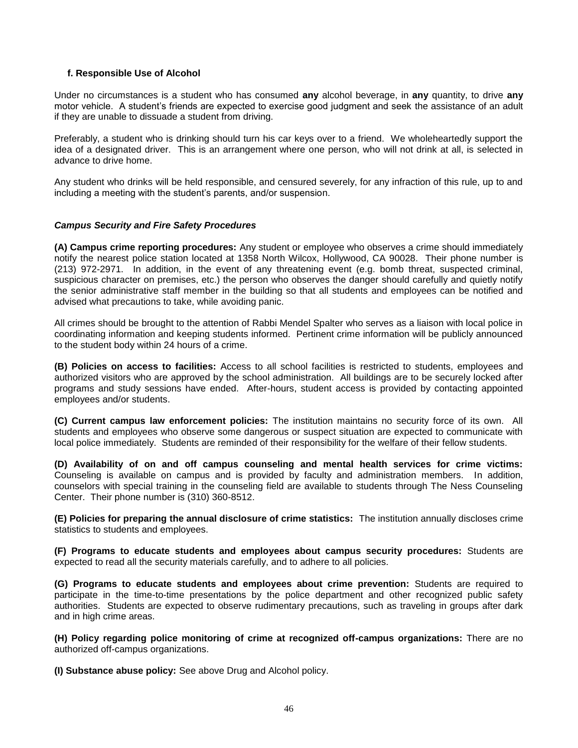#### f. Responsible Use of Alcohol

Under no circumstances is a student who has consumed **any** alcohol beverage, in **any** quantity, to drive **any** motor vehicle. A student's friends are expected to exercise good judgment and seek the assistance of an adult if they are unable to dissuade a student from driving.

Preferably, a student who is drinking should turn his car keys over to a friend. We wholeheartedly support the idea of a designated driver. This is an arrangement where one person, who will not drink at all, is selected in advance to drive home.

Any student who drinks will be held responsible, and censured severely, for any infraction of this rule, up to and including a meeting with the student's parents, and/or suspension.

***Campus Security and Fire Safety Procedures***

**(A) Campus crime reporting procedures:** Any student or employee who observes a crime should immediately notify the nearest police station located at 1358 North Wilcox, Hollywood, CA 90028. Their phone number is (213) 972-2971. In addition, in the event of any threatening event (e.g. bomb threat, suspected criminal, suspicious character on premises, etc.) the person who observes the danger should carefully and quietly notify the senior administrative staff member in the building so that all students and employees can be notified and advised what precautions to take, while avoiding panic.

All crimes should be brought to the attention of Rabbi Mendel Spalter who serves as a liaison with local police in coordinating information and keeping students informed. Pertinent crime information will be publicly announced to the student body within 24 hours of a crime.

**(B) Policies on access to facilities:** Access to all school facilities is restricted to students, employees and authorized visitors who are approved by the school administration. All buildings are to be securely locked after programs and study sessions have ended. After-hours, student access is provided by contacting appointed employees and/or students.

**(C) Current campus law enforcement policies:** The institution maintains no security force of its own. All students and employees who observe some dangerous or suspect situation are expected to communicate with local police immediately. Students are reminded of their responsibility for the welfare of their fellow students.

**(D) Availability of on and off campus counseling and mental health services for crime victims:** Counseling is available on campus and is provided by faculty and administration members. In addition, counselors with special training in the counseling field are available to students through The Ness Counseling Center. Their phone number is (310) 360-8512.

**(E) Policies for preparing the annual disclosure of crime statistics:** The institution annually discloses crime statistics to students and employees.

**(F) Programs to educate students and employees about campus security procedures:** Students are expected to read all the security materials carefully, and to adhere to all policies.

**(G) Programs to educate students and employees about crime prevention:** Students are required to participate in the time-to-time presentations by the police department and other recognized public safety authorities. Students are expected to observe rudimentary precautions, such as traveling in groups after dark and in high crime areas.

**(H) Policy regarding police monitoring of crime at recognized off-campus organizations:** There are no authorized off-campus organizations.

**(I) Substance abuse policy:** See above Drug and Alcohol policy.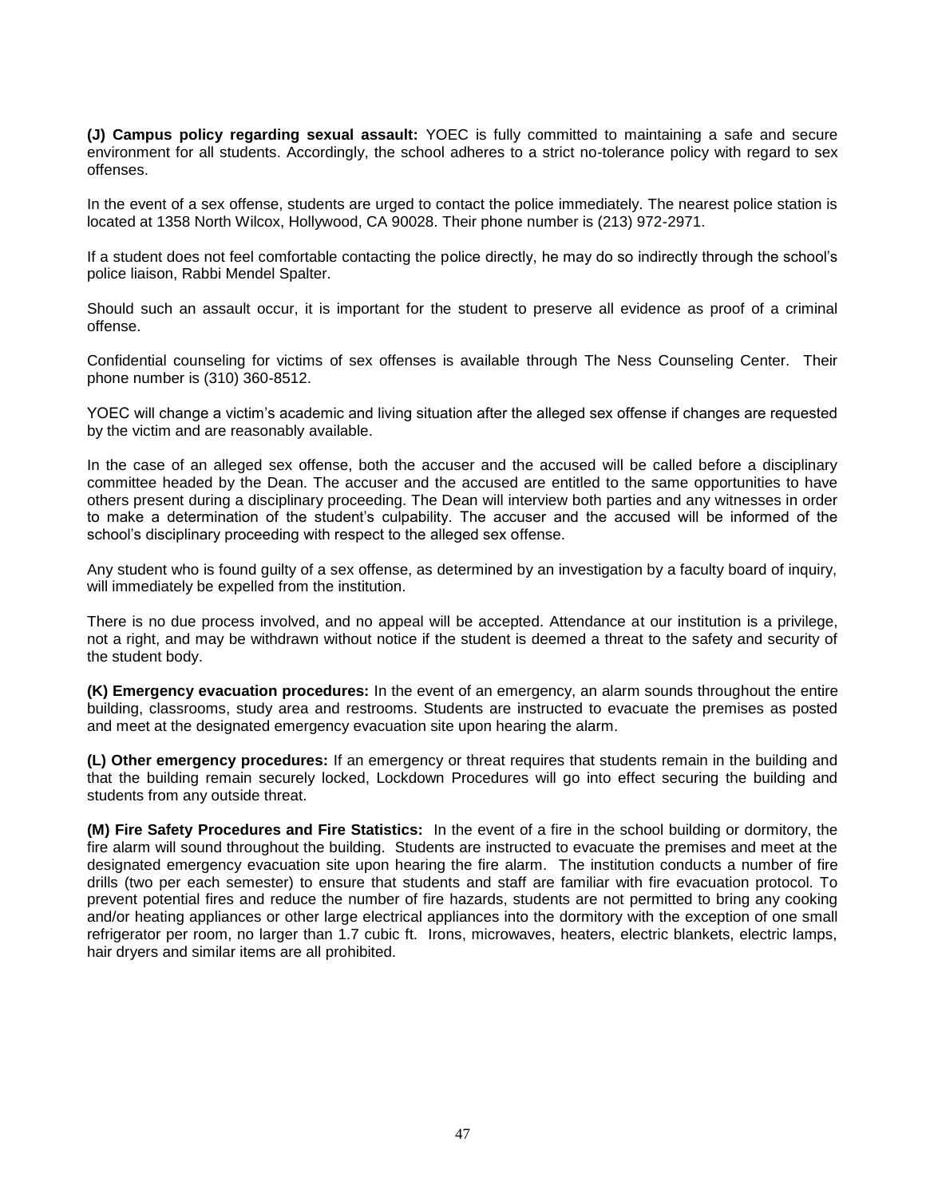**(J) Campus policy regarding sexual assault:** YOEC is fully committed to maintaining a safe and secure environment for all students. Accordingly, the school adheres to a strict no-tolerance policy with regard to sex offenses.

In the event of a sex offense, students are urged to contact the police immediately. The nearest police station is located at 1358 North Wilcox, Hollywood, CA 90028. Their phone number is (213) 972-2971.

If a student does not feel comfortable contacting the police directly, he may do so indirectly through the school's police liaison, Rabbi Mendel Spalter.

Should such an assault occur, it is important for the student to preserve all evidence as proof of a criminal offense.

Confidential counseling for victims of sex offenses is available through The Ness Counseling Center. Their phone number is (310) 360-8512.

YOEC will change a victim's academic and living situation after the alleged sex offense if changes are requested by the victim and are reasonably available.

In the case of an alleged sex offense, both the accuser and the accused will be called before a disciplinary committee headed by the Dean. The accuser and the accused are entitled to the same opportunities to have others present during a disciplinary proceeding. The Dean will interview both parties and any witnesses in order to make a determination of the student's culpability. The accuser and the accused will be informed of the school's disciplinary proceeding with respect to the alleged sex offense.

Any student who is found guilty of a sex offense, as determined by an investigation by a faculty board of inquiry, will immediately be expelled from the institution.

There is no due process involved, and no appeal will be accepted. Attendance at our institution is a privilege, not a right, and may be withdrawn without notice if the student is deemed a threat to the safety and security of the student body.

**(K) Emergency evacuation procedures:** In the event of an emergency, an alarm sounds throughout the entire building, classrooms, study area and restrooms. Students are instructed to evacuate the premises as posted and meet at the designated emergency evacuation site upon hearing the alarm.

**(L) Other emergency procedures:** If an emergency or threat requires that students remain in the building and that the building remain securely locked, Lockdown Procedures will go into effect securing the building and students from any outside threat.

**(M) Fire Safety Procedures and Fire Statistics:** In the event of a fire in the school building or dormitory, the fire alarm will sound throughout the building. Students are instructed to evacuate the premises and meet at the designated emergency evacuation site upon hearing the fire alarm. The institution conducts a number of fire drills (two per each semester) to ensure that students and staff are familiar with fire evacuation protocol. To prevent potential fires and reduce the number of fire hazards, students are not permitted to bring any cooking and/or heating appliances or other large electrical appliances into the dormitory with the exception of one small refrigerator per room, no larger than 1.7 cubic ft. Irons, microwaves, heaters, electric blankets, electric lamps, hair dryers and similar items are all prohibited.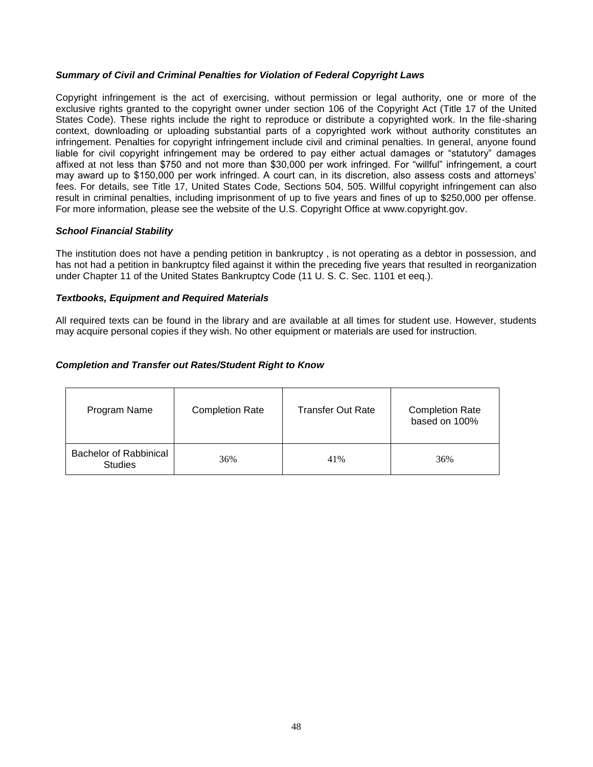### ***Summary of Civil and Criminal Penalties for Violation of Federal Copyright Laws***

Copyright infringement is the act of exercising, without permission or legal authority, one or more of the exclusive rights granted to the copyright owner under section 106 of the Copyright Act (Title 17 of the United States Code). These rights include the right to reproduce or distribute a copyrighted work. In the file-sharing context, downloading or uploading substantial parts of a copyrighted work without authority constitutes an infringement. Penalties for copyright infringement include civil and criminal penalties. In general, anyone found liable for civil copyright infringement may be ordered to pay either actual damages or "statutory" damages affixed at not less than $750 and not more than $30,000 per work infringed. For "willful" infringement, a court may award up to $150,000 per work infringed. A court can, in its discretion, also assess costs and attorneys' fees. For details, see Title 17, United States Code, Sections 504, 505. Willful copyright infringement can also result in criminal penalties, including imprisonment of up to five years and fines of up to $250,000 per offense. For more information, please see the website of the U.S. Copyright Office at www.copyright.gov.

### ***School Financial Stability***

The institution does not have a pending petition in bankruptcy , is not operating as a debtor in possession, and has not had a petition in bankruptcy filed against it within the preceding five years that resulted in reorganization under Chapter 11 of the United States Bankruptcy Code (11 U. S. C. Sec. 1101 et eeq.).

### ***Textbooks, Equipment and Required Materials***

All required texts can be found in the library and are available at all times for student use. However, students may acquire personal copies if they wish. No other equipment or materials are used for instruction.

### ***Completion and Transfer out Rates/Student Right to Know***

| Program Name | Completion Rate | Transfer Out Rate | Completion Rate based on 100% |
|---|---|---|---|
| Bachelor of Rabbinical Studies | 36% | 41% | 36% |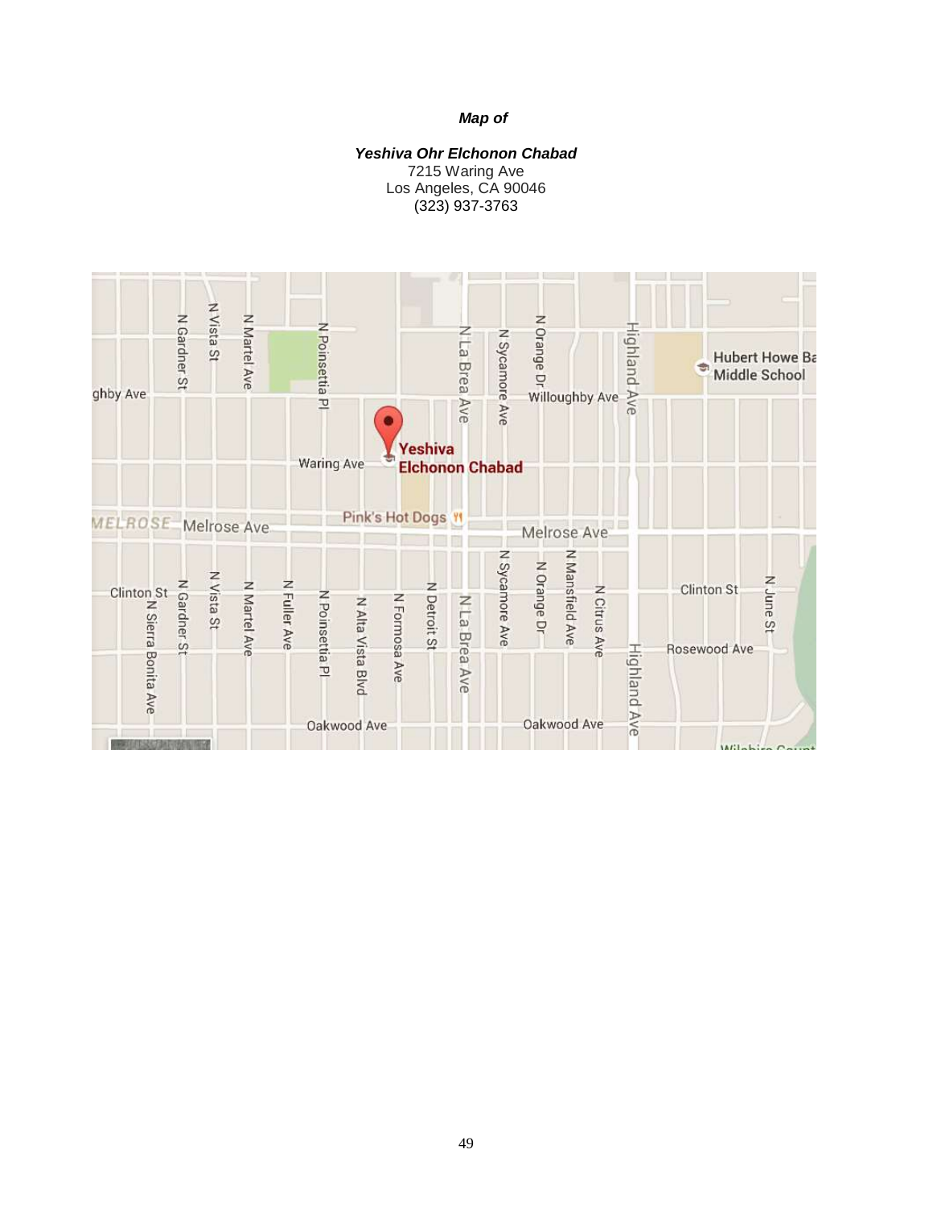***Map of***

***Yeshiva Ohr Elchonon Chabad***

7215 Waring Ave
Los Angeles, CA 90046
(323) 937-3763